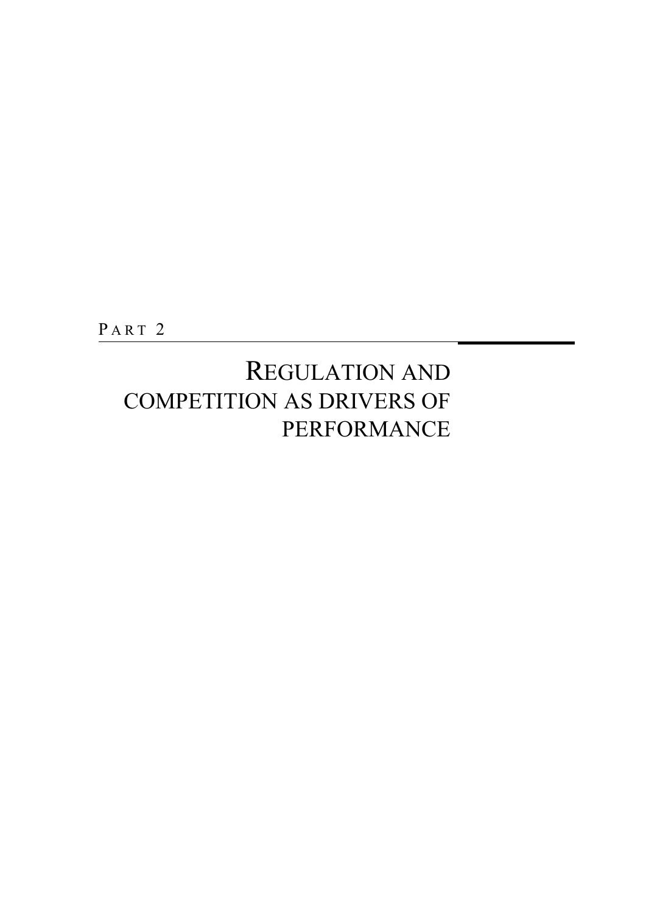PART 2

# REGULATION AND COMPETITION AS DRIVERS OF PERFORMANCE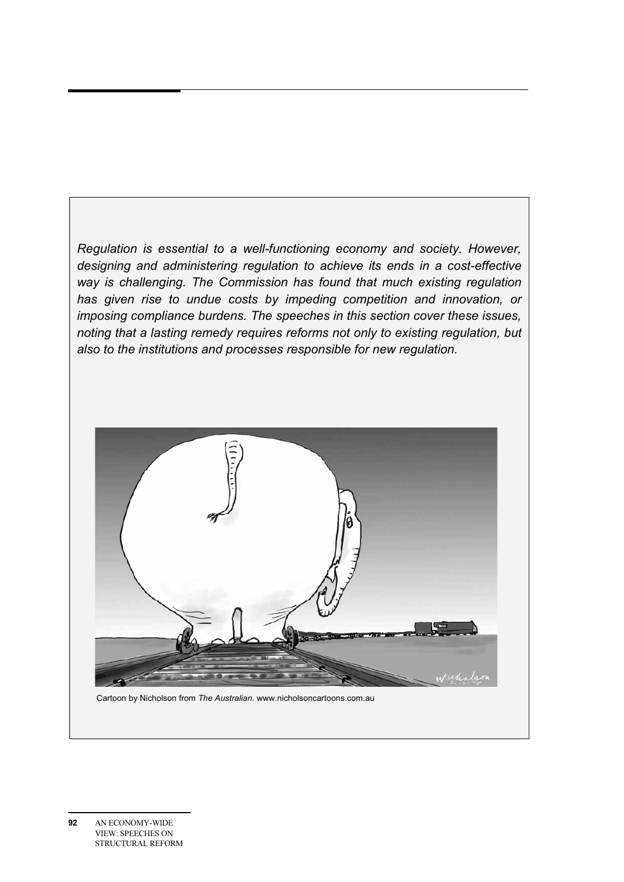*Regulation is essential to a well-functioning economy and society. However, designing and administering regulation to achieve its ends in a cost-effective way is challenging. The Commission has found that much existing regulation has given rise to undue costs by impeding competition and innovation, or imposing compliance burdens. The speeches in this section cover these issues, noting that a lasting remedy requires reforms not only to existing regulation, but also to the institutions and processes responsible for new regulation.*

Cartoon by Nicholson from *The Australian*. www.nicholsoncartoons.com.au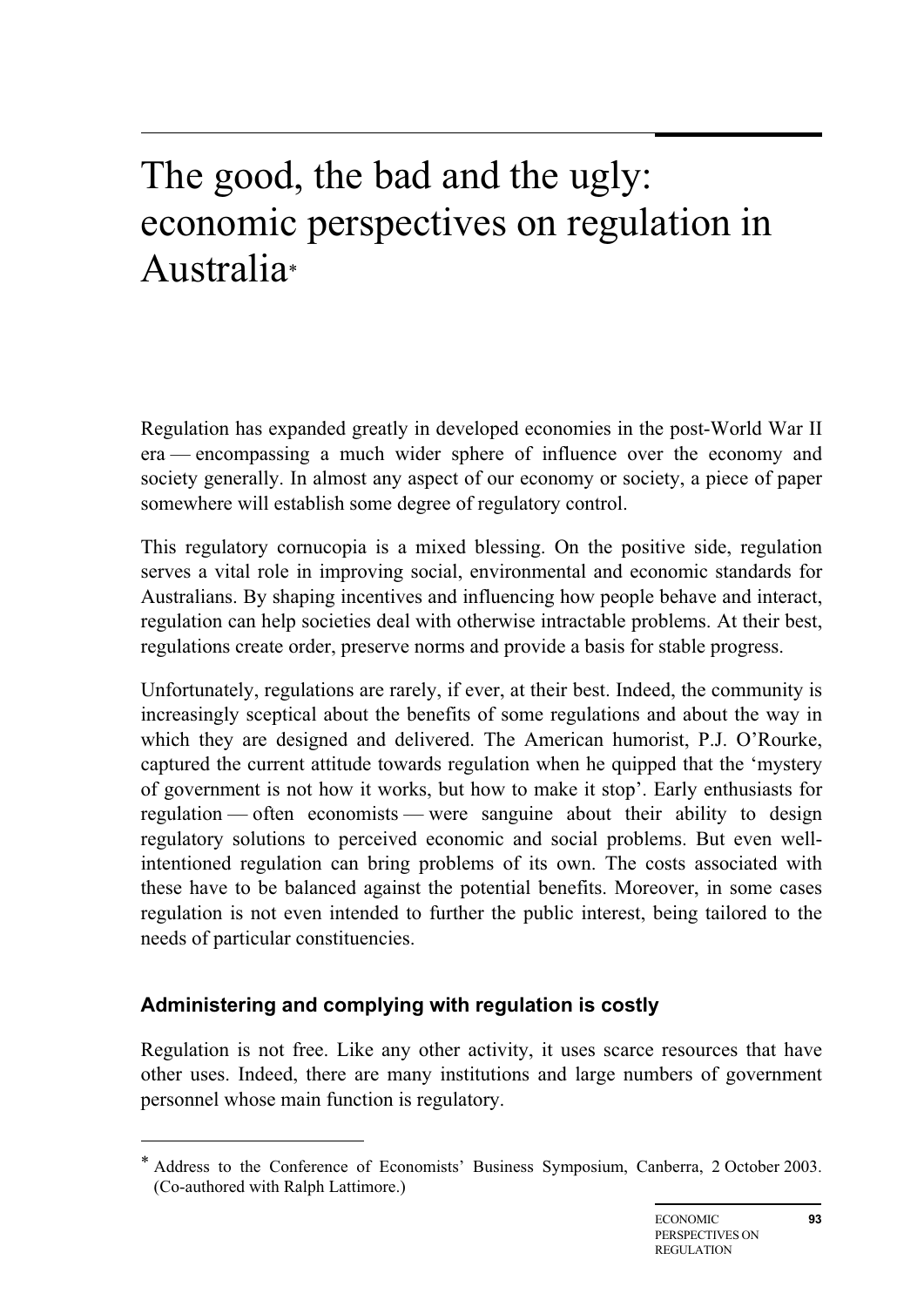# The good, the bad and the ugly: economic perspectives on regulation in Australia*

Regulation has expanded greatly in developed economies in the post-World War II era — encompassing a much wider sphere of influence over the economy and society generally. In almost any aspect of our economy or society, a piece of paper somewhere will establish some degree of regulatory control.

This regulatory cornucopia is a mixed blessing. On the positive side, regulation serves a vital role in improving social, environmental and economic standards for Australians. By shaping incentives and influencing how people behave and interact, regulation can help societies deal with otherwise intractable problems. At their best, regulations create order, preserve norms and provide a basis for stable progress.

Unfortunately, regulations are rarely, if ever, at their best. Indeed, the community is increasingly sceptical about the benefits of some regulations and about the way in which they are designed and delivered. The American humorist, P.J. O'Rourke, captured the current attitude towards regulation when he quipped that the 'mystery of government is not how it works, but how to make it stop'. Early enthusiasts for regulation — often economists — were sanguine about their ability to design regulatory solutions to perceived economic and social problems. But even well-intentioned regulation can bring problems of its own. The costs associated with these have to be balanced against the potential benefits. Moreover, in some cases regulation is not even intended to further the public interest, being tailored to the needs of particular constituencies.

### Administering and complying with regulation is costly

Regulation is not free. Like any other activity, it uses scarce resources that have other uses. Indeed, there are many institutions and large numbers of government personnel whose main function is regulatory.

---

* Address to the Conference of Economists' Business Symposium, Canberra, 2 October 2003. (Co-authored with Ralph Lattimore.)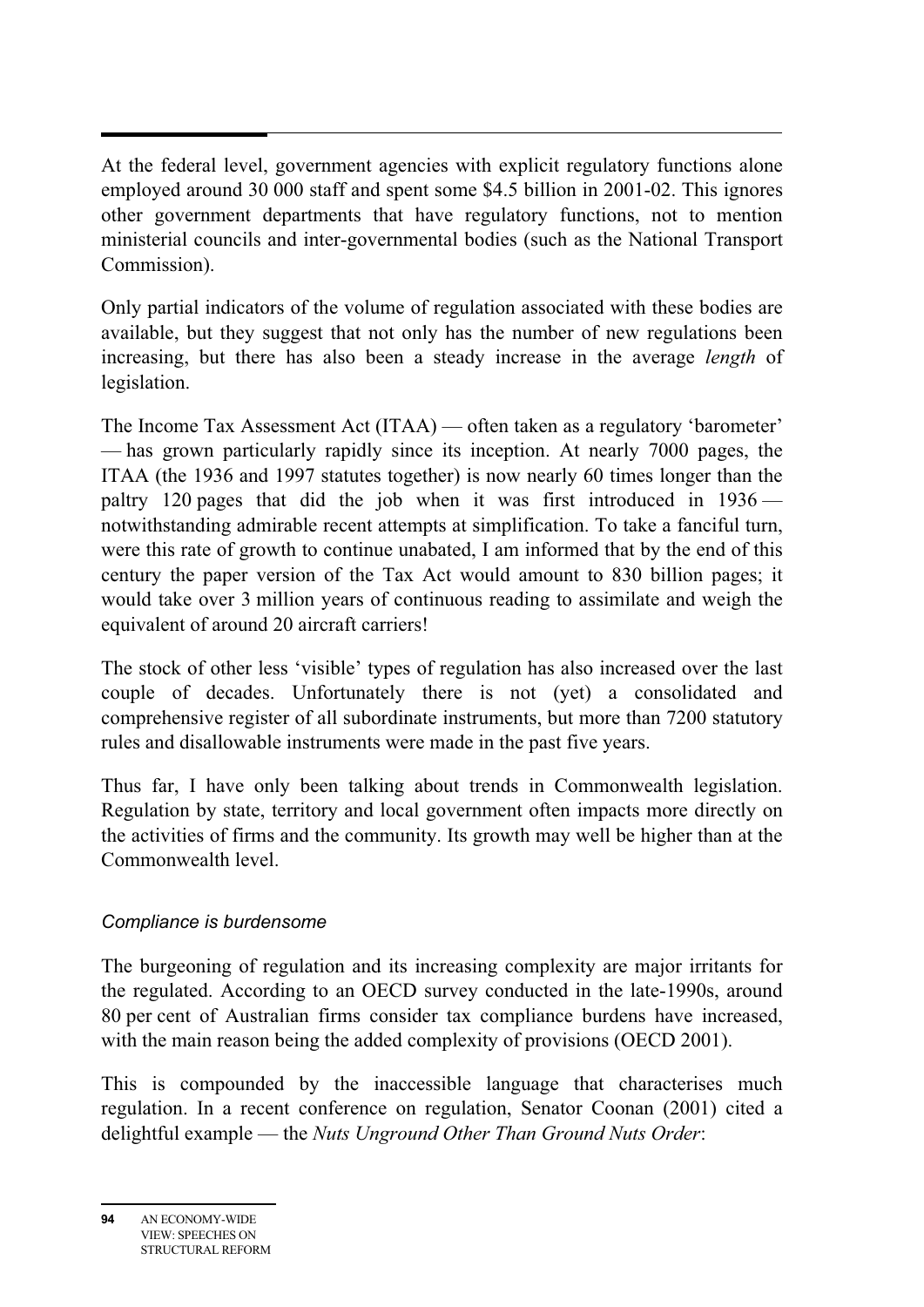At the federal level, government agencies with explicit regulatory functions alone employed around 30 000 staff and spent some $4.5 billion in 2001-02. This ignores other government departments that have regulatory functions, not to mention ministerial councils and inter-governmental bodies (such as the National Transport Commission).

Only partial indicators of the volume of regulation associated with these bodies are available, but they suggest that not only has the number of new regulations been increasing, but there has also been a steady increase in the average *length* of legislation.

The Income Tax Assessment Act (ITAA) — often taken as a regulatory 'barometer' — has grown particularly rapidly since its inception. At nearly 7000 pages, the ITAA (the 1936 and 1997 statutes together) is now nearly 60 times longer than the paltry 120 pages that did the job when it was first introduced in 1936 — notwithstanding admirable recent attempts at simplification. To take a fanciful turn, were this rate of growth to continue unabated, I am informed that by the end of this century the paper version of the Tax Act would amount to 830 billion pages; it would take over 3 million years of continuous reading to assimilate and weigh the equivalent of around 20 aircraft carriers!

The stock of other less 'visible' types of regulation has also increased over the last couple of decades. Unfortunately there is not (yet) a consolidated and comprehensive register of all subordinate instruments, but more than 7200 statutory rules and disallowable instruments were made in the past five years.

Thus far, I have only been talking about trends in Commonwealth legislation. Regulation by state, territory and local government often impacts more directly on the activities of firms and the community. Its growth may well be higher than at the Commonwealth level.

### *Compliance is burdensome*

The burgeoning of regulation and its increasing complexity are major irritants for the regulated. According to an OECD survey conducted in the late-1990s, around 80 per cent of Australian firms consider tax compliance burdens have increased, with the main reason being the added complexity of provisions (OECD 2001).

This is compounded by the inaccessible language that characterises much regulation. In a recent conference on regulation, Senator Coonan (2001) cited a delightful example — the *Nuts Unground Other Than Ground Nuts Order*: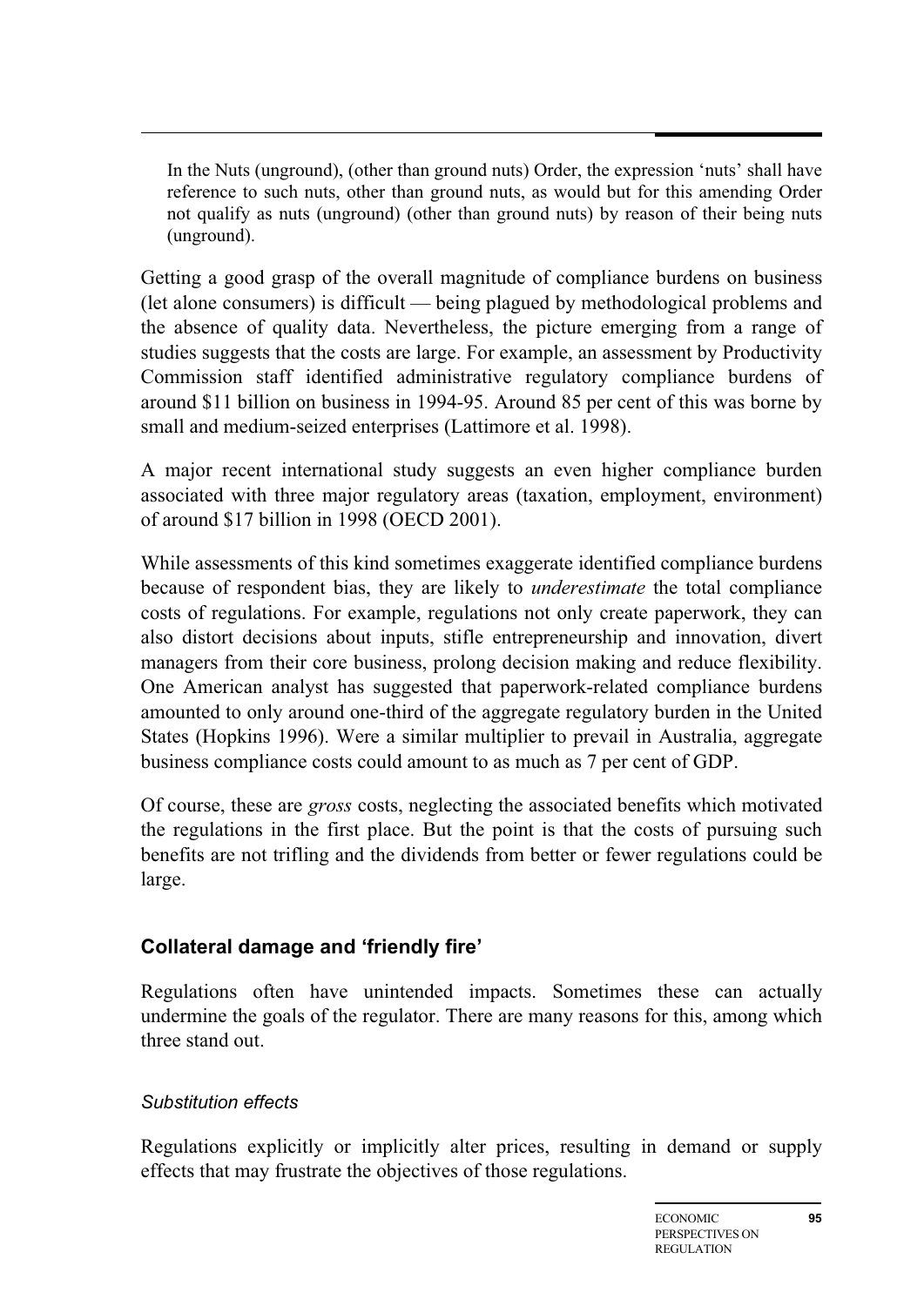> In the Nuts (unground), (other than ground nuts) Order, the expression 'nuts' shall have reference to such nuts, other than ground nuts, as would but for this amending Order not qualify as nuts (unground) (other than ground nuts) by reason of their being nuts (unground).

Getting a good grasp of the overall magnitude of compliance burdens on business (let alone consumers) is difficult — being plagued by methodological problems and the absence of quality data. Nevertheless, the picture emerging from a range of studies suggests that the costs are large. For example, an assessment by Productivity Commission staff identified administrative regulatory compliance burdens of around $11 billion on business in 1994-95. Around 85 per cent of this was borne by small and medium-seized enterprises (Lattimore et al. 1998).

A major recent international study suggests an even higher compliance burden associated with three major regulatory areas (taxation, employment, environment) of around $17 billion in 1998 (OECD 2001).

While assessments of this kind sometimes exaggerate identified compliance burdens because of respondent bias, they are likely to *underestimate* the total compliance costs of regulations. For example, regulations not only create paperwork, they can also distort decisions about inputs, stifle entrepreneurship and innovation, divert managers from their core business, prolong decision making and reduce flexibility. One American analyst has suggested that paperwork-related compliance burdens amounted to only around one-third of the aggregate regulatory burden in the United States (Hopkins 1996). Were a similar multiplier to prevail in Australia, aggregate business compliance costs could amount to as much as 7 per cent of GDP.

Of course, these are *gross* costs, neglecting the associated benefits which motivated the regulations in the first place. But the point is that the costs of pursuing such benefits are not trifling and the dividends from better or fewer regulations could be large.

## Collateral damage and 'friendly fire'

Regulations often have unintended impacts. Sometimes these can actually undermine the goals of the regulator. There are many reasons for this, among which three stand out.

### *Substitution effects*

Regulations explicitly or implicitly alter prices, resulting in demand or supply effects that may frustrate the objectives of those regulations.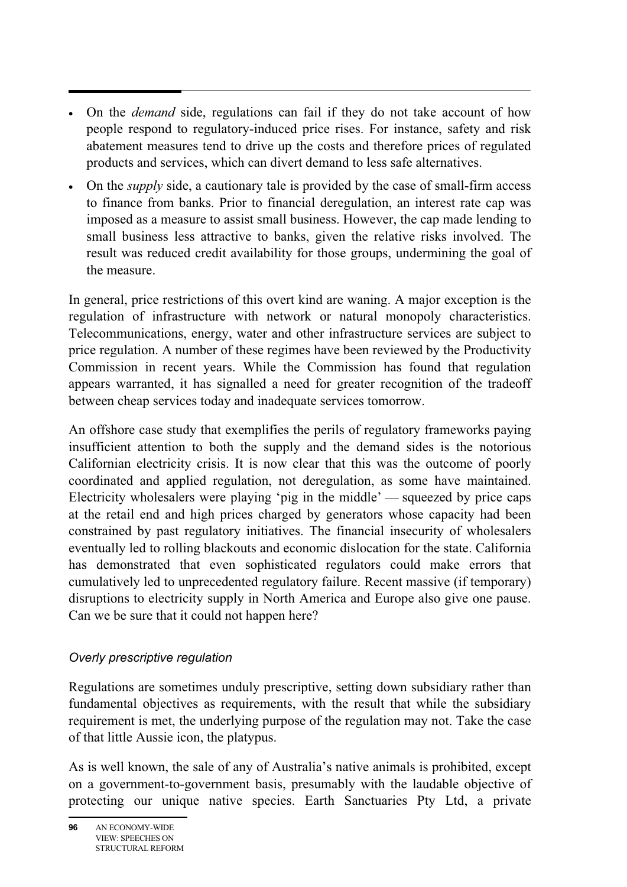- On the *demand* side, regulations can fail if they do not take account of how people respond to regulatory-induced price rises. For instance, safety and risk abatement measures tend to drive up the costs and therefore prices of regulated products and services, which can divert demand to less safe alternatives.
- On the *supply* side, a cautionary tale is provided by the case of small-firm access to finance from banks. Prior to financial deregulation, an interest rate cap was imposed as a measure to assist small business. However, the cap made lending to small business less attractive to banks, given the relative risks involved. The result was reduced credit availability for those groups, undermining the goal of the measure.

In general, price restrictions of this overt kind are waning. A major exception is the regulation of infrastructure with network or natural monopoly characteristics. Telecommunications, energy, water and other infrastructure services are subject to price regulation. A number of these regimes have been reviewed by the Productivity Commission in recent years. While the Commission has found that regulation appears warranted, it has signalled a need for greater recognition of the tradeoff between cheap services today and inadequate services tomorrow.

An offshore case study that exemplifies the perils of regulatory frameworks paying insufficient attention to both the supply and the demand sides is the notorious Californian electricity crisis. It is now clear that this was the outcome of poorly coordinated and applied regulation, not deregulation, as some have maintained. Electricity wholesalers were playing 'pig in the middle' — squeezed by price caps at the retail end and high prices charged by generators whose capacity had been constrained by past regulatory initiatives. The financial insecurity of wholesalers eventually led to rolling blackouts and economic dislocation for the state. California has demonstrated that even sophisticated regulators could make errors that cumulatively led to unprecedented regulatory failure. Recent massive (if temporary) disruptions to electricity supply in North America and Europe also give one pause. Can we be sure that it could not happen here?

### *Overly prescriptive regulation*

Regulations are sometimes unduly prescriptive, setting down subsidiary rather than fundamental objectives as requirements, with the result that while the subsidiary requirement is met, the underlying purpose of the regulation may not. Take the case of that little Aussie icon, the platypus.

As is well known, the sale of any of Australia's native animals is prohibited, except on a government-to-government basis, presumably with the laudable objective of protecting our unique native species. Earth Sanctuaries Pty Ltd, a private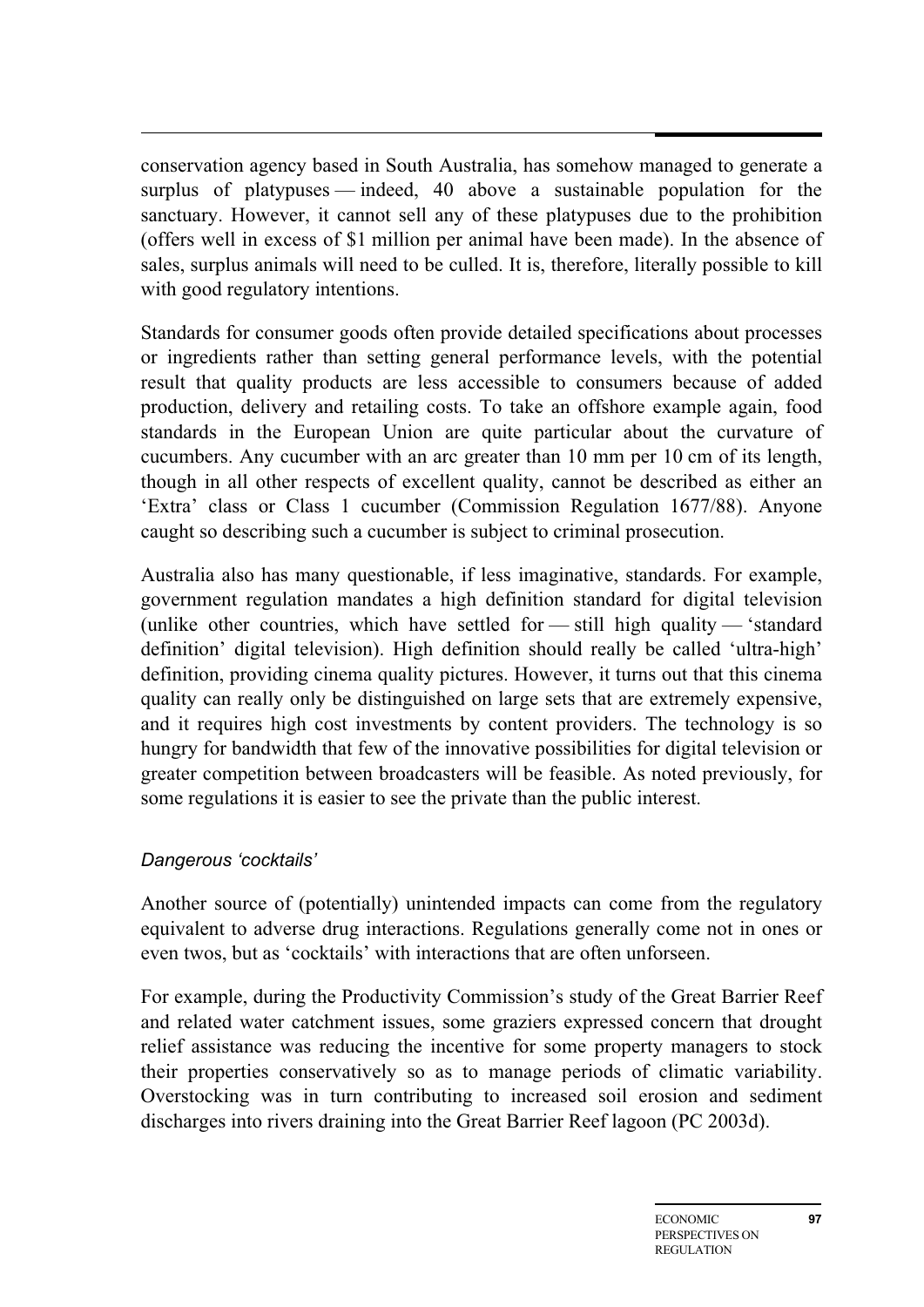conservation agency based in South Australia, has somehow managed to generate a surplus of platypuses — indeed, 40 above a sustainable population for the sanctuary. However, it cannot sell any of these platypuses due to the prohibition (offers well in excess of \$1 million per animal have been made). In the absence of sales, surplus animals will need to be culled. It is, therefore, literally possible to kill with good regulatory intentions.

Standards for consumer goods often provide detailed specifications about processes or ingredients rather than setting general performance levels, with the potential result that quality products are less accessible to consumers because of added production, delivery and retailing costs. To take an offshore example again, food standards in the European Union are quite particular about the curvature of cucumbers. Any cucumber with an arc greater than 10 mm per 10 cm of its length, though in all other respects of excellent quality, cannot be described as either an 'Extra' class or Class 1 cucumber (Commission Regulation 1677/88). Anyone caught so describing such a cucumber is subject to criminal prosecution.

Australia also has many questionable, if less imaginative, standards. For example, government regulation mandates a high definition standard for digital television (unlike other countries, which have settled for — still high quality — 'standard definition' digital television). High definition should really be called 'ultra-high' definition, providing cinema quality pictures. However, it turns out that this cinema quality can really only be distinguished on large sets that are extremely expensive, and it requires high cost investments by content providers. The technology is so hungry for bandwidth that few of the innovative possibilities for digital television or greater competition between broadcasters will be feasible. As noted previously, for some regulations it is easier to see the private than the public interest.

*Dangerous 'cocktails'*

Another source of (potentially) unintended impacts can come from the regulatory equivalent to adverse drug interactions. Regulations generally come not in ones or even twos, but as 'cocktails' with interactions that are often unforseen.

For example, during the Productivity Commission's study of the Great Barrier Reef and related water catchment issues, some graziers expressed concern that drought relief assistance was reducing the incentive for some property managers to stock their properties conservatively so as to manage periods of climatic variability. Overstocking was in turn contributing to increased soil erosion and sediment discharges into rivers draining into the Great Barrier Reef lagoon (PC 2003d).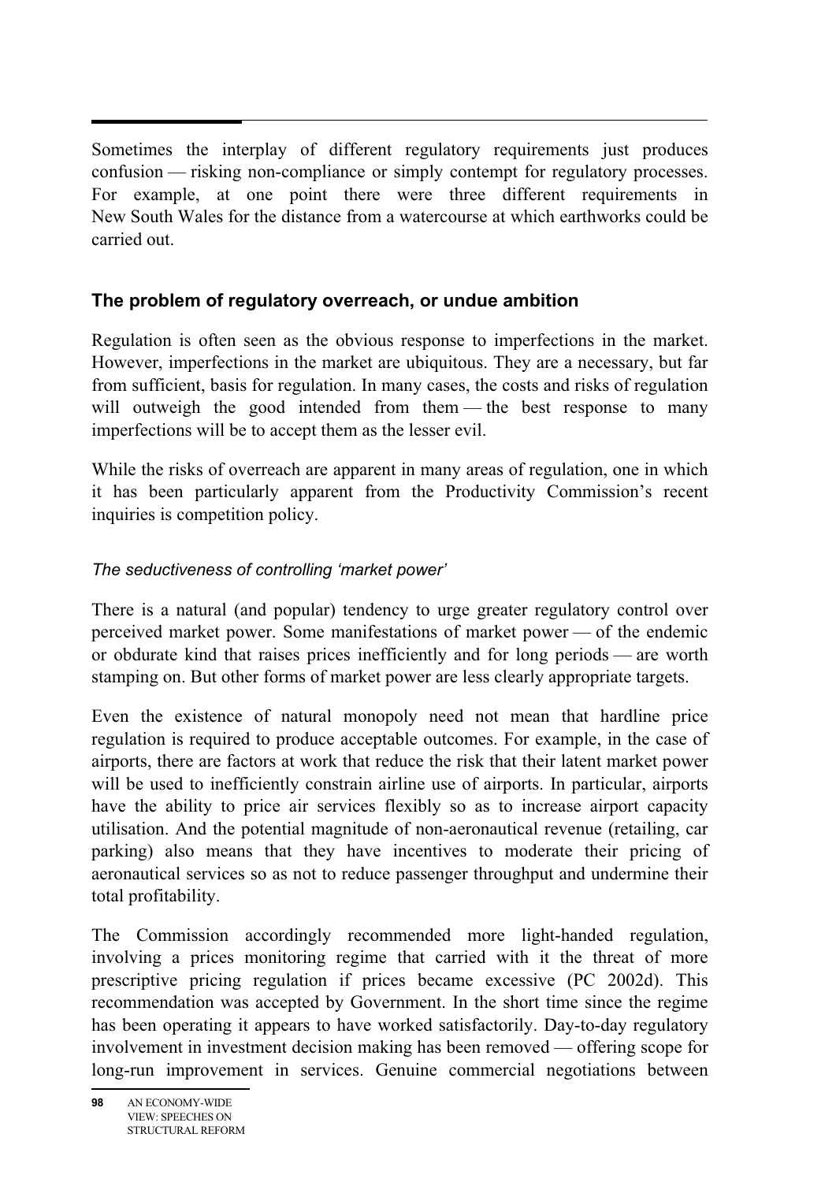Sometimes the interplay of different regulatory requirements just produces confusion — risking non-compliance or simply contempt for regulatory processes. For example, at one point there were three different requirements in New South Wales for the distance from a watercourse at which earthworks could be carried out.

## The problem of regulatory overreach, or undue ambition

Regulation is often seen as the obvious response to imperfections in the market. However, imperfections in the market are ubiquitous. They are a necessary, but far from sufficient, basis for regulation. In many cases, the costs and risks of regulation will outweigh the good intended from them — the best response to many imperfections will be to accept them as the lesser evil.

While the risks of overreach are apparent in many areas of regulation, one in which it has been particularly apparent from the Productivity Commission's recent inquiries is competition policy.

### *The seductiveness of controlling 'market power'*

There is a natural (and popular) tendency to urge greater regulatory control over perceived market power. Some manifestations of market power — of the endemic or obdurate kind that raises prices inefficiently and for long periods — are worth stamping on. But other forms of market power are less clearly appropriate targets.

Even the existence of natural monopoly need not mean that hardline price regulation is required to produce acceptable outcomes. For example, in the case of airports, there are factors at work that reduce the risk that their latent market power will be used to inefficiently constrain airline use of airports. In particular, airports have the ability to price air services flexibly so as to increase airport capacity utilisation. And the potential magnitude of non-aeronautical revenue (retailing, car parking) also means that they have incentives to moderate their pricing of aeronautical services so as not to reduce passenger throughput and undermine their total profitability.

The Commission accordingly recommended more light-handed regulation, involving a prices monitoring regime that carried with it the threat of more prescriptive pricing regulation if prices became excessive (PC 2002d). This recommendation was accepted by Government. In the short time since the regime has been operating it appears to have worked satisfactorily. Day-to-day regulatory involvement in investment decision making has been removed — offering scope for long-run improvement in services. Genuine commercial negotiations between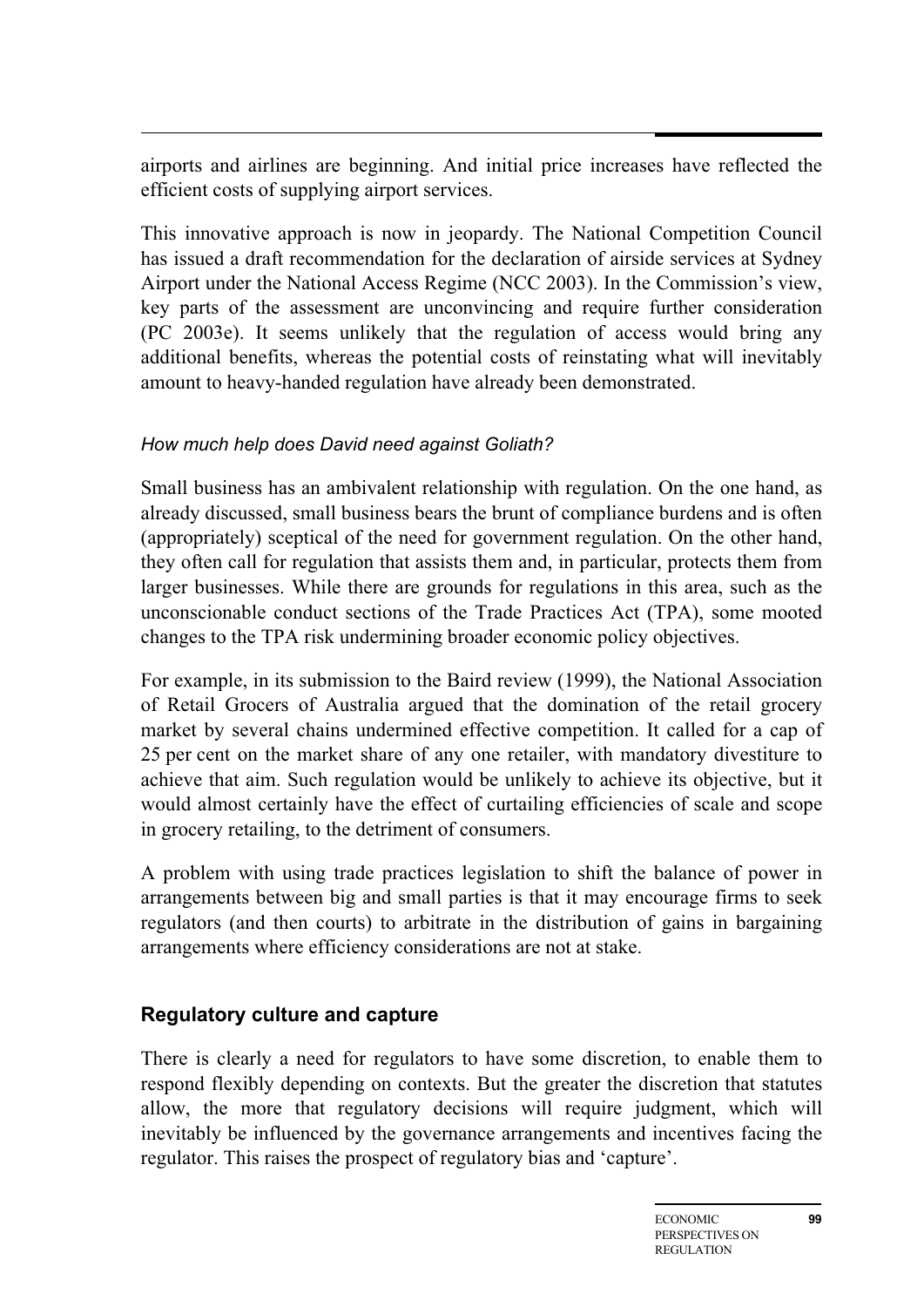airports and airlines are beginning. And initial price increases have reflected the efficient costs of supplying airport services.

This innovative approach is now in jeopardy. The National Competition Council has issued a draft recommendation for the declaration of airside services at Sydney Airport under the National Access Regime (NCC 2003). In the Commission's view, key parts of the assessment are unconvincing and require further consideration (PC 2003e). It seems unlikely that the regulation of access would bring any additional benefits, whereas the potential costs of reinstating what will inevitably amount to heavy-handed regulation have already been demonstrated.

*How much help does David need against Goliath?*

Small business has an ambivalent relationship with regulation. On the one hand, as already discussed, small business bears the brunt of compliance burdens and is often (appropriately) sceptical of the need for government regulation. On the other hand, they often call for regulation that assists them and, in particular, protects them from larger businesses. While there are grounds for regulations in this area, such as the unconscionable conduct sections of the Trade Practices Act (TPA), some mooted changes to the TPA risk undermining broader economic policy objectives.

For example, in its submission to the Baird review (1999), the National Association of Retail Grocers of Australia argued that the domination of the retail grocery market by several chains undermined effective competition. It called for a cap of 25 per cent on the market share of any one retailer, with mandatory divestiture to achieve that aim. Such regulation would be unlikely to achieve its objective, but it would almost certainly have the effect of curtailing efficiencies of scale and scope in grocery retailing, to the detriment of consumers.

A problem with using trade practices legislation to shift the balance of power in arrangements between big and small parties is that it may encourage firms to seek regulators (and then courts) to arbitrate in the distribution of gains in bargaining arrangements where efficiency considerations are not at stake.

## Regulatory culture and capture

There is clearly a need for regulators to have some discretion, to enable them to respond flexibly depending on contexts. But the greater the discretion that statutes allow, the more that regulatory decisions will require judgment, which will inevitably be influenced by the governance arrangements and incentives facing the regulator. This raises the prospect of regulatory bias and 'capture'.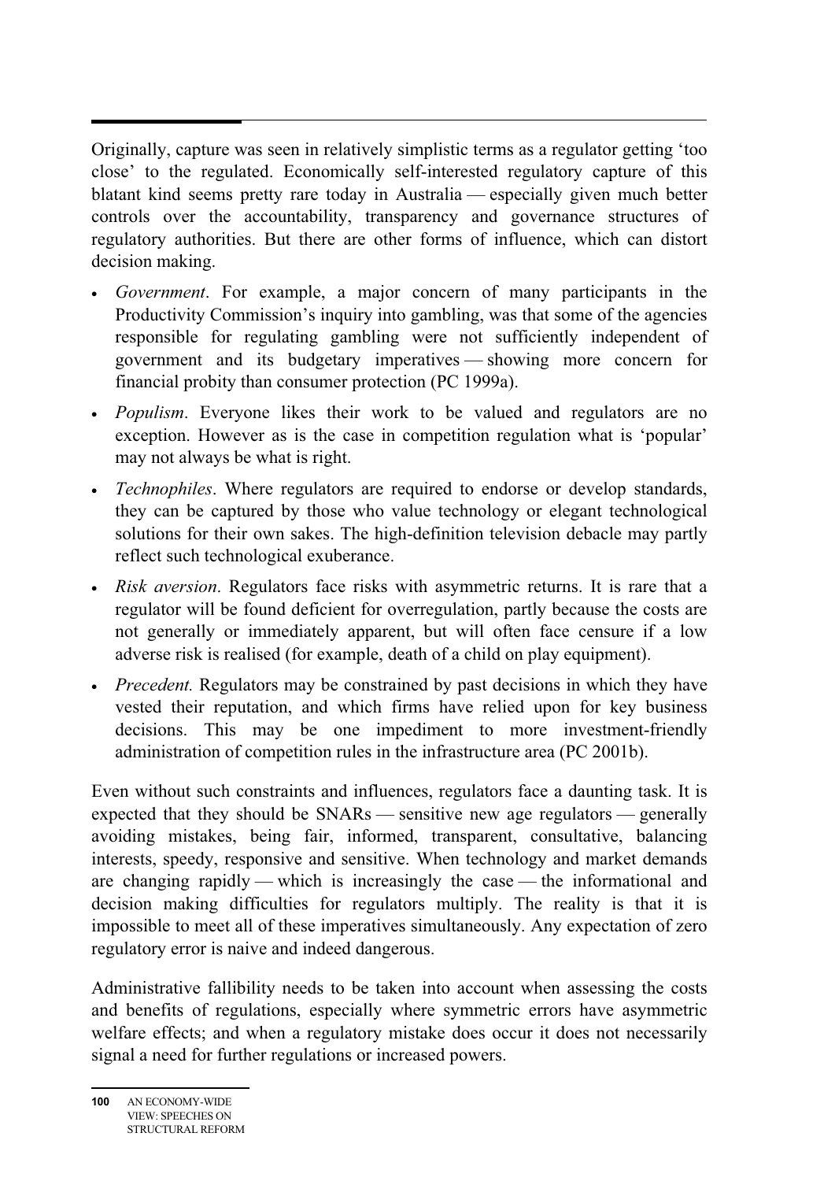Originally, capture was seen in relatively simplistic terms as a regulator getting 'too close' to the regulated. Economically self-interested regulatory capture of this blatant kind seems pretty rare today in Australia — especially given much better controls over the accountability, transparency and governance structures of regulatory authorities. But there are other forms of influence, which can distort decision making.

- *Government*. For example, a major concern of many participants in the Productivity Commission's inquiry into gambling, was that some of the agencies responsible for regulating gambling were not sufficiently independent of government and its budgetary imperatives — showing more concern for financial probity than consumer protection (PC 1999a).
- *Populism*. Everyone likes their work to be valued and regulators are no exception. However as is the case in competition regulation what is 'popular' may not always be what is right.
- *Technophiles*. Where regulators are required to endorse or develop standards, they can be captured by those who value technology or elegant technological solutions for their own sakes. The high-definition television debacle may partly reflect such technological exuberance.
- *Risk aversion*. Regulators face risks with asymmetric returns. It is rare that a regulator will be found deficient for overregulation, partly because the costs are not generally or immediately apparent, but will often face censure if a low adverse risk is realised (for example, death of a child on play equipment).
- *Precedent.* Regulators may be constrained by past decisions in which they have vested their reputation, and which firms have relied upon for key business decisions. This may be one impediment to more investment-friendly administration of competition rules in the infrastructure area (PC 2001b).

Even without such constraints and influences, regulators face a daunting task. It is expected that they should be SNARs — sensitive new age regulators — generally avoiding mistakes, being fair, informed, transparent, consultative, balancing interests, speedy, responsive and sensitive. When technology and market demands are changing rapidly — which is increasingly the case — the informational and decision making difficulties for regulators multiply. The reality is that it is impossible to meet all of these imperatives simultaneously. Any expectation of zero regulatory error is naive and indeed dangerous.

Administrative fallibility needs to be taken into account when assessing the costs and benefits of regulations, especially where symmetric errors have asymmetric welfare effects; and when a regulatory mistake does occur it does not necessarily signal a need for further regulations or increased powers.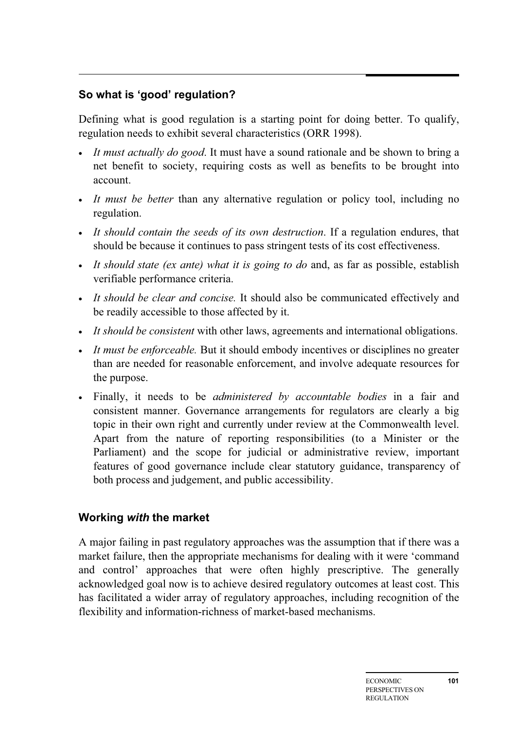## So what is 'good' regulation?

Defining what is good regulation is a starting point for doing better. To qualify, regulation needs to exhibit several characteristics (ORR 1998).

- *It must actually do good*. It must have a sound rationale and be shown to bring a net benefit to society, requiring costs as well as benefits to be brought into account.
- *It must be better* than any alternative regulation or policy tool, including no regulation.
- *It should contain the seeds of its own destruction*. If a regulation endures, that should be because it continues to pass stringent tests of its cost effectiveness.
- *It should state (ex ante) what it is going to do* and, as far as possible, establish verifiable performance criteria.
- *It should be clear and concise.* It should also be communicated effectively and be readily accessible to those affected by it.
- *It should be consistent* with other laws, agreements and international obligations.
- *It must be enforceable.* But it should embody incentives or disciplines no greater than are needed for reasonable enforcement, and involve adequate resources for the purpose.
- Finally, it needs to be *administered by accountable bodies* in a fair and consistent manner. Governance arrangements for regulators are clearly a big topic in their own right and currently under review at the Commonwealth level. Apart from the nature of reporting responsibilities (to a Minister or the Parliament) and the scope for judicial or administrative review, important features of good governance include clear statutory guidance, transparency of both process and judgement, and public accessibility.

## Working *with* the market

A major failing in past regulatory approaches was the assumption that if there was a market failure, then the appropriate mechanisms for dealing with it were 'command and control' approaches that were often highly prescriptive. The generally acknowledged goal now is to achieve desired regulatory outcomes at least cost. This has facilitated a wider array of regulatory approaches, including recognition of the flexibility and information-richness of market-based mechanisms.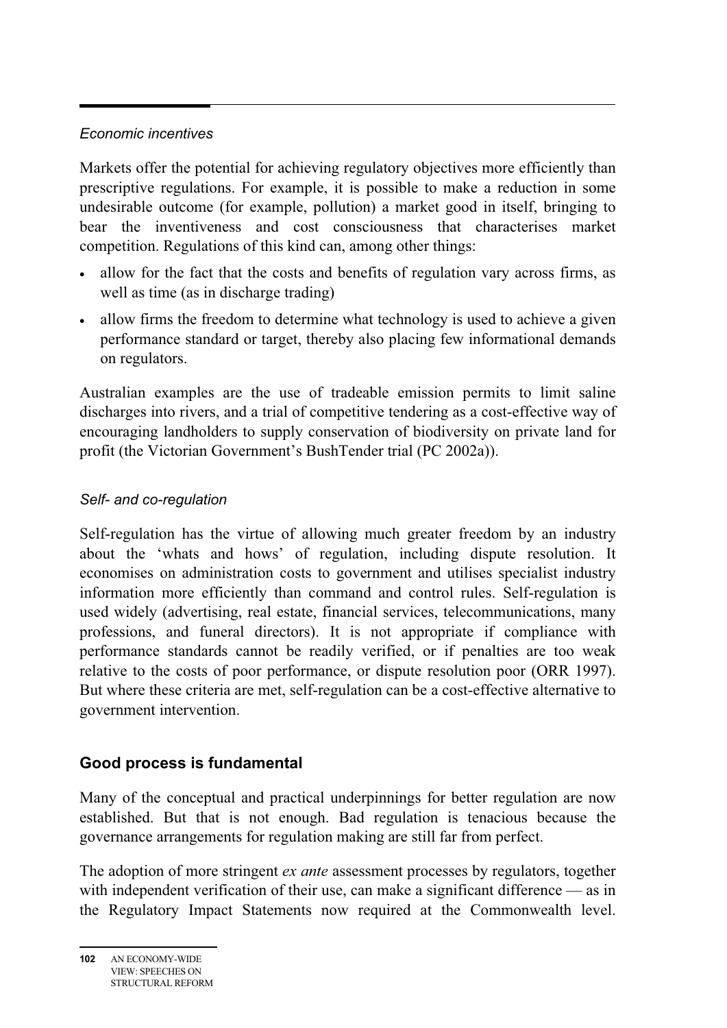*Economic incentives*

Markets offer the potential for achieving regulatory objectives more efficiently than prescriptive regulations. For example, it is possible to make a reduction in some undesirable outcome (for example, pollution) a market good in itself, bringing to bear the inventiveness and cost consciousness that characterises market competition. Regulations of this kind can, among other things:

- allow for the fact that the costs and benefits of regulation vary across firms, as well as time (as in discharge trading)
- allow firms the freedom to determine what technology is used to achieve a given performance standard or target, thereby also placing few informational demands on regulators.

Australian examples are the use of tradeable emission permits to limit saline discharges into rivers, and a trial of competitive tendering as a cost-effective way of encouraging landholders to supply conservation of biodiversity on private land for profit (the Victorian Government's BushTender trial (PC 2002a)).

*Self- and co-regulation*

Self-regulation has the virtue of allowing much greater freedom by an industry about the 'whats and hows' of regulation, including dispute resolution. It economises on administration costs to government and utilises specialist industry information more efficiently than command and control rules. Self-regulation is used widely (advertising, real estate, financial services, telecommunications, many professions, and funeral directors). It is not appropriate if compliance with performance standards cannot be readily verified, or if penalties are too weak relative to the costs of poor performance, or dispute resolution poor (ORR 1997). But where these criteria are met, self-regulation can be a cost-effective alternative to government intervention.

## Good process is fundamental

Many of the conceptual and practical underpinnings for better regulation are now established. But that is not enough. Bad regulation is tenacious because the governance arrangements for regulation making are still far from perfect.

The adoption of more stringent *ex ante* assessment processes by regulators, together with independent verification of their use, can make a significant difference — as in the Regulatory Impact Statements now required at the Commonwealth level.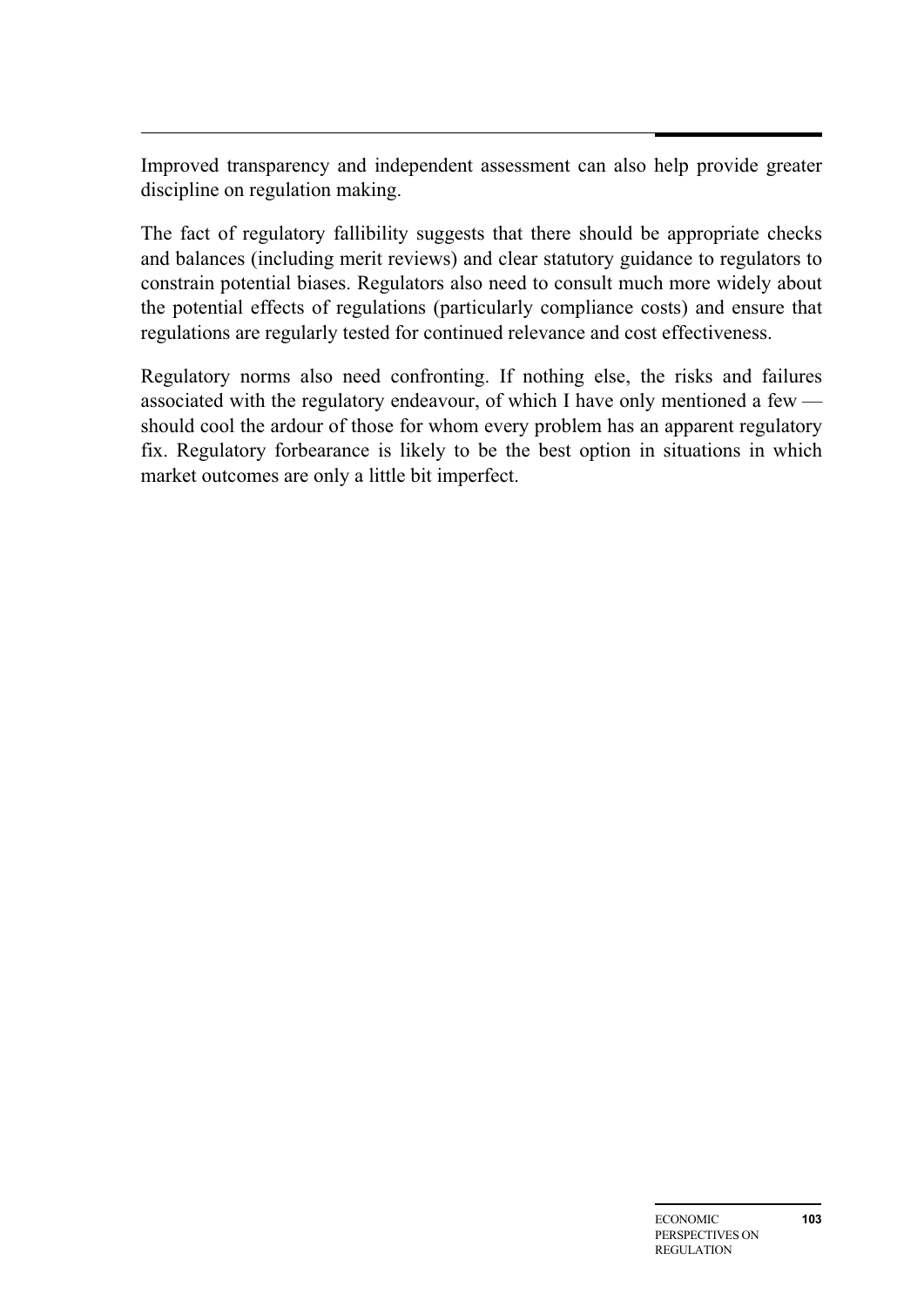Improved transparency and independent assessment can also help provide greater discipline on regulation making.

The fact of regulatory fallibility suggests that there should be appropriate checks and balances (including merit reviews) and clear statutory guidance to regulators to constrain potential biases. Regulators also need to consult much more widely about the potential effects of regulations (particularly compliance costs) and ensure that regulations are regularly tested for continued relevance and cost effectiveness.

Regulatory norms also need confronting. If nothing else, the risks and failures associated with the regulatory endeavour, of which I have only mentioned a few — should cool the ardour of those for whom every problem has an apparent regulatory fix. Regulatory forbearance is likely to be the best option in situations in which market outcomes are only a little bit imperfect.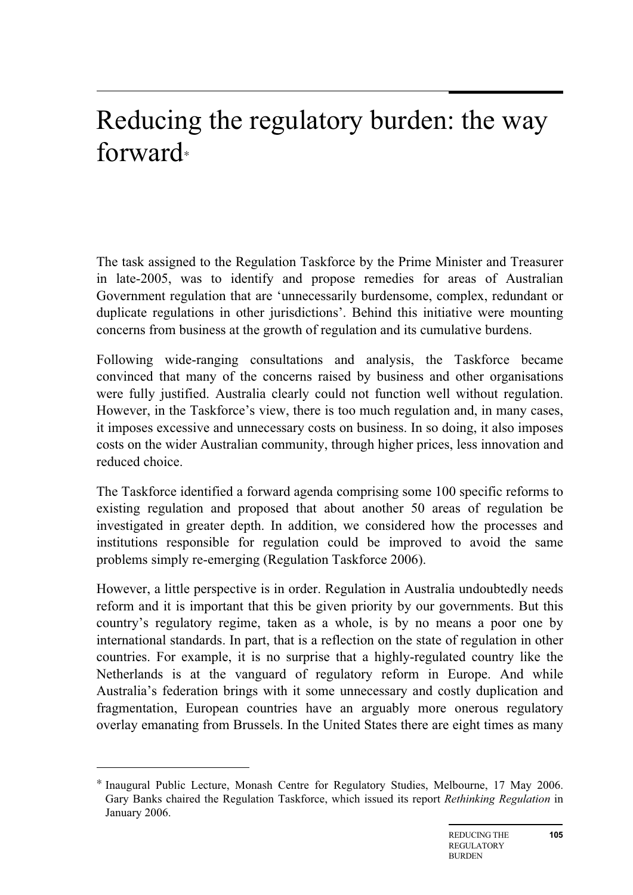# Reducing the regulatory burden: the way forward*

The task assigned to the Regulation Taskforce by the Prime Minister and Treasurer in late-2005, was to identify and propose remedies for areas of Australian Government regulation that are 'unnecessarily burdensome, complex, redundant or duplicate regulations in other jurisdictions'. Behind this initiative were mounting concerns from business at the growth of regulation and its cumulative burdens.

Following wide-ranging consultations and analysis, the Taskforce became convinced that many of the concerns raised by business and other organisations were fully justified. Australia clearly could not function well without regulation. However, in the Taskforce's view, there is too much regulation and, in many cases, it imposes excessive and unnecessary costs on business. In so doing, it also imposes costs on the wider Australian community, through higher prices, less innovation and reduced choice.

The Taskforce identified a forward agenda comprising some 100 specific reforms to existing regulation and proposed that about another 50 areas of regulation be investigated in greater depth. In addition, we considered how the processes and institutions responsible for regulation could be improved to avoid the same problems simply re-emerging (Regulation Taskforce 2006).

However, a little perspective is in order. Regulation in Australia undoubtedly needs reform and it is important that this be given priority by our governments. But this country's regulatory regime, taken as a whole, is by no means a poor one by international standards. In part, that is a reflection on the state of regulation in other countries. For example, it is no surprise that a highly-regulated country like the Netherlands is at the vanguard of regulatory reform in Europe. And while Australia's federation brings with it some unnecessary and costly duplication and fragmentation, European countries have an arguably more onerous regulatory overlay emanating from Brussels. In the United States there are eight times as many

---

\* Inaugural Public Lecture, Monash Centre for Regulatory Studies, Melbourne, 17 May 2006. Gary Banks chaired the Regulation Taskforce, which issued its report *Rethinking Regulation* in January 2006.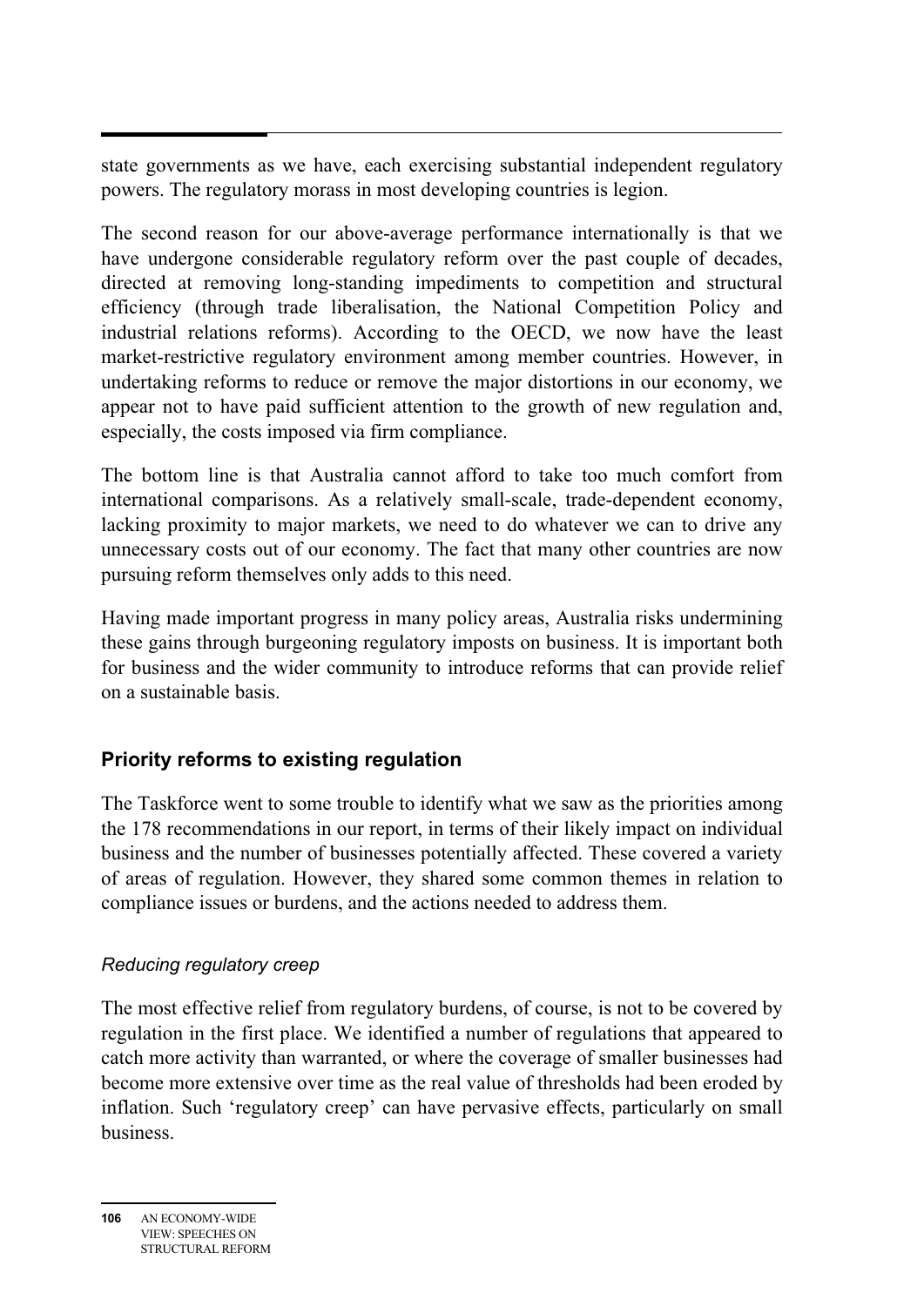state governments as we have, each exercising substantial independent regulatory powers. The regulatory morass in most developing countries is legion.

The second reason for our above-average performance internationally is that we have undergone considerable regulatory reform over the past couple of decades, directed at removing long-standing impediments to competition and structural efficiency (through trade liberalisation, the National Competition Policy and industrial relations reforms). According to the OECD, we now have the least market-restrictive regulatory environment among member countries. However, in undertaking reforms to reduce or remove the major distortions in our economy, we appear not to have paid sufficient attention to the growth of new regulation and, especially, the costs imposed via firm compliance.

The bottom line is that Australia cannot afford to take too much comfort from international comparisons. As a relatively small-scale, trade-dependent economy, lacking proximity to major markets, we need to do whatever we can to drive any unnecessary costs out of our economy. The fact that many other countries are now pursuing reform themselves only adds to this need.

Having made important progress in many policy areas, Australia risks undermining these gains through burgeoning regulatory imposts on business. It is important both for business and the wider community to introduce reforms that can provide relief on a sustainable basis.

## Priority reforms to existing regulation

The Taskforce went to some trouble to identify what we saw as the priorities among the 178 recommendations in our report, in terms of their likely impact on individual business and the number of businesses potentially affected. These covered a variety of areas of regulation. However, they shared some common themes in relation to compliance issues or burdens, and the actions needed to address them.

### *Reducing regulatory creep*

The most effective relief from regulatory burdens, of course, is not to be covered by regulation in the first place. We identified a number of regulations that appeared to catch more activity than warranted, or where the coverage of smaller businesses had become more extensive over time as the real value of thresholds had been eroded by inflation. Such 'regulatory creep' can have pervasive effects, particularly on small business.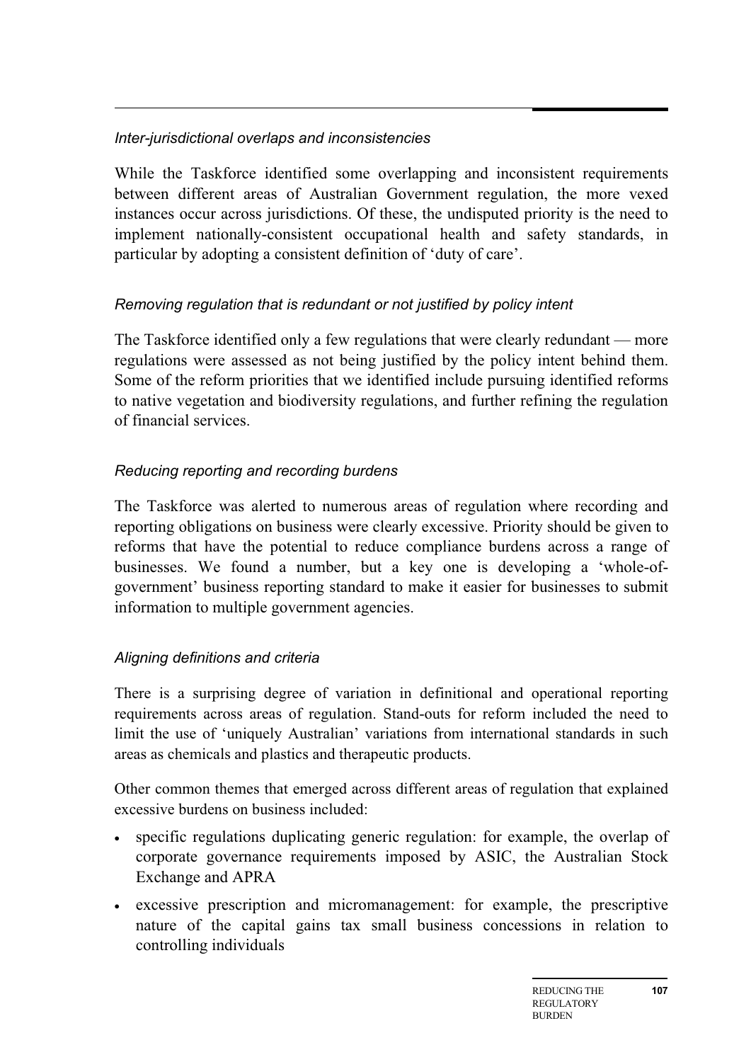*Inter-jurisdictional overlaps and inconsistencies*

While the Taskforce identified some overlapping and inconsistent requirements between different areas of Australian Government regulation, the more vexed instances occur across jurisdictions. Of these, the undisputed priority is the need to implement nationally-consistent occupational health and safety standards, in particular by adopting a consistent definition of 'duty of care'.

*Removing regulation that is redundant or not justified by policy intent*

The Taskforce identified only a few regulations that were clearly redundant — more regulations were assessed as not being justified by the policy intent behind them. Some of the reform priorities that we identified include pursuing identified reforms to native vegetation and biodiversity regulations, and further refining the regulation of financial services.

*Reducing reporting and recording burdens*

The Taskforce was alerted to numerous areas of regulation where recording and reporting obligations on business were clearly excessive. Priority should be given to reforms that have the potential to reduce compliance burdens across a range of businesses. We found a number, but a key one is developing a 'whole-of-government' business reporting standard to make it easier for businesses to submit information to multiple government agencies.

*Aligning definitions and criteria*

There is a surprising degree of variation in definitional and operational reporting requirements across areas of regulation. Stand-outs for reform included the need to limit the use of 'uniquely Australian' variations from international standards in such areas as chemicals and plastics and therapeutic products.

Other common themes that emerged across different areas of regulation that explained excessive burdens on business included:

- specific regulations duplicating generic regulation: for example, the overlap of corporate governance requirements imposed by ASIC, the Australian Stock Exchange and APRA
- excessive prescription and micromanagement: for example, the prescriptive nature of the capital gains tax small business concessions in relation to controlling individuals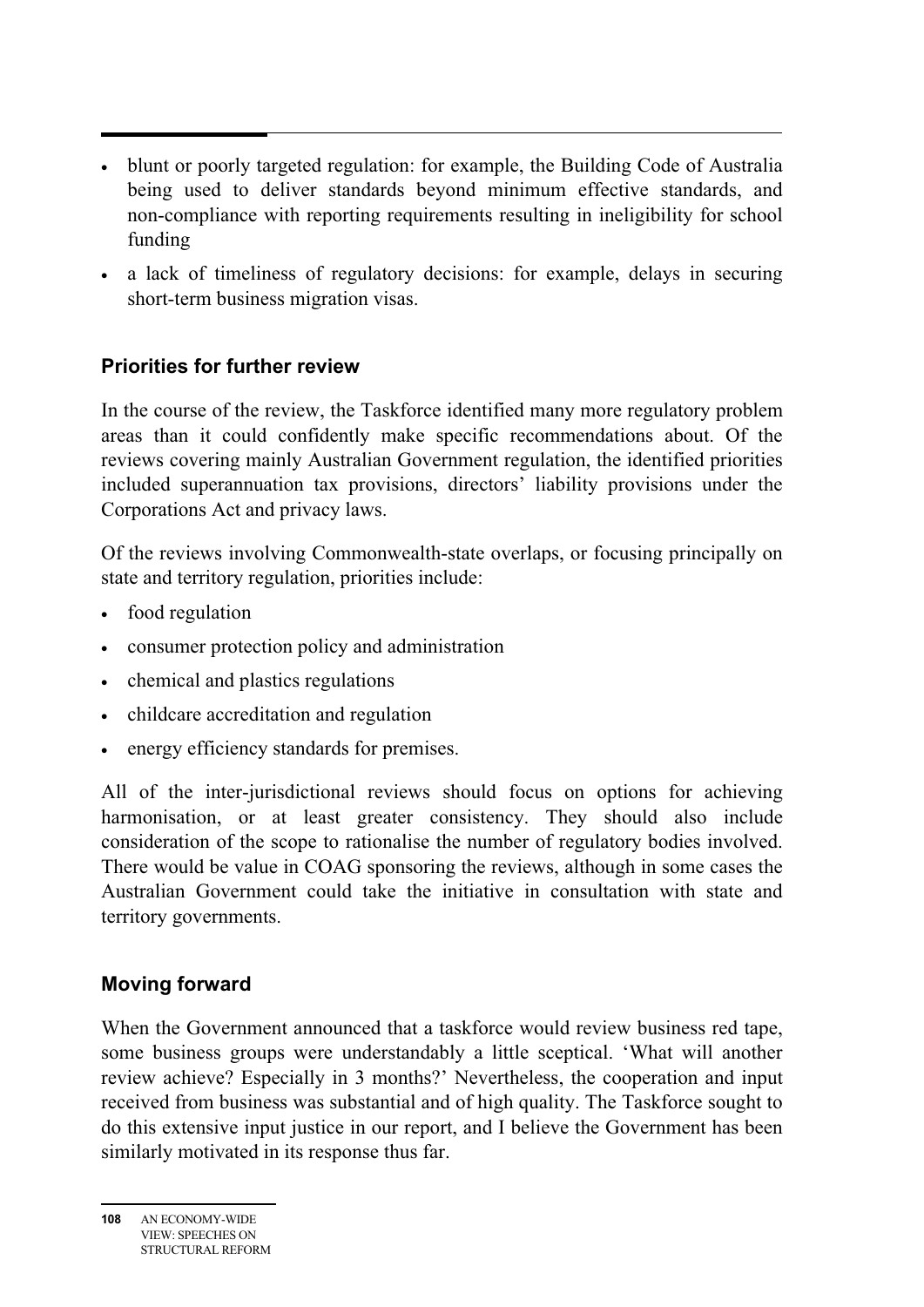- blunt or poorly targeted regulation: for example, the Building Code of Australia being used to deliver standards beyond minimum effective standards, and non-compliance with reporting requirements resulting in ineligibility for school funding
- a lack of timeliness of regulatory decisions: for example, delays in securing short-term business migration visas.

## Priorities for further review

In the course of the review, the Taskforce identified many more regulatory problem areas than it could confidently make specific recommendations about. Of the reviews covering mainly Australian Government regulation, the identified priorities included superannuation tax provisions, directors' liability provisions under the Corporations Act and privacy laws.

Of the reviews involving Commonwealth-state overlaps, or focusing principally on state and territory regulation, priorities include:

- food regulation
- consumer protection policy and administration
- chemical and plastics regulations
- childcare accreditation and regulation
- energy efficiency standards for premises.

All of the inter-jurisdictional reviews should focus on options for achieving harmonisation, or at least greater consistency. They should also include consideration of the scope to rationalise the number of regulatory bodies involved. There would be value in COAG sponsoring the reviews, although in some cases the Australian Government could take the initiative in consultation with state and territory governments.

## Moving forward

When the Government announced that a taskforce would review business red tape, some business groups were understandably a little sceptical. 'What will another review achieve? Especially in 3 months?' Nevertheless, the cooperation and input received from business was substantial and of high quality. The Taskforce sought to do this extensive input justice in our report, and I believe the Government has been similarly motivated in its response thus far.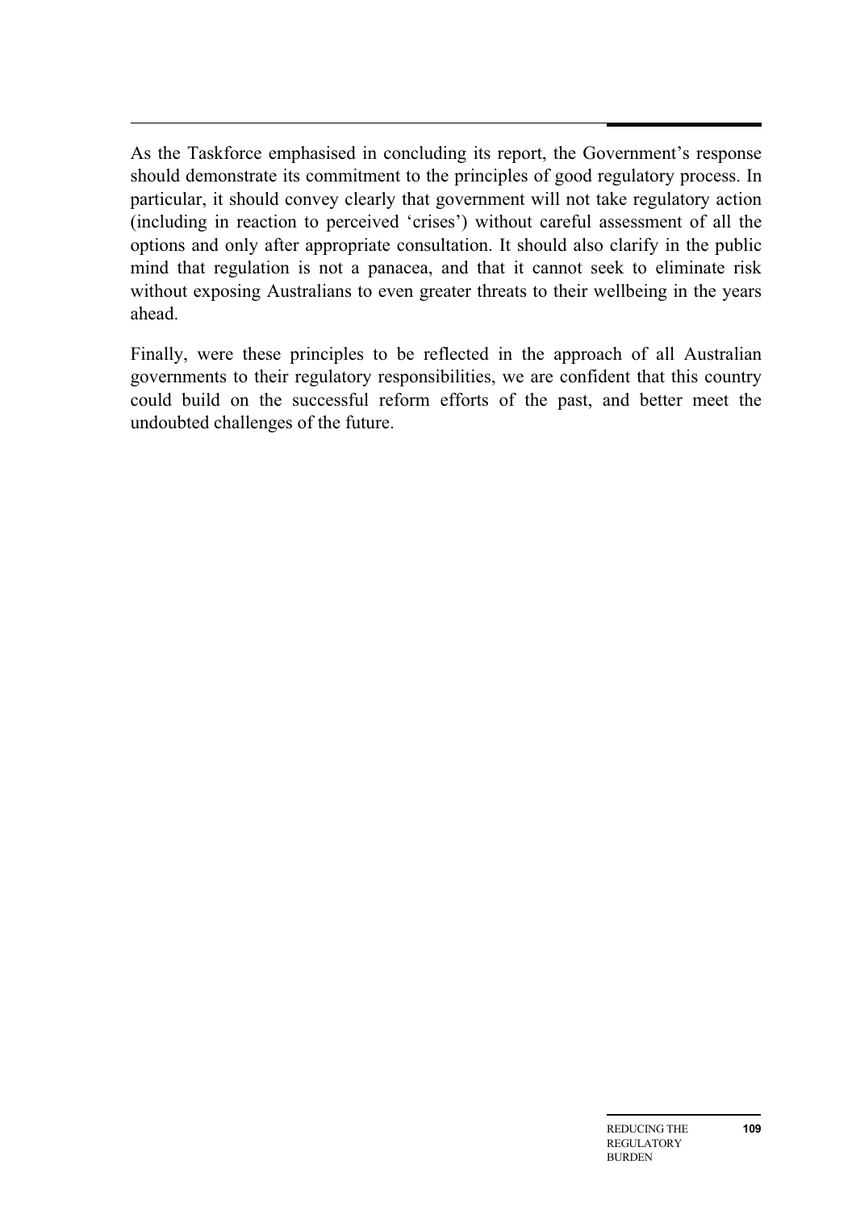As the Taskforce emphasised in concluding its report, the Government's response should demonstrate its commitment to the principles of good regulatory process. In particular, it should convey clearly that government will not take regulatory action (including in reaction to perceived 'crises') without careful assessment of all the options and only after appropriate consultation. It should also clarify in the public mind that regulation is not a panacea, and that it cannot seek to eliminate risk without exposing Australians to even greater threats to their wellbeing in the years ahead.

Finally, were these principles to be reflected in the approach of all Australian governments to their regulatory responsibilities, we are confident that this country could build on the successful reform efforts of the past, and better meet the undoubted challenges of the future.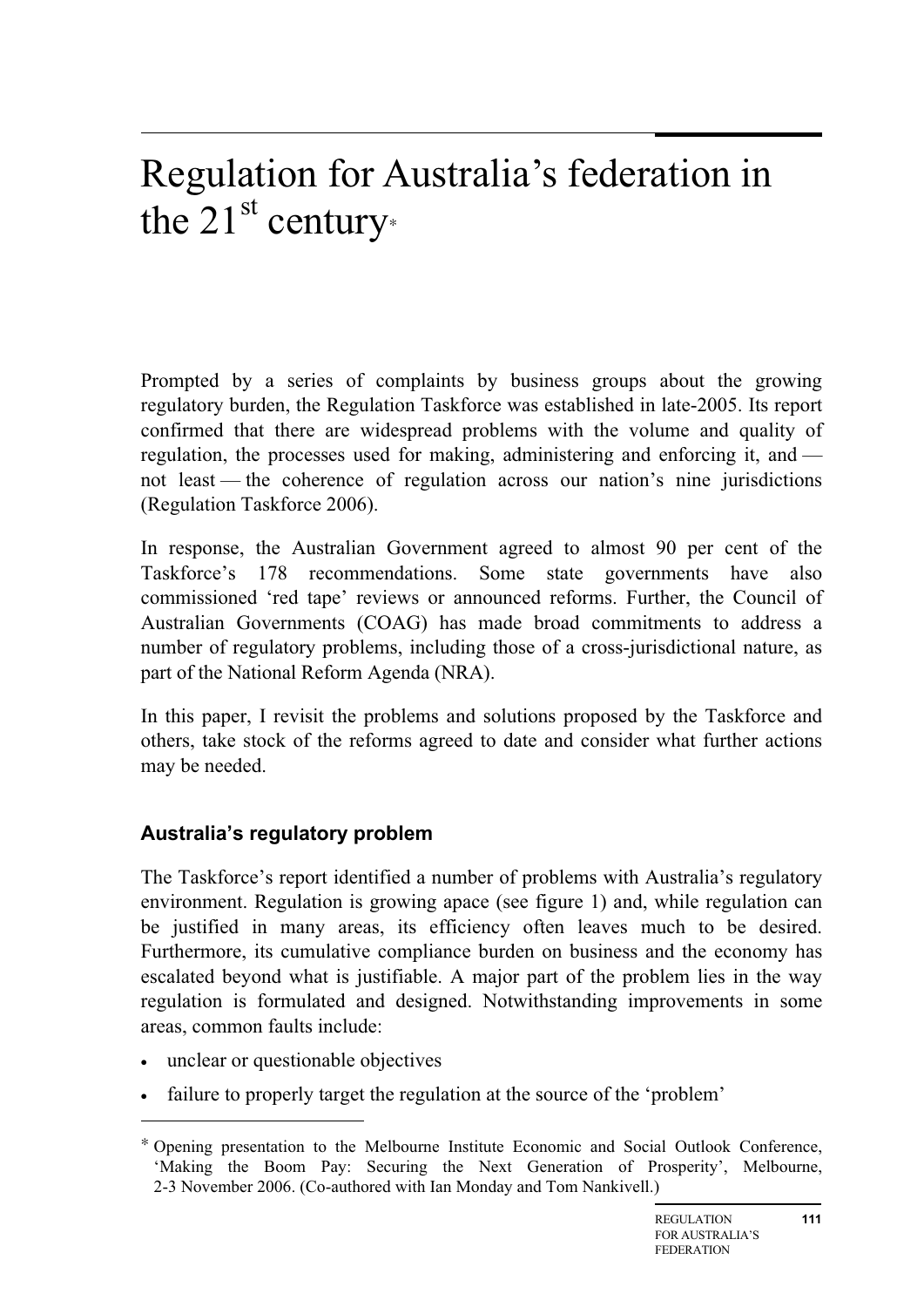# Regulation for Australia's federation in the 21st century*

Prompted by a series of complaints by business groups about the growing regulatory burden, the Regulation Taskforce was established in late-2005. Its report confirmed that there are widespread problems with the volume and quality of regulation, the processes used for making, administering and enforcing it, and — not least — the coherence of regulation across our nation's nine jurisdictions (Regulation Taskforce 2006).

In response, the Australian Government agreed to almost 90 per cent of the Taskforce's 178 recommendations. Some state governments have also commissioned 'red tape' reviews or announced reforms. Further, the Council of Australian Governments (COAG) has made broad commitments to address a number of regulatory problems, including those of a cross-jurisdictional nature, as part of the National Reform Agenda (NRA).

In this paper, I revisit the problems and solutions proposed by the Taskforce and others, take stock of the reforms agreed to date and consider what further actions may be needed.

### Australia's regulatory problem

The Taskforce's report identified a number of problems with Australia's regulatory environment. Regulation is growing apace (see figure 1) and, while regulation can be justified in many areas, its efficiency often leaves much to be desired. Furthermore, its cumulative compliance burden on business and the economy has escalated beyond what is justifiable. A major part of the problem lies in the way regulation is formulated and designed. Notwithstanding improvements in some areas, common faults include:

- unclear or questionable objectives
- failure to properly target the regulation at the source of the 'problem'

---

* Opening presentation to the Melbourne Institute Economic and Social Outlook Conference, 'Making the Boom Pay: Securing the Next Generation of Prosperity', Melbourne, 2-3 November 2006. (Co-authored with Ian Monday and Tom Nankivell.)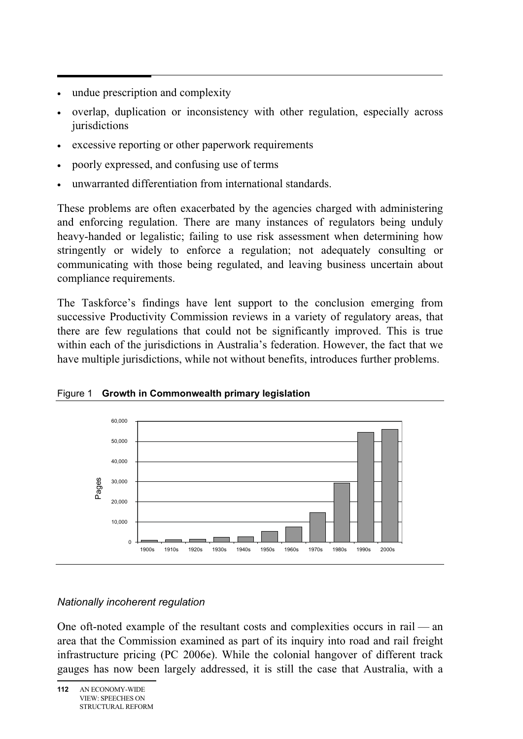- undue prescription and complexity
- overlap, duplication or inconsistency with other regulation, especially across jurisdictions
- excessive reporting or other paperwork requirements
- poorly expressed, and confusing use of terms
- unwarranted differentiation from international standards.

These problems are often exacerbated by the agencies charged with administering and enforcing regulation. There are many instances of regulators being unduly heavy-handed or legalistic; failing to use risk assessment when determining how stringently or widely to enforce a regulation; not adequately consulting or communicating with those being regulated, and leaving business uncertain about compliance requirements.

The Taskforce's findings have lent support to the conclusion emerging from successive Productivity Commission reviews in a variety of regulatory areas, that there are few regulations that could not be significantly improved. This is true within each of the jurisdictions in Australia's federation. However, the fact that we have multiple jurisdictions, while not without benefits, introduces further problems.

Figure 1 **Growth in Commonwealth primary legislation**

### *Nationally incoherent regulation*

One oft-noted example of the resultant costs and complexities occurs in rail — an area that the Commission examined as part of its inquiry into road and rail freight infrastructure pricing (PC 2006e). While the colonial hangover of different track gauges has now been largely addressed, it is still the case that Australia, with a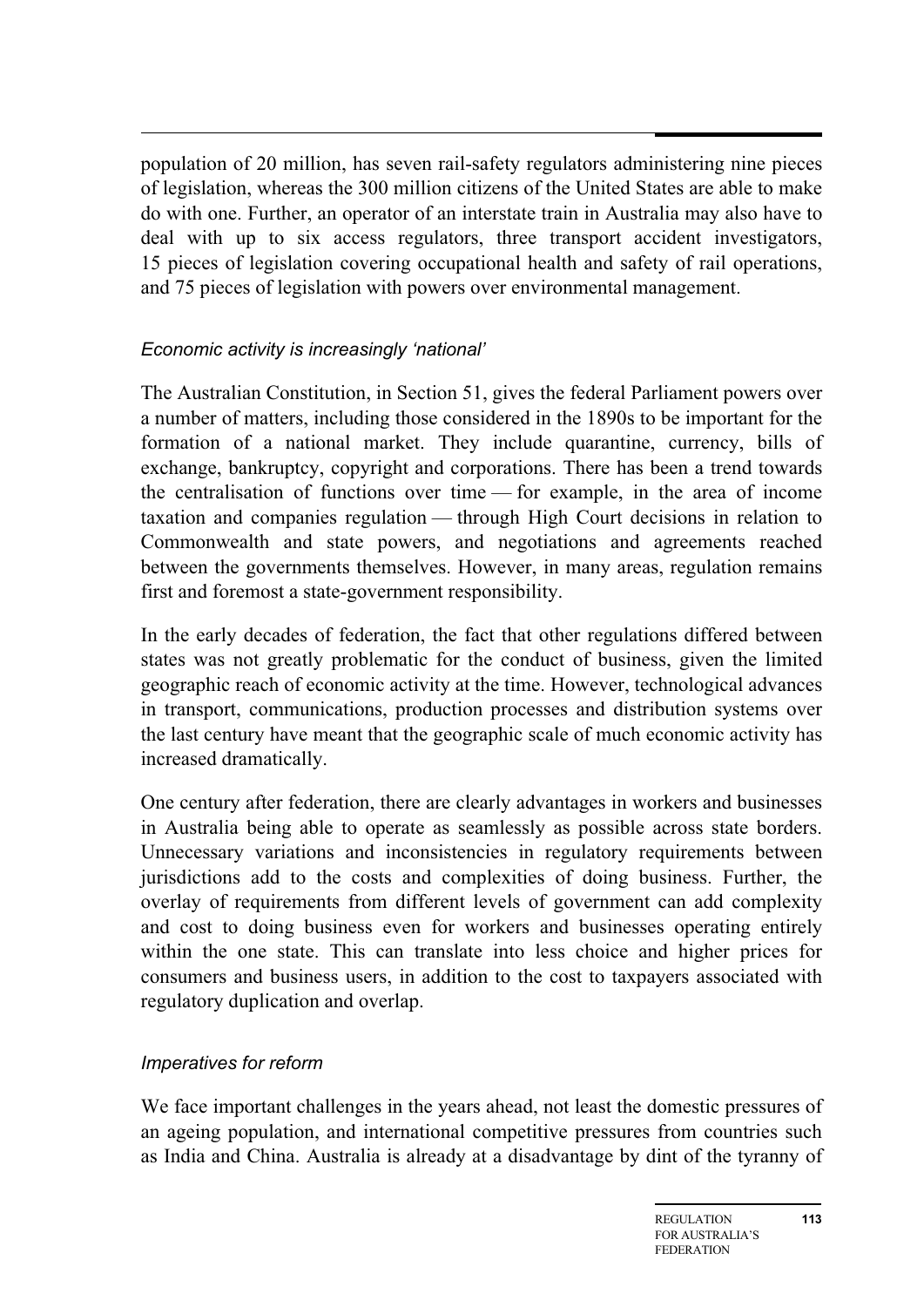population of 20 million, has seven rail-safety regulators administering nine pieces of legislation, whereas the 300 million citizens of the United States are able to make do with one. Further, an operator of an interstate train in Australia may also have to deal with up to six access regulators, three transport accident investigators, 15 pieces of legislation covering occupational health and safety of rail operations, and 75 pieces of legislation with powers over environmental management.

### *Economic activity is increasingly 'national'*

The Australian Constitution, in Section 51, gives the federal Parliament powers over a number of matters, including those considered in the 1890s to be important for the formation of a national market. They include quarantine, currency, bills of exchange, bankruptcy, copyright and corporations. There has been a trend towards the centralisation of functions over time — for example, in the area of income taxation and companies regulation — through High Court decisions in relation to Commonwealth and state powers, and negotiations and agreements reached between the governments themselves. However, in many areas, regulation remains first and foremost a state-government responsibility.

In the early decades of federation, the fact that other regulations differed between states was not greatly problematic for the conduct of business, given the limited geographic reach of economic activity at the time. However, technological advances in transport, communications, production processes and distribution systems over the last century have meant that the geographic scale of much economic activity has increased dramatically.

One century after federation, there are clearly advantages in workers and businesses in Australia being able to operate as seamlessly as possible across state borders. Unnecessary variations and inconsistencies in regulatory requirements between jurisdictions add to the costs and complexities of doing business. Further, the overlay of requirements from different levels of government can add complexity and cost to doing business even for workers and businesses operating entirely within the one state. This can translate into less choice and higher prices for consumers and business users, in addition to the cost to taxpayers associated with regulatory duplication and overlap.

### *Imperatives for reform*

We face important challenges in the years ahead, not least the domestic pressures of an ageing population, and international competitive pressures from countries such as India and China. Australia is already at a disadvantage by dint of the tyranny of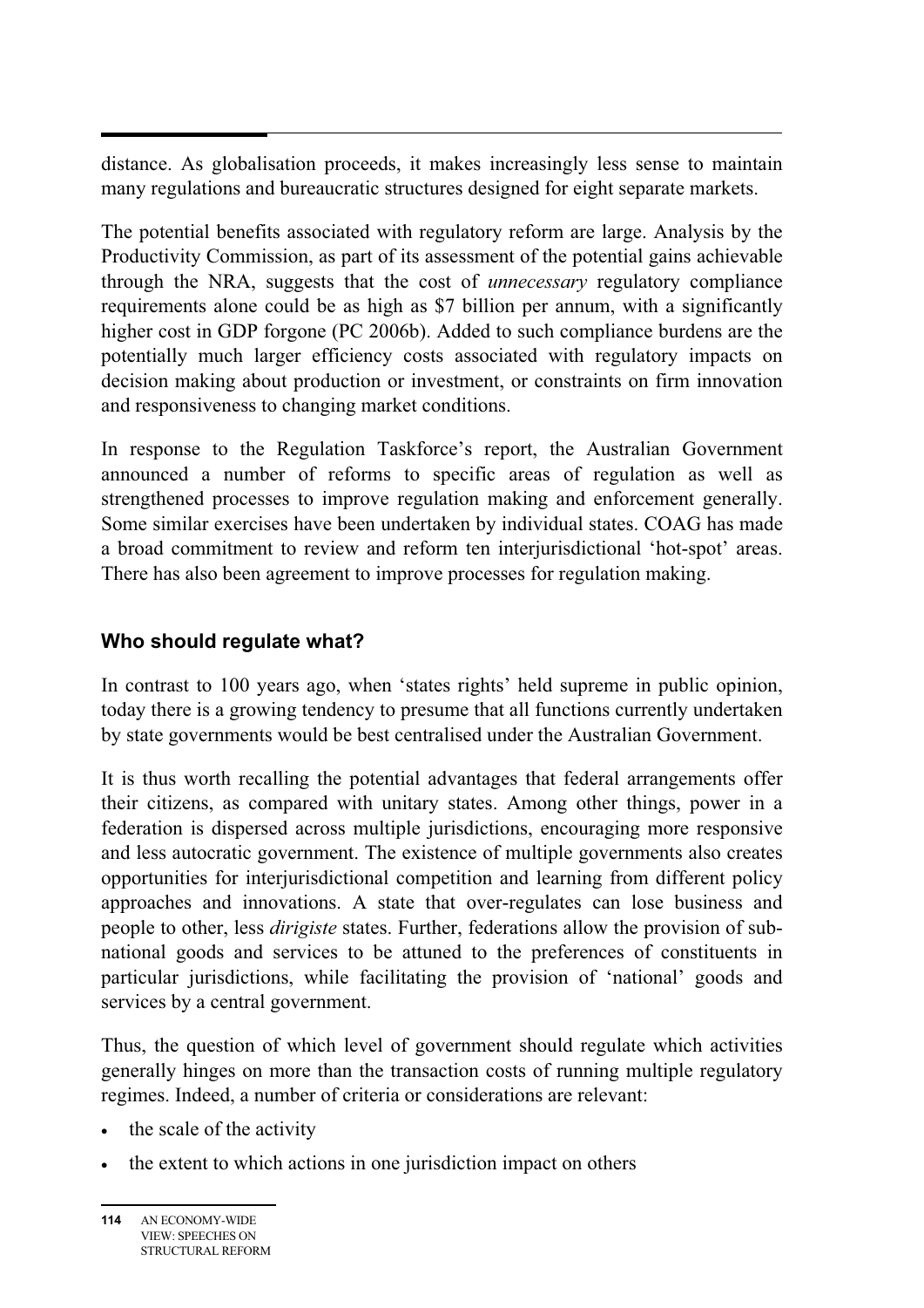distance. As globalisation proceeds, it makes increasingly less sense to maintain many regulations and bureaucratic structures designed for eight separate markets.

The potential benefits associated with regulatory reform are large. Analysis by the Productivity Commission, as part of its assessment of the potential gains achievable through the NRA, suggests that the cost of *unnecessary* regulatory compliance requirements alone could be as high as $7 billion per annum, with a significantly higher cost in GDP forgone (PC 2006b). Added to such compliance burdens are the potentially much larger efficiency costs associated with regulatory impacts on decision making about production or investment, or constraints on firm innovation and responsiveness to changing market conditions.

In response to the Regulation Taskforce's report, the Australian Government announced a number of reforms to specific areas of regulation as well as strengthened processes to improve regulation making and enforcement generally. Some similar exercises have been undertaken by individual states. COAG has made a broad commitment to review and reform ten interjurisdictional 'hot-spot' areas. There has also been agreement to improve processes for regulation making.

## Who should regulate what?

In contrast to 100 years ago, when 'states rights' held supreme in public opinion, today there is a growing tendency to presume that all functions currently undertaken by state governments would be best centralised under the Australian Government.

It is thus worth recalling the potential advantages that federal arrangements offer their citizens, as compared with unitary states. Among other things, power in a federation is dispersed across multiple jurisdictions, encouraging more responsive and less autocratic government. The existence of multiple governments also creates opportunities for interjurisdictional competition and learning from different policy approaches and innovations. A state that over-regulates can lose business and people to other, less *dirigiste* states. Further, federations allow the provision of sub-national goods and services to be attuned to the preferences of constituents in particular jurisdictions, while facilitating the provision of 'national' goods and services by a central government.

Thus, the question of which level of government should regulate which activities generally hinges on more than the transaction costs of running multiple regulatory regimes. Indeed, a number of criteria or considerations are relevant:

- the scale of the activity
- the extent to which actions in one jurisdiction impact on others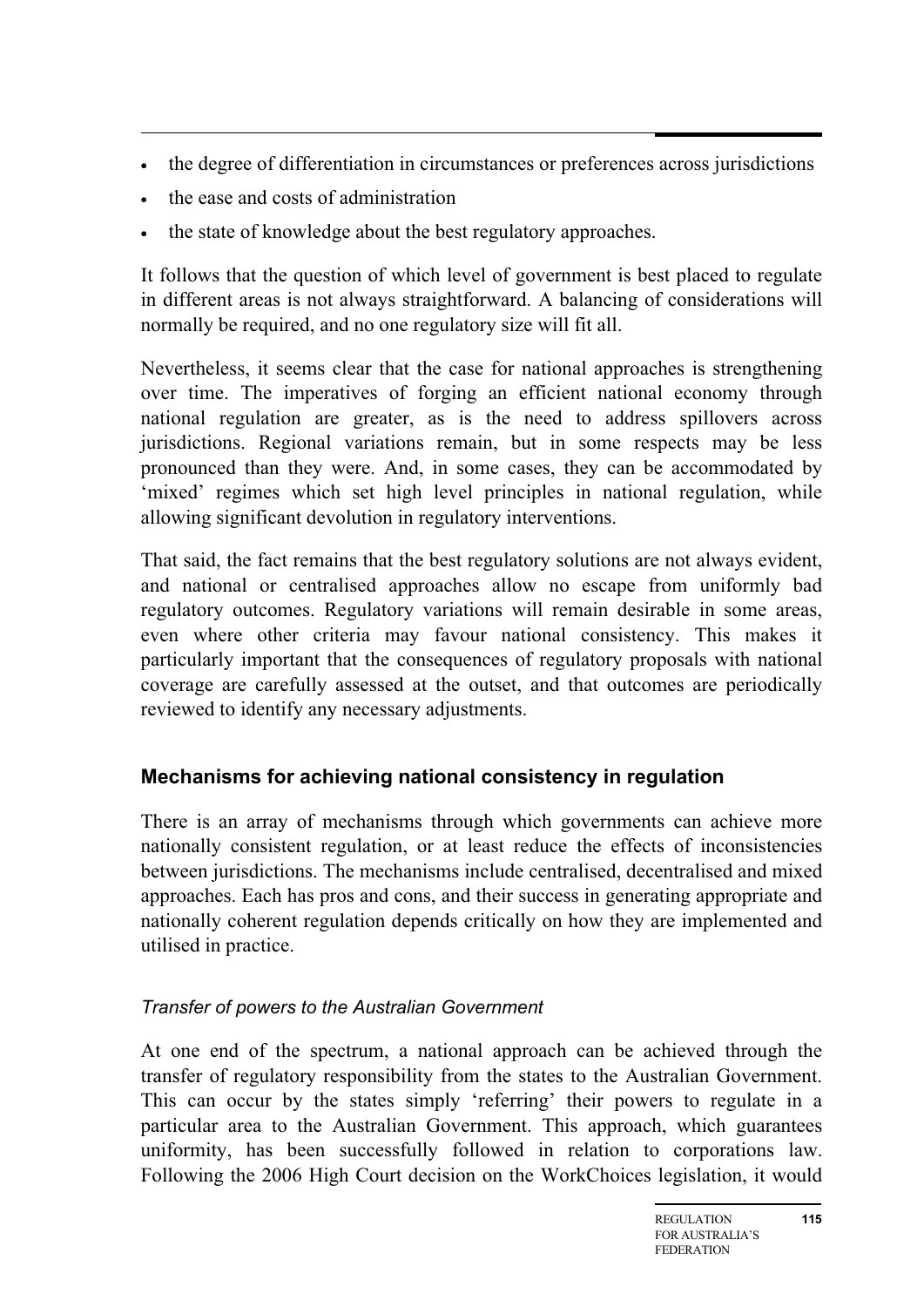- the degree of differentiation in circumstances or preferences across jurisdictions
- the ease and costs of administration
- the state of knowledge about the best regulatory approaches.

It follows that the question of which level of government is best placed to regulate in different areas is not always straightforward. A balancing of considerations will normally be required, and no one regulatory size will fit all.

Nevertheless, it seems clear that the case for national approaches is strengthening over time. The imperatives of forging an efficient national economy through national regulation are greater, as is the need to address spillovers across jurisdictions. Regional variations remain, but in some respects may be less pronounced than they were. And, in some cases, they can be accommodated by 'mixed' regimes which set high level principles in national regulation, while allowing significant devolution in regulatory interventions.

That said, the fact remains that the best regulatory solutions are not always evident, and national or centralised approaches allow no escape from uniformly bad regulatory outcomes. Regulatory variations will remain desirable in some areas, even where other criteria may favour national consistency. This makes it particularly important that the consequences of regulatory proposals with national coverage are carefully assessed at the outset, and that outcomes are periodically reviewed to identify any necessary adjustments.

## Mechanisms for achieving national consistency in regulation

There is an array of mechanisms through which governments can achieve more nationally consistent regulation, or at least reduce the effects of inconsistencies between jurisdictions. The mechanisms include centralised, decentralised and mixed approaches. Each has pros and cons, and their success in generating appropriate and nationally coherent regulation depends critically on how they are implemented and utilised in practice.

### *Transfer of powers to the Australian Government*

At one end of the spectrum, a national approach can be achieved through the transfer of regulatory responsibility from the states to the Australian Government. This can occur by the states simply 'referring' their powers to regulate in a particular area to the Australian Government. This approach, which guarantees uniformity, has been successfully followed in relation to corporations law. Following the 2006 High Court decision on the WorkChoices legislation, it would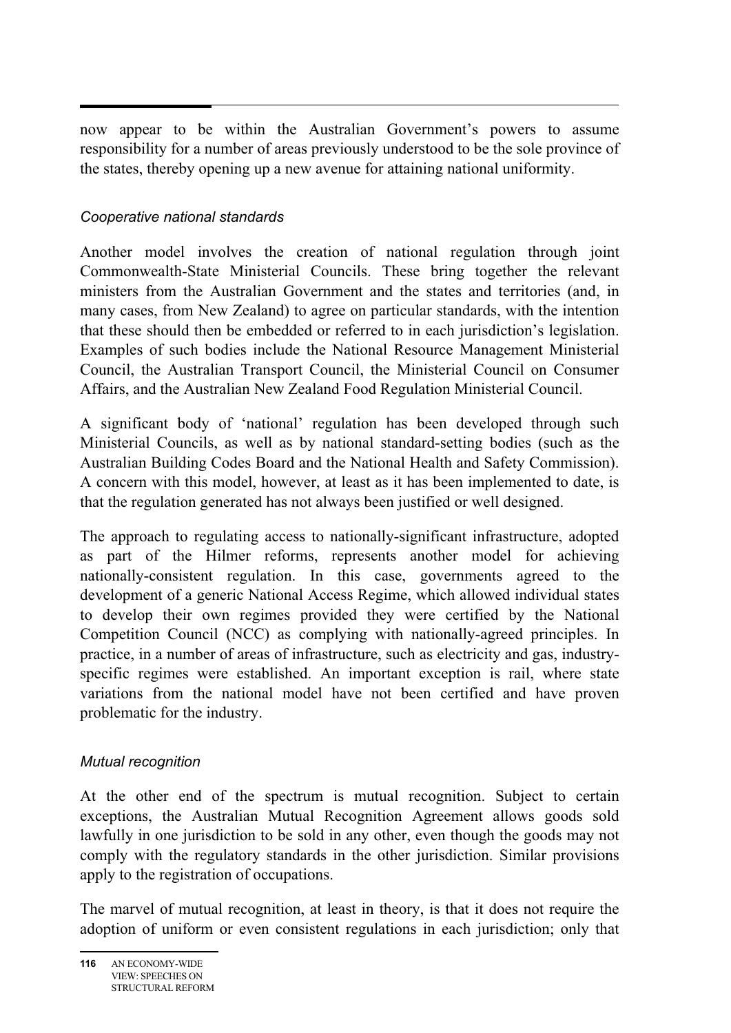now appear to be within the Australian Government's powers to assume responsibility for a number of areas previously understood to be the sole province of the states, thereby opening up a new avenue for attaining national uniformity.

### *Cooperative national standards*

Another model involves the creation of national regulation through joint Commonwealth-State Ministerial Councils. These bring together the relevant ministers from the Australian Government and the states and territories (and, in many cases, from New Zealand) to agree on particular standards, with the intention that these should then be embedded or referred to in each jurisdiction's legislation. Examples of such bodies include the National Resource Management Ministerial Council, the Australian Transport Council, the Ministerial Council on Consumer Affairs, and the Australian New Zealand Food Regulation Ministerial Council.

A significant body of 'national' regulation has been developed through such Ministerial Councils, as well as by national standard-setting bodies (such as the Australian Building Codes Board and the National Health and Safety Commission). A concern with this model, however, at least as it has been implemented to date, is that the regulation generated has not always been justified or well designed.

The approach to regulating access to nationally-significant infrastructure, adopted as part of the Hilmer reforms, represents another model for achieving nationally-consistent regulation. In this case, governments agreed to the development of a generic National Access Regime, which allowed individual states to develop their own regimes provided they were certified by the National Competition Council (NCC) as complying with nationally-agreed principles. In practice, in a number of areas of infrastructure, such as electricity and gas, industry-specific regimes were established. An important exception is rail, where state variations from the national model have not been certified and have proven problematic for the industry.

### *Mutual recognition*

At the other end of the spectrum is mutual recognition. Subject to certain exceptions, the Australian Mutual Recognition Agreement allows goods sold lawfully in one jurisdiction to be sold in any other, even though the goods may not comply with the regulatory standards in the other jurisdiction. Similar provisions apply to the registration of occupations.

The marvel of mutual recognition, at least in theory, is that it does not require the adoption of uniform or even consistent regulations in each jurisdiction; only that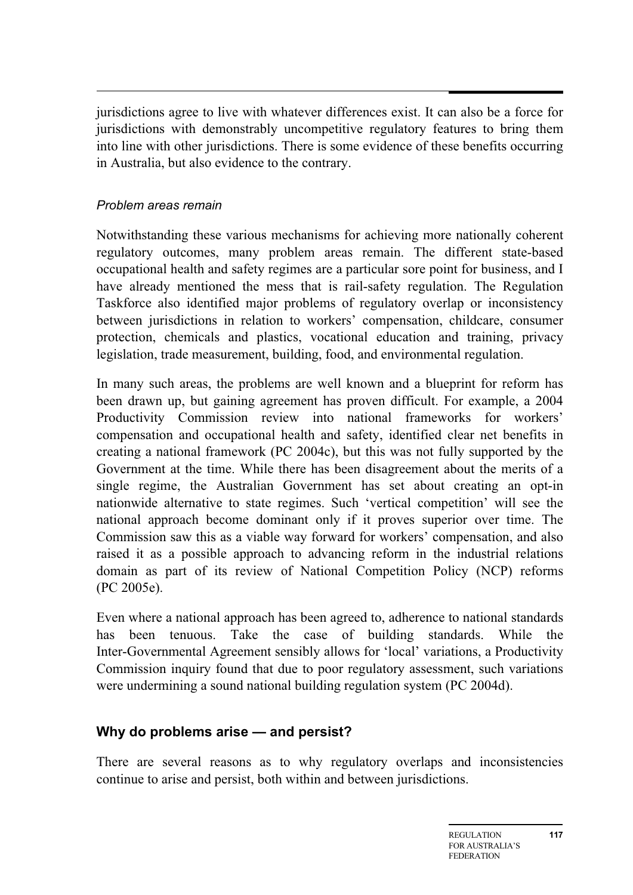jurisdictions agree to live with whatever differences exist. It can also be a force for jurisdictions with demonstrably uncompetitive regulatory features to bring them into line with other jurisdictions. There is some evidence of these benefits occurring in Australia, but also evidence to the contrary.

*Problem areas remain*

Notwithstanding these various mechanisms for achieving more nationally coherent regulatory outcomes, many problem areas remain. The different state-based occupational health and safety regimes are a particular sore point for business, and I have already mentioned the mess that is rail-safety regulation. The Regulation Taskforce also identified major problems of regulatory overlap or inconsistency between jurisdictions in relation to workers' compensation, childcare, consumer protection, chemicals and plastics, vocational education and training, privacy legislation, trade measurement, building, food, and environmental regulation.

In many such areas, the problems are well known and a blueprint for reform has been drawn up, but gaining agreement has proven difficult. For example, a 2004 Productivity Commission review into national frameworks for workers' compensation and occupational health and safety, identified clear net benefits in creating a national framework (PC 2004c), but this was not fully supported by the Government at the time. While there has been disagreement about the merits of a single regime, the Australian Government has set about creating an opt-in nationwide alternative to state regimes. Such 'vertical competition' will see the national approach become dominant only if it proves superior over time. The Commission saw this as a viable way forward for workers' compensation, and also raised it as a possible approach to advancing reform in the industrial relations domain as part of its review of National Competition Policy (NCP) reforms (PC 2005e).

Even where a national approach has been agreed to, adherence to national standards has been tenuous. Take the case of building standards. While the Inter-Governmental Agreement sensibly allows for 'local' variations, a Productivity Commission inquiry found that due to poor regulatory assessment, such variations were undermining a sound national building regulation system (PC 2004d).

## Why do problems arise — and persist?

There are several reasons as to why regulatory overlaps and inconsistencies continue to arise and persist, both within and between jurisdictions.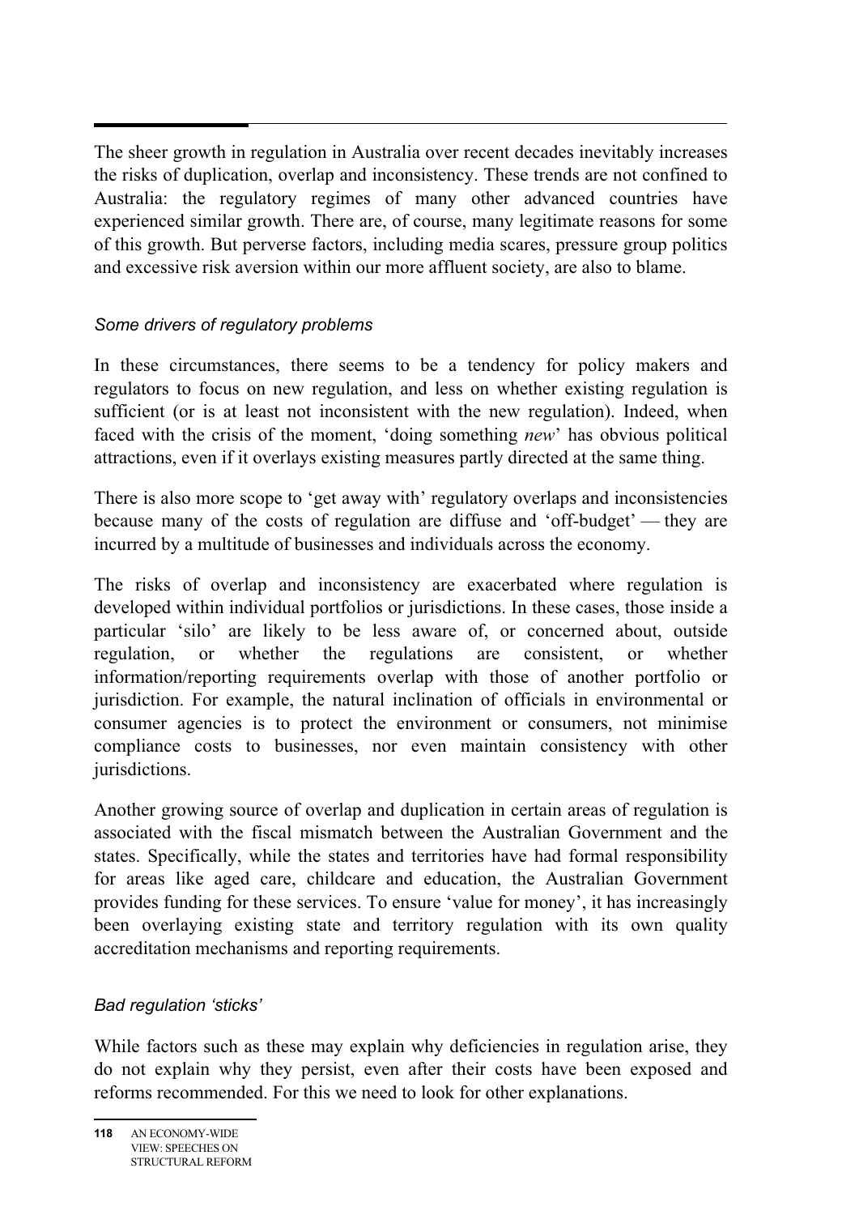The sheer growth in regulation in Australia over recent decades inevitably increases the risks of duplication, overlap and inconsistency. These trends are not confined to Australia: the regulatory regimes of many other advanced countries have experienced similar growth. There are, of course, many legitimate reasons for some of this growth. But perverse factors, including media scares, pressure group politics and excessive risk aversion within our more affluent society, are also to blame.

### *Some drivers of regulatory problems*

In these circumstances, there seems to be a tendency for policy makers and regulators to focus on new regulation, and less on whether existing regulation is sufficient (or is at least not inconsistent with the new regulation). Indeed, when faced with the crisis of the moment, 'doing something *new*' has obvious political attractions, even if it overlays existing measures partly directed at the same thing.

There is also more scope to 'get away with' regulatory overlaps and inconsistencies because many of the costs of regulation are diffuse and 'off-budget' — they are incurred by a multitude of businesses and individuals across the economy.

The risks of overlap and inconsistency are exacerbated where regulation is developed within individual portfolios or jurisdictions. In these cases, those inside a particular 'silo' are likely to be less aware of, or concerned about, outside regulation, or whether the regulations are consistent, or whether information/reporting requirements overlap with those of another portfolio or jurisdiction. For example, the natural inclination of officials in environmental or consumer agencies is to protect the environment or consumers, not minimise compliance costs to businesses, nor even maintain consistency with other jurisdictions.

Another growing source of overlap and duplication in certain areas of regulation is associated with the fiscal mismatch between the Australian Government and the states. Specifically, while the states and territories have had formal responsibility for areas like aged care, childcare and education, the Australian Government provides funding for these services. To ensure 'value for money', it has increasingly been overlaying existing state and territory regulation with its own quality accreditation mechanisms and reporting requirements.

### *Bad regulation 'sticks'*

While factors such as these may explain why deficiencies in regulation arise, they do not explain why they persist, even after their costs have been exposed and reforms recommended. For this we need to look for other explanations.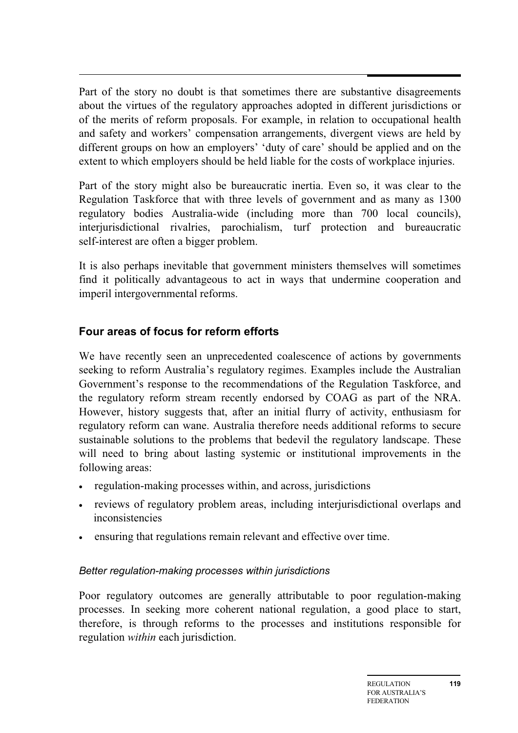Part of the story no doubt is that sometimes there are substantive disagreements about the virtues of the regulatory approaches adopted in different jurisdictions or of the merits of reform proposals. For example, in relation to occupational health and safety and workers' compensation arrangements, divergent views are held by different groups on how an employers' 'duty of care' should be applied and on the extent to which employers should be held liable for the costs of workplace injuries.

Part of the story might also be bureaucratic inertia. Even so, it was clear to the Regulation Taskforce that with three levels of government and as many as 1300 regulatory bodies Australia-wide (including more than 700 local councils), interjurisdictional rivalries, parochialism, turf protection and bureaucratic self-interest are often a bigger problem.

It is also perhaps inevitable that government ministers themselves will sometimes find it politically advantageous to act in ways that undermine cooperation and imperil intergovernmental reforms.

## Four areas of focus for reform efforts

We have recently seen an unprecedented coalescence of actions by governments seeking to reform Australia's regulatory regimes. Examples include the Australian Government's response to the recommendations of the Regulation Taskforce, and the regulatory reform stream recently endorsed by COAG as part of the NRA. However, history suggests that, after an initial flurry of activity, enthusiasm for regulatory reform can wane. Australia therefore needs additional reforms to secure sustainable solutions to the problems that bedevil the regulatory landscape. These will need to bring about lasting systemic or institutional improvements in the following areas:

- regulation-making processes within, and across, jurisdictions
- reviews of regulatory problem areas, including interjurisdictional overlaps and inconsistencies
- ensuring that regulations remain relevant and effective over time.

### *Better regulation-making processes within jurisdictions*

Poor regulatory outcomes are generally attributable to poor regulation-making processes. In seeking more coherent national regulation, a good place to start, therefore, is through reforms to the processes and institutions responsible for regulation *within* each jurisdiction.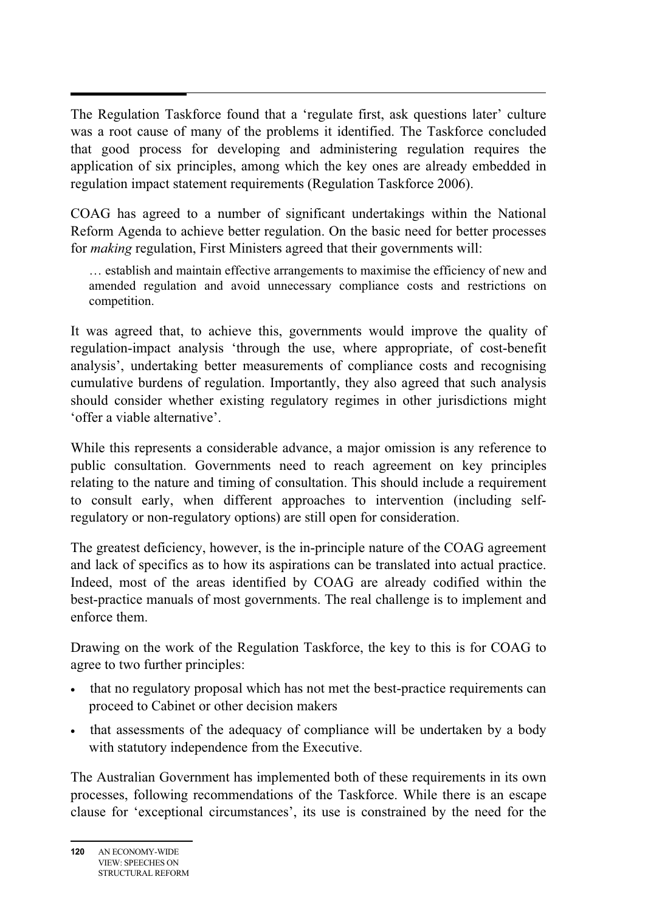The Regulation Taskforce found that a 'regulate first, ask questions later' culture was a root cause of many of the problems it identified. The Taskforce concluded that good process for developing and administering regulation requires the application of six principles, among which the key ones are already embedded in regulation impact statement requirements (Regulation Taskforce 2006).

COAG has agreed to a number of significant undertakings within the National Reform Agenda to achieve better regulation. On the basic need for better processes for *making* regulation, First Ministers agreed that their governments will:

> … establish and maintain effective arrangements to maximise the efficiency of new and amended regulation and avoid unnecessary compliance costs and restrictions on competition.

It was agreed that, to achieve this, governments would improve the quality of regulation-impact analysis 'through the use, where appropriate, of cost-benefit analysis', undertaking better measurements of compliance costs and recognising cumulative burdens of regulation. Importantly, they also agreed that such analysis should consider whether existing regulatory regimes in other jurisdictions might 'offer a viable alternative'.

While this represents a considerable advance, a major omission is any reference to public consultation. Governments need to reach agreement on key principles relating to the nature and timing of consultation. This should include a requirement to consult early, when different approaches to intervention (including self-regulatory or non-regulatory options) are still open for consideration.

The greatest deficiency, however, is the in-principle nature of the COAG agreement and lack of specifics as to how its aspirations can be translated into actual practice. Indeed, most of the areas identified by COAG are already codified within the best-practice manuals of most governments. The real challenge is to implement and enforce them.

Drawing on the work of the Regulation Taskforce, the key to this is for COAG to agree to two further principles:

- that no regulatory proposal which has not met the best-practice requirements can proceed to Cabinet or other decision makers
- that assessments of the adequacy of compliance will be undertaken by a body with statutory independence from the Executive.

The Australian Government has implemented both of these requirements in its own processes, following recommendations of the Taskforce. While there is an escape clause for 'exceptional circumstances', its use is constrained by the need for the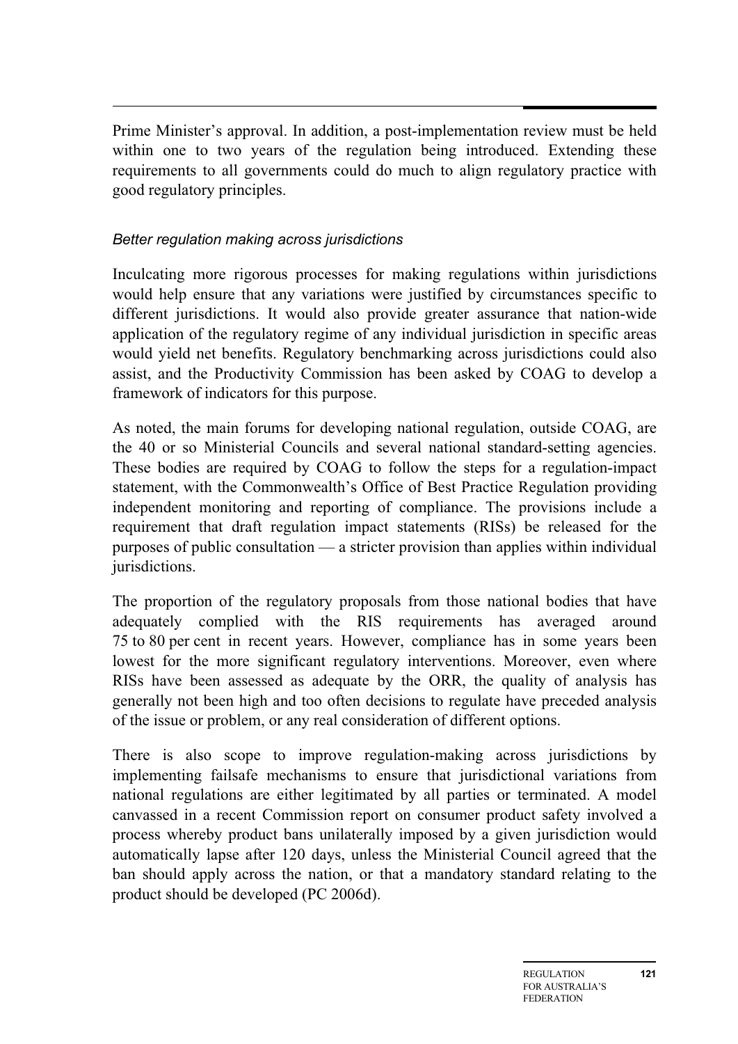Prime Minister's approval. In addition, a post-implementation review must be held within one to two years of the regulation being introduced. Extending these requirements to all governments could do much to align regulatory practice with good regulatory principles.

*Better regulation making across jurisdictions*

Inculcating more rigorous processes for making regulations within jurisdictions would help ensure that any variations were justified by circumstances specific to different jurisdictions. It would also provide greater assurance that nation-wide application of the regulatory regime of any individual jurisdiction in specific areas would yield net benefits. Regulatory benchmarking across jurisdictions could also assist, and the Productivity Commission has been asked by COAG to develop a framework of indicators for this purpose.

As noted, the main forums for developing national regulation, outside COAG, are the 40 or so Ministerial Councils and several national standard-setting agencies. These bodies are required by COAG to follow the steps for a regulation-impact statement, with the Commonwealth's Office of Best Practice Regulation providing independent monitoring and reporting of compliance. The provisions include a requirement that draft regulation impact statements (RISs) be released for the purposes of public consultation — a stricter provision than applies within individual jurisdictions.

The proportion of the regulatory proposals from those national bodies that have adequately complied with the RIS requirements has averaged around 75 to 80 per cent in recent years. However, compliance has in some years been lowest for the more significant regulatory interventions. Moreover, even where RISs have been assessed as adequate by the ORR, the quality of analysis has generally not been high and too often decisions to regulate have preceded analysis of the issue or problem, or any real consideration of different options.

There is also scope to improve regulation-making across jurisdictions by implementing failsafe mechanisms to ensure that jurisdictional variations from national regulations are either legitimated by all parties or terminated. A model canvassed in a recent Commission report on consumer product safety involved a process whereby product bans unilaterally imposed by a given jurisdiction would automatically lapse after 120 days, unless the Ministerial Council agreed that the ban should apply across the nation, or that a mandatory standard relating to the product should be developed (PC 2006d).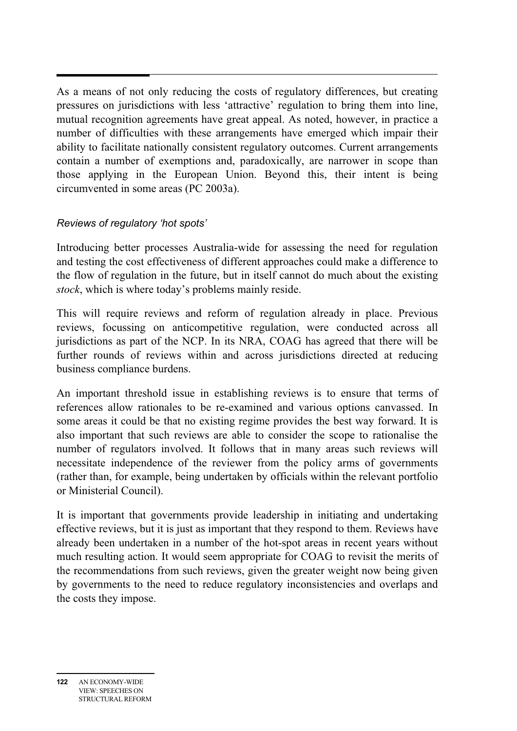As a means of not only reducing the costs of regulatory differences, but creating pressures on jurisdictions with less 'attractive' regulation to bring them into line, mutual recognition agreements have great appeal. As noted, however, in practice a number of difficulties with these arrangements have emerged which impair their ability to facilitate nationally consistent regulatory outcomes. Current arrangements contain a number of exemptions and, paradoxically, are narrower in scope than those applying in the European Union. Beyond this, their intent is being circumvented in some areas (PC 2003a).

### *Reviews of regulatory 'hot spots'*

Introducing better processes Australia-wide for assessing the need for regulation and testing the cost effectiveness of different approaches could make a difference to the flow of regulation in the future, but in itself cannot do much about the existing *stock*, which is where today's problems mainly reside.

This will require reviews and reform of regulation already in place. Previous reviews, focussing on anticompetitive regulation, were conducted across all jurisdictions as part of the NCP. In its NRA, COAG has agreed that there will be further rounds of reviews within and across jurisdictions directed at reducing business compliance burdens.

An important threshold issue in establishing reviews is to ensure that terms of references allow rationales to be re-examined and various options canvassed. In some areas it could be that no existing regime provides the best way forward. It is also important that such reviews are able to consider the scope to rationalise the number of regulators involved. It follows that in many areas such reviews will necessitate independence of the reviewer from the policy arms of governments (rather than, for example, being undertaken by officials within the relevant portfolio or Ministerial Council).

It is important that governments provide leadership in initiating and undertaking effective reviews, but it is just as important that they respond to them. Reviews have already been undertaken in a number of the hot-spot areas in recent years without much resulting action. It would seem appropriate for COAG to revisit the merits of the recommendations from such reviews, given the greater weight now being given by governments to the need to reduce regulatory inconsistencies and overlaps and the costs they impose.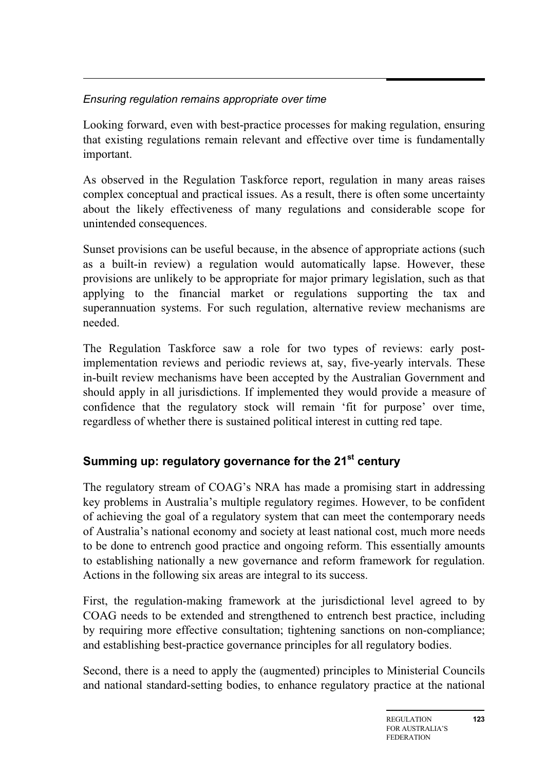*Ensuring regulation remains appropriate over time*

Looking forward, even with best-practice processes for making regulation, ensuring that existing regulations remain relevant and effective over time is fundamentally important.

As observed in the Regulation Taskforce report, regulation in many areas raises complex conceptual and practical issues. As a result, there is often some uncertainty about the likely effectiveness of many regulations and considerable scope for unintended consequences.

Sunset provisions can be useful because, in the absence of appropriate actions (such as a built-in review) a regulation would automatically lapse. However, these provisions are unlikely to be appropriate for major primary legislation, such as that applying to the financial market or regulations supporting the tax and superannuation systems. For such regulation, alternative review mechanisms are needed.

The Regulation Taskforce saw a role for two types of reviews: early post-implementation reviews and periodic reviews at, say, five-yearly intervals. These in-built review mechanisms have been accepted by the Australian Government and should apply in all jurisdictions. If implemented they would provide a measure of confidence that the regulatory stock will remain 'fit for purpose' over time, regardless of whether there is sustained political interest in cutting red tape.

## Summing up: regulatory governance for the 21st century

The regulatory stream of COAG's NRA has made a promising start in addressing key problems in Australia's multiple regulatory regimes. However, to be confident of achieving the goal of a regulatory system that can meet the contemporary needs of Australia's national economy and society at least national cost, much more needs to be done to entrench good practice and ongoing reform. This essentially amounts to establishing nationally a new governance and reform framework for regulation. Actions in the following six areas are integral to its success.

First, the regulation-making framework at the jurisdictional level agreed to by COAG needs to be extended and strengthened to entrench best practice, including by requiring more effective consultation; tightening sanctions on non-compliance; and establishing best-practice governance principles for all regulatory bodies.

Second, there is a need to apply the (augmented) principles to Ministerial Councils and national standard-setting bodies, to enhance regulatory practice at the national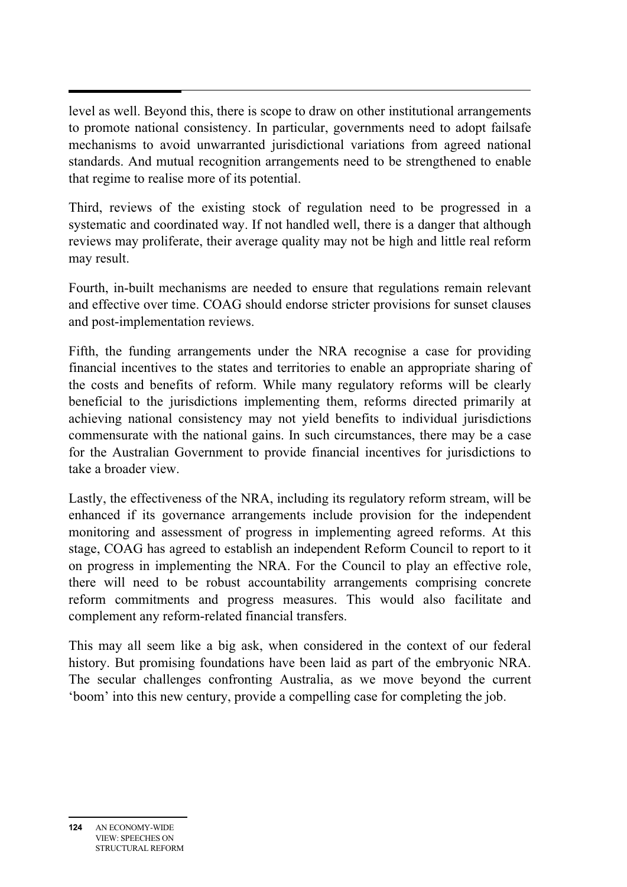level as well. Beyond this, there is scope to draw on other institutional arrangements to promote national consistency. In particular, governments need to adopt failsafe mechanisms to avoid unwarranted jurisdictional variations from agreed national standards. And mutual recognition arrangements need to be strengthened to enable that regime to realise more of its potential.

Third, reviews of the existing stock of regulation need to be progressed in a systematic and coordinated way. If not handled well, there is a danger that although reviews may proliferate, their average quality may not be high and little real reform may result.

Fourth, in-built mechanisms are needed to ensure that regulations remain relevant and effective over time. COAG should endorse stricter provisions for sunset clauses and post-implementation reviews.

Fifth, the funding arrangements under the NRA recognise a case for providing financial incentives to the states and territories to enable an appropriate sharing of the costs and benefits of reform. While many regulatory reforms will be clearly beneficial to the jurisdictions implementing them, reforms directed primarily at achieving national consistency may not yield benefits to individual jurisdictions commensurate with the national gains. In such circumstances, there may be a case for the Australian Government to provide financial incentives for jurisdictions to take a broader view.

Lastly, the effectiveness of the NRA, including its regulatory reform stream, will be enhanced if its governance arrangements include provision for the independent monitoring and assessment of progress in implementing agreed reforms. At this stage, COAG has agreed to establish an independent Reform Council to report to it on progress in implementing the NRA. For the Council to play an effective role, there will need to be robust accountability arrangements comprising concrete reform commitments and progress measures. This would also facilitate and complement any reform-related financial transfers.

This may all seem like a big ask, when considered in the context of our federal history. But promising foundations have been laid as part of the embryonic NRA. The secular challenges confronting Australia, as we move beyond the current 'boom' into this new century, provide a compelling case for completing the job.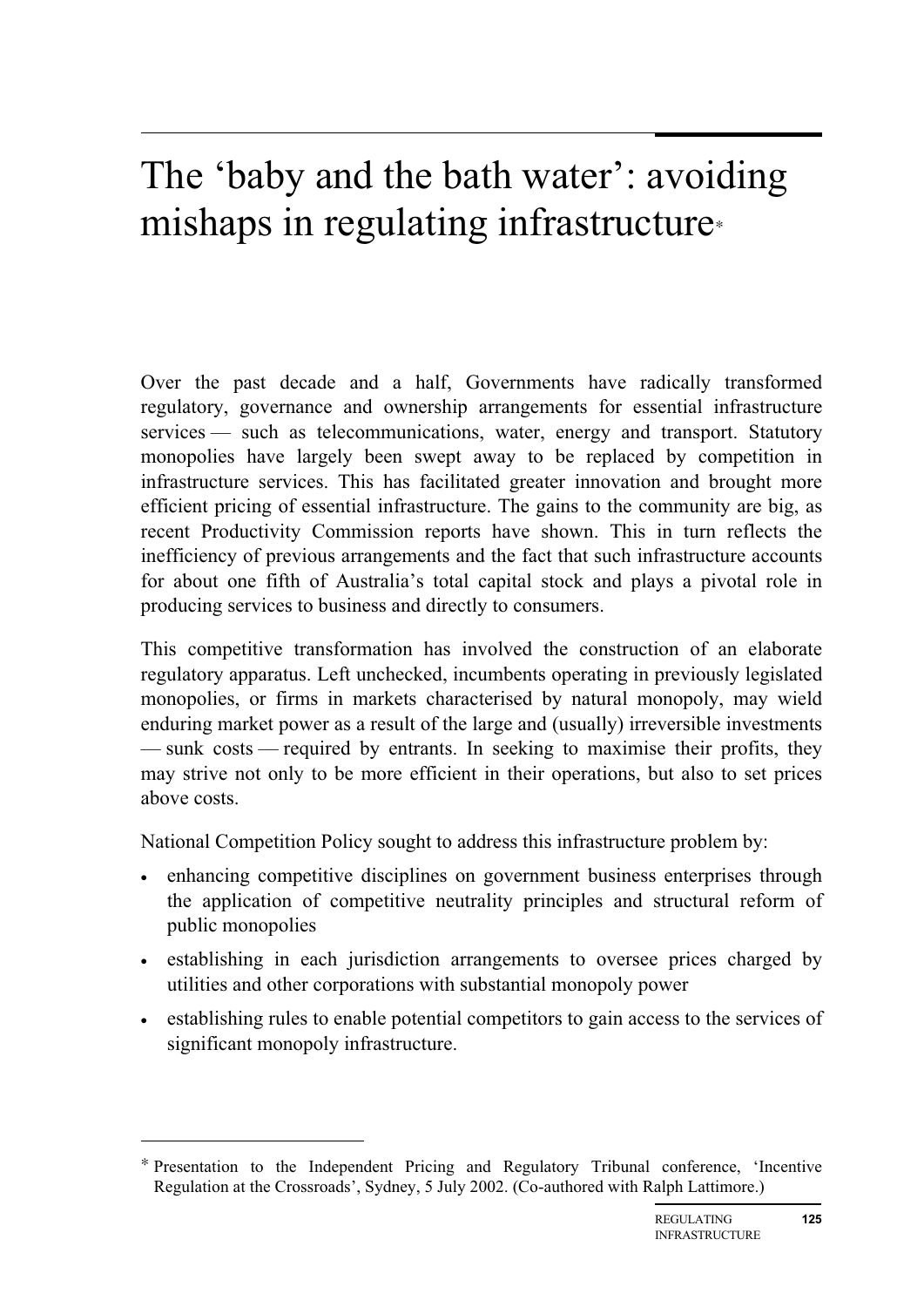# The 'baby and the bath water': avoiding mishaps in regulating infrastructure*

Over the past decade and a half, Governments have radically transformed regulatory, governance and ownership arrangements for essential infrastructure services — such as telecommunications, water, energy and transport. Statutory monopolies have largely been swept away to be replaced by competition in infrastructure services. This has facilitated greater innovation and brought more efficient pricing of essential infrastructure. The gains to the community are big, as recent Productivity Commission reports have shown. This in turn reflects the inefficiency of previous arrangements and the fact that such infrastructure accounts for about one fifth of Australia's total capital stock and plays a pivotal role in producing services to business and directly to consumers.

This competitive transformation has involved the construction of an elaborate regulatory apparatus. Left unchecked, incumbents operating in previously legislated monopolies, or firms in markets characterised by natural monopoly, may wield enduring market power as a result of the large and (usually) irreversible investments — sunk costs — required by entrants. In seeking to maximise their profits, they may strive not only to be more efficient in their operations, but also to set prices above costs.

National Competition Policy sought to address this infrastructure problem by:

- enhancing competitive disciplines on government business enterprises through the application of competitive neutrality principles and structural reform of public monopolies
- establishing in each jurisdiction arrangements to oversee prices charged by utilities and other corporations with substantial monopoly power
- establishing rules to enable potential competitors to gain access to the services of significant monopoly infrastructure.

---

* Presentation to the Independent Pricing and Regulatory Tribunal conference, 'Incentive Regulation at the Crossroads', Sydney, 5 July 2002. (Co-authored with Ralph Lattimore.)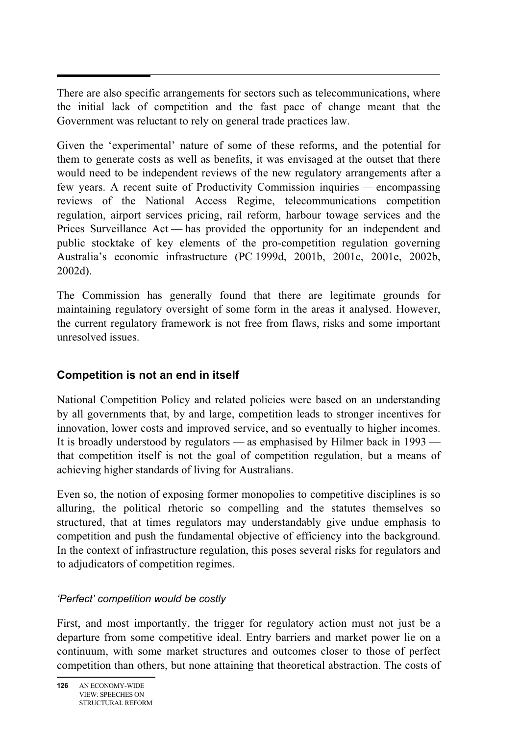There are also specific arrangements for sectors such as telecommunications, where the initial lack of competition and the fast pace of change meant that the Government was reluctant to rely on general trade practices law.

Given the 'experimental' nature of some of these reforms, and the potential for them to generate costs as well as benefits, it was envisaged at the outset that there would need to be independent reviews of the new regulatory arrangements after a few years. A recent suite of Productivity Commission inquiries — encompassing reviews of the National Access Regime, telecommunications competition regulation, airport services pricing, rail reform, harbour towage services and the Prices Surveillance Act — has provided the opportunity for an independent and public stocktake of key elements of the pro-competition regulation governing Australia's economic infrastructure (PC 1999d, 2001b, 2001c, 2001e, 2002b, 2002d).

The Commission has generally found that there are legitimate grounds for maintaining regulatory oversight of some form in the areas it analysed. However, the current regulatory framework is not free from flaws, risks and some important unresolved issues.

## Competition is not an end in itself

National Competition Policy and related policies were based on an understanding by all governments that, by and large, competition leads to stronger incentives for innovation, lower costs and improved service, and so eventually to higher incomes. It is broadly understood by regulators — as emphasised by Hilmer back in 1993 — that competition itself is not the goal of competition regulation, but a means of achieving higher standards of living for Australians.

Even so, the notion of exposing former monopolies to competitive disciplines is so alluring, the political rhetoric so compelling and the statutes themselves so structured, that at times regulators may understandably give undue emphasis to competition and push the fundamental objective of efficiency into the background. In the context of infrastructure regulation, this poses several risks for regulators and to adjudicators of competition regimes.

### *'Perfect' competition would be costly*

First, and most importantly, the trigger for regulatory action must not just be a departure from some competitive ideal. Entry barriers and market power lie on a continuum, with some market structures and outcomes closer to those of perfect competition than others, but none attaining that theoretical abstraction. The costs of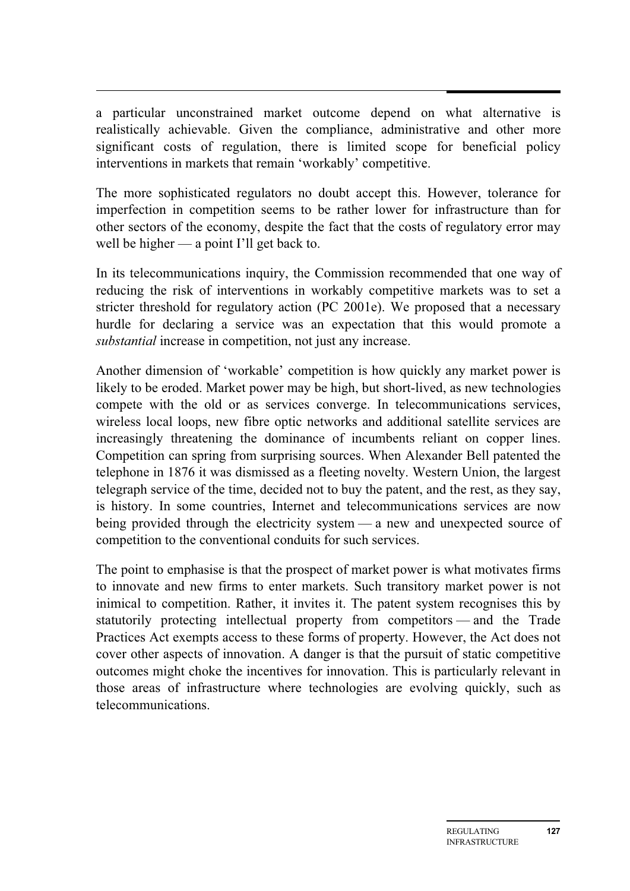a particular unconstrained market outcome depend on what alternative is realistically achievable. Given the compliance, administrative and other more significant costs of regulation, there is limited scope for beneficial policy interventions in markets that remain 'workably' competitive.

The more sophisticated regulators no doubt accept this. However, tolerance for imperfection in competition seems to be rather lower for infrastructure than for other sectors of the economy, despite the fact that the costs of regulatory error may well be higher — a point I'll get back to.

In its telecommunications inquiry, the Commission recommended that one way of reducing the risk of interventions in workably competitive markets was to set a stricter threshold for regulatory action (PC 2001e). We proposed that a necessary hurdle for declaring a service was an expectation that this would promote a *substantial* increase in competition, not just any increase.

Another dimension of 'workable' competition is how quickly any market power is likely to be eroded. Market power may be high, but short-lived, as new technologies compete with the old or as services converge. In telecommunications services, wireless local loops, new fibre optic networks and additional satellite services are increasingly threatening the dominance of incumbents reliant on copper lines. Competition can spring from surprising sources. When Alexander Bell patented the telephone in 1876 it was dismissed as a fleeting novelty. Western Union, the largest telegraph service of the time, decided not to buy the patent, and the rest, as they say, is history. In some countries, Internet and telecommunications services are now being provided through the electricity system — a new and unexpected source of competition to the conventional conduits for such services.

The point to emphasise is that the prospect of market power is what motivates firms to innovate and new firms to enter markets. Such transitory market power is not inimical to competition. Rather, it invites it. The patent system recognises this by statutorily protecting intellectual property from competitors — and the Trade Practices Act exempts access to these forms of property. However, the Act does not cover other aspects of innovation. A danger is that the pursuit of static competitive outcomes might choke the incentives for innovation. This is particularly relevant in those areas of infrastructure where technologies are evolving quickly, such as telecommunications.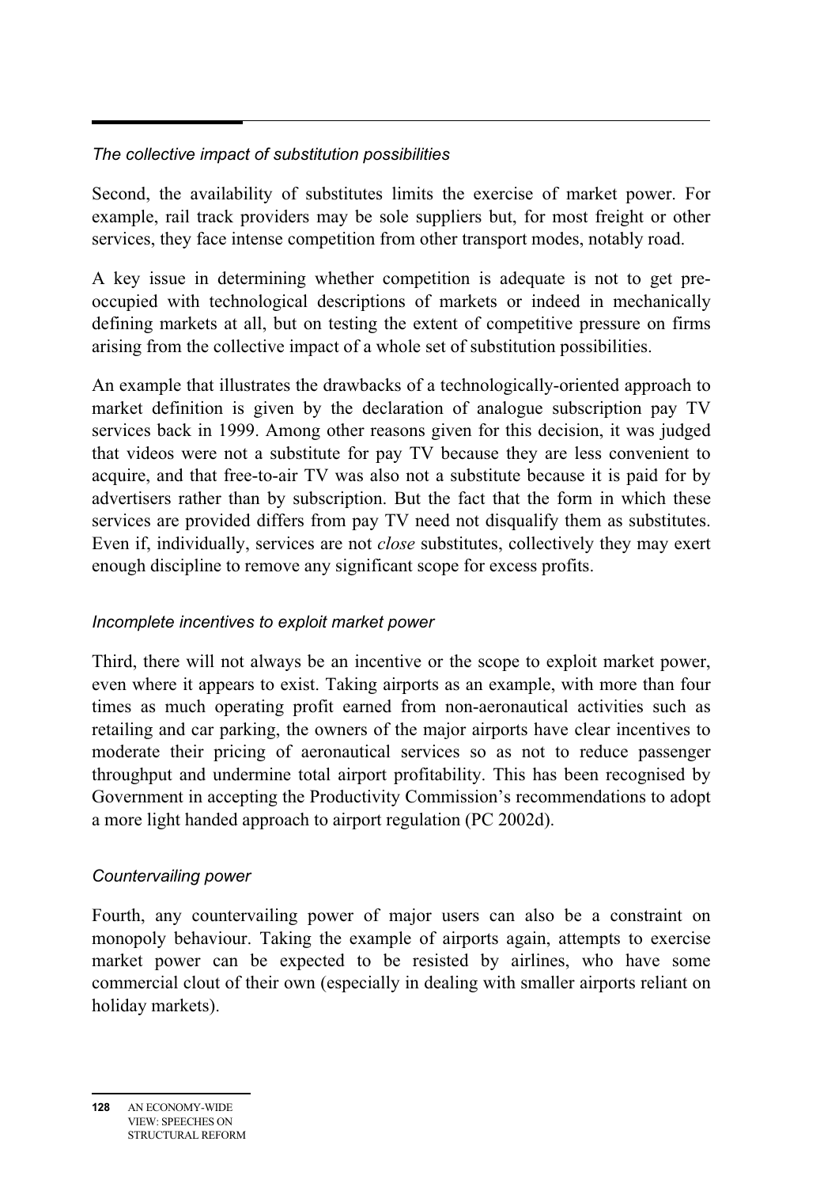*The collective impact of substitution possibilities*

Second, the availability of substitutes limits the exercise of market power. For example, rail track providers may be sole suppliers but, for most freight or other services, they face intense competition from other transport modes, notably road.

A key issue in determining whether competition is adequate is not to get pre-occupied with technological descriptions of markets or indeed in mechanically defining markets at all, but on testing the extent of competitive pressure on firms arising from the collective impact of a whole set of substitution possibilities.

An example that illustrates the drawbacks of a technologically-oriented approach to market definition is given by the declaration of analogue subscription pay TV services back in 1999. Among other reasons given for this decision, it was judged that videos were not a substitute for pay TV because they are less convenient to acquire, and that free-to-air TV was also not a substitute because it is paid for by advertisers rather than by subscription. But the fact that the form in which these services are provided differs from pay TV need not disqualify them as substitutes. Even if, individually, services are not *close* substitutes, collectively they may exert enough discipline to remove any significant scope for excess profits.

*Incomplete incentives to exploit market power*

Third, there will not always be an incentive or the scope to exploit market power, even where it appears to exist. Taking airports as an example, with more than four times as much operating profit earned from non-aeronautical activities such as retailing and car parking, the owners of the major airports have clear incentives to moderate their pricing of aeronautical services so as not to reduce passenger throughput and undermine total airport profitability. This has been recognised by Government in accepting the Productivity Commission's recommendations to adopt a more light handed approach to airport regulation (PC 2002d).

*Countervailing power*

Fourth, any countervailing power of major users can also be a constraint on monopoly behaviour. Taking the example of airports again, attempts to exercise market power can be expected to be resisted by airlines, who have some commercial clout of their own (especially in dealing with smaller airports reliant on holiday markets).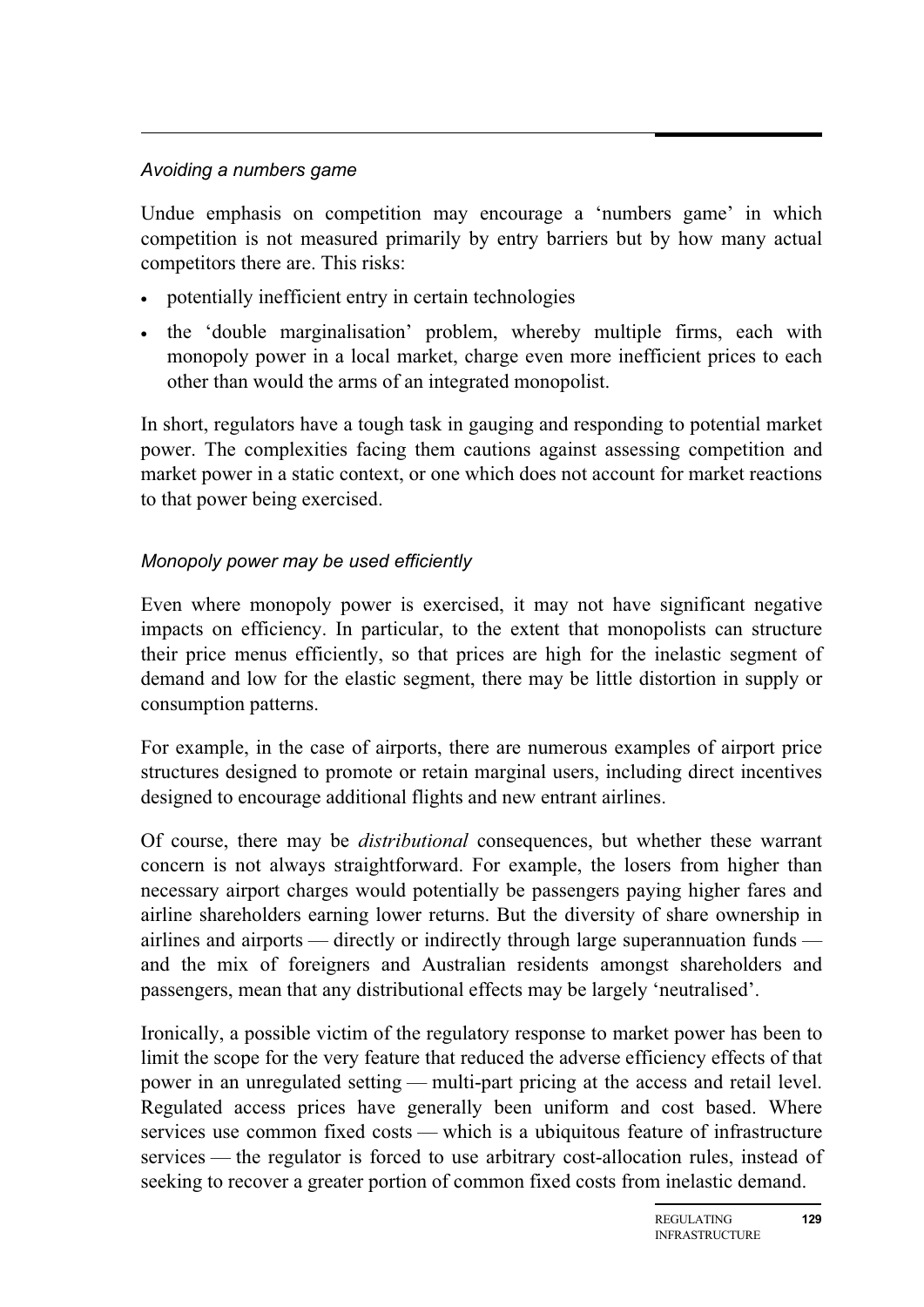*Avoiding a numbers game*

Undue emphasis on competition may encourage a 'numbers game' in which competition is not measured primarily by entry barriers but by how many actual competitors there are. This risks:

- potentially inefficient entry in certain technologies
- the 'double marginalisation' problem, whereby multiple firms, each with monopoly power in a local market, charge even more inefficient prices to each other than would the arms of an integrated monopolist.

In short, regulators have a tough task in gauging and responding to potential market power. The complexities facing them cautions against assessing competition and market power in a static context, or one which does not account for market reactions to that power being exercised.

*Monopoly power may be used efficiently*

Even where monopoly power is exercised, it may not have significant negative impacts on efficiency. In particular, to the extent that monopolists can structure their price menus efficiently, so that prices are high for the inelastic segment of demand and low for the elastic segment, there may be little distortion in supply or consumption patterns.

For example, in the case of airports, there are numerous examples of airport price structures designed to promote or retain marginal users, including direct incentives designed to encourage additional flights and new entrant airlines.

Of course, there may be *distributional* consequences, but whether these warrant concern is not always straightforward. For example, the losers from higher than necessary airport charges would potentially be passengers paying higher fares and airline shareholders earning lower returns. But the diversity of share ownership in airlines and airports — directly or indirectly through large superannuation funds — and the mix of foreigners and Australian residents amongst shareholders and passengers, mean that any distributional effects may be largely 'neutralised'.

Ironically, a possible victim of the regulatory response to market power has been to limit the scope for the very feature that reduced the adverse efficiency effects of that power in an unregulated setting — multi-part pricing at the access and retail level. Regulated access prices have generally been uniform and cost based. Where services use common fixed costs — which is a ubiquitous feature of infrastructure services — the regulator is forced to use arbitrary cost-allocation rules, instead of seeking to recover a greater portion of common fixed costs from inelastic demand.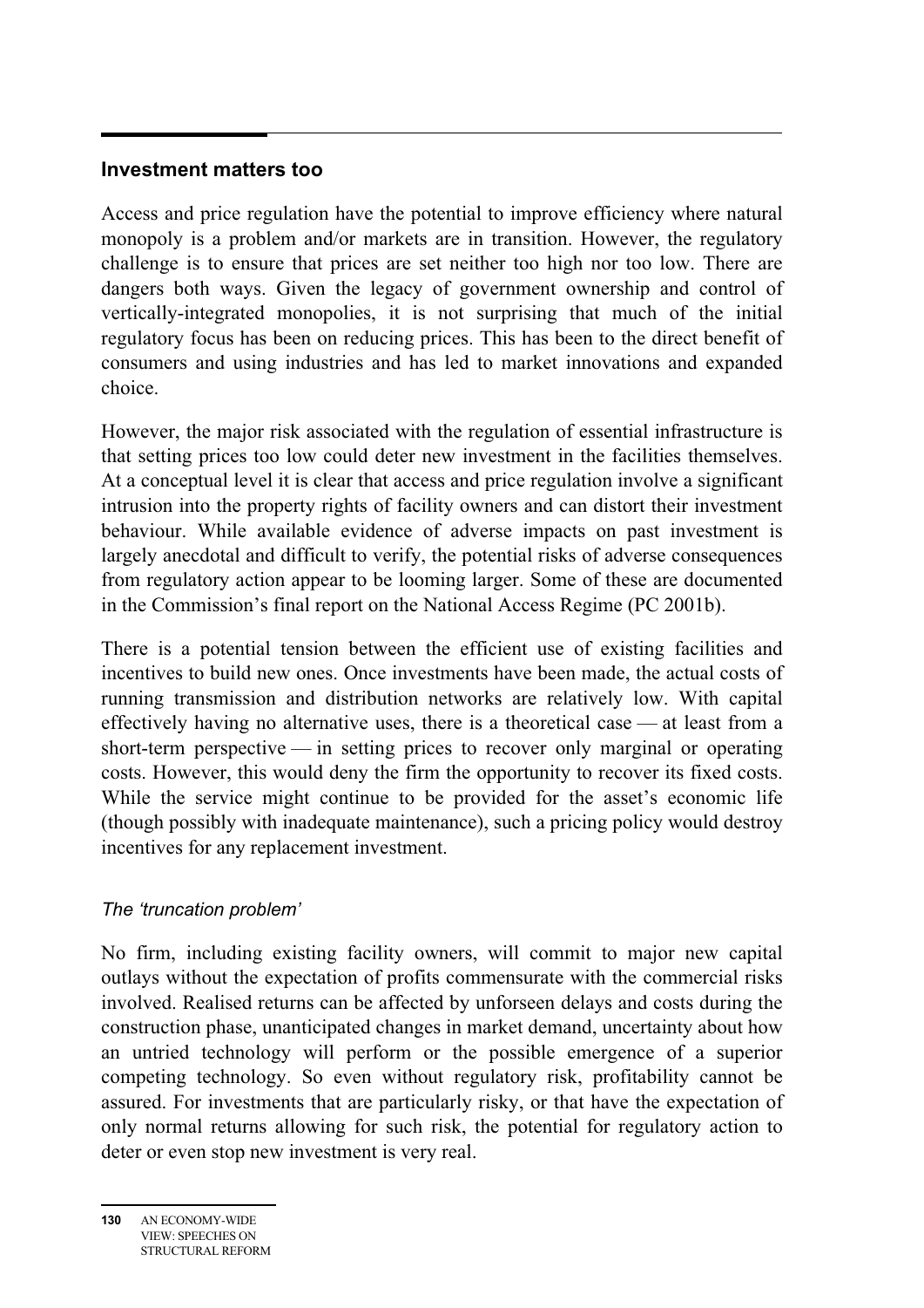## Investment matters too

Access and price regulation have the potential to improve efficiency where natural monopoly is a problem and/or markets are in transition. However, the regulatory challenge is to ensure that prices are set neither too high nor too low. There are dangers both ways. Given the legacy of government ownership and control of vertically-integrated monopolies, it is not surprising that much of the initial regulatory focus has been on reducing prices. This has been to the direct benefit of consumers and using industries and has led to market innovations and expanded choice.

However, the major risk associated with the regulation of essential infrastructure is that setting prices too low could deter new investment in the facilities themselves. At a conceptual level it is clear that access and price regulation involve a significant intrusion into the property rights of facility owners and can distort their investment behaviour. While available evidence of adverse impacts on past investment is largely anecdotal and difficult to verify, the potential risks of adverse consequences from regulatory action appear to be looming larger. Some of these are documented in the Commission's final report on the National Access Regime (PC 2001b).

There is a potential tension between the efficient use of existing facilities and incentives to build new ones. Once investments have been made, the actual costs of running transmission and distribution networks are relatively low. With capital effectively having no alternative uses, there is a theoretical case — at least from a short-term perspective — in setting prices to recover only marginal or operating costs. However, this would deny the firm the opportunity to recover its fixed costs. While the service might continue to be provided for the asset's economic life (though possibly with inadequate maintenance), such a pricing policy would destroy incentives for any replacement investment.

### *The 'truncation problem'*

No firm, including existing facility owners, will commit to major new capital outlays without the expectation of profits commensurate with the commercial risks involved. Realised returns can be affected by unforseen delays and costs during the construction phase, unanticipated changes in market demand, uncertainty about how an untried technology will perform or the possible emergence of a superior competing technology. So even without regulatory risk, profitability cannot be assured. For investments that are particularly risky, or that have the expectation of only normal returns allowing for such risk, the potential for regulatory action to deter or even stop new investment is very real.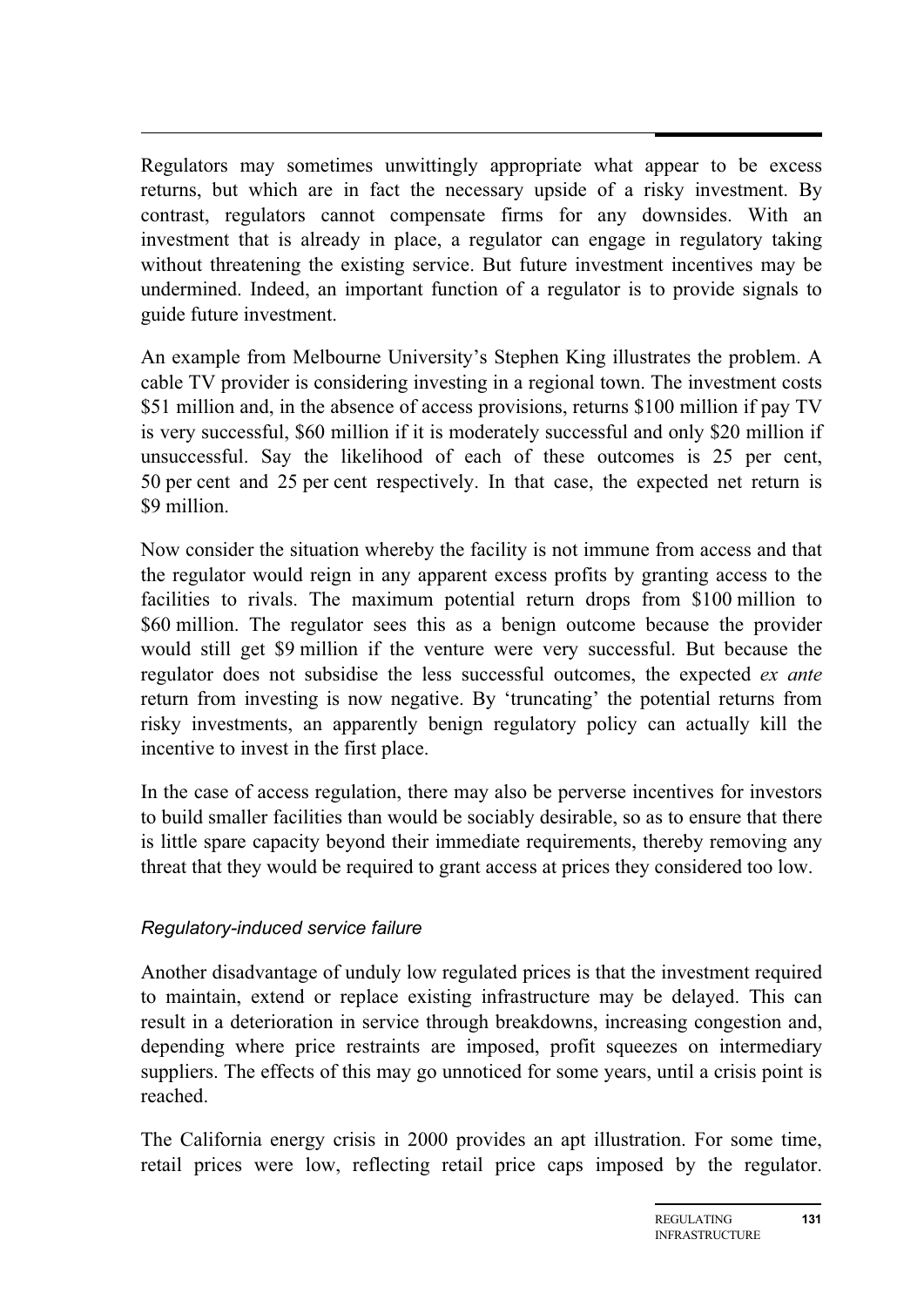Regulators may sometimes unwittingly appropriate what appear to be excess returns, but which are in fact the necessary upside of a risky investment. By contrast, regulators cannot compensate firms for any downsides. With an investment that is already in place, a regulator can engage in regulatory taking without threatening the existing service. But future investment incentives may be undermined. Indeed, an important function of a regulator is to provide signals to guide future investment.

An example from Melbourne University's Stephen King illustrates the problem. A cable TV provider is considering investing in a regional town. The investment costs $51 million and, in the absence of access provisions, returns $100 million if pay TV is very successful, $60 million if it is moderately successful and only $20 million if unsuccessful. Say the likelihood of each of these outcomes is 25 per cent, 50 per cent and 25 per cent respectively. In that case, the expected net return is $9 million.

Now consider the situation whereby the facility is not immune from access and that the regulator would reign in any apparent excess profits by granting access to the facilities to rivals. The maximum potential return drops from $100 million to $60 million. The regulator sees this as a benign outcome because the provider would still get $9 million if the venture were very successful. But because the regulator does not subsidise the less successful outcomes, the expected *ex ante* return from investing is now negative. By 'truncating' the potential returns from risky investments, an apparently benign regulatory policy can actually kill the incentive to invest in the first place.

In the case of access regulation, there may also be perverse incentives for investors to build smaller facilities than would be sociably desirable, so as to ensure that there is little spare capacity beyond their immediate requirements, thereby removing any threat that they would be required to grant access at prices they considered too low.

### *Regulatory-induced service failure*

Another disadvantage of unduly low regulated prices is that the investment required to maintain, extend or replace existing infrastructure may be delayed. This can result in a deterioration in service through breakdowns, increasing congestion and, depending where price restraints are imposed, profit squeezes on intermediary suppliers. The effects of this may go unnoticed for some years, until a crisis point is reached.

The California energy crisis in 2000 provides an apt illustration. For some time, retail prices were low, reflecting retail price caps imposed by the regulator.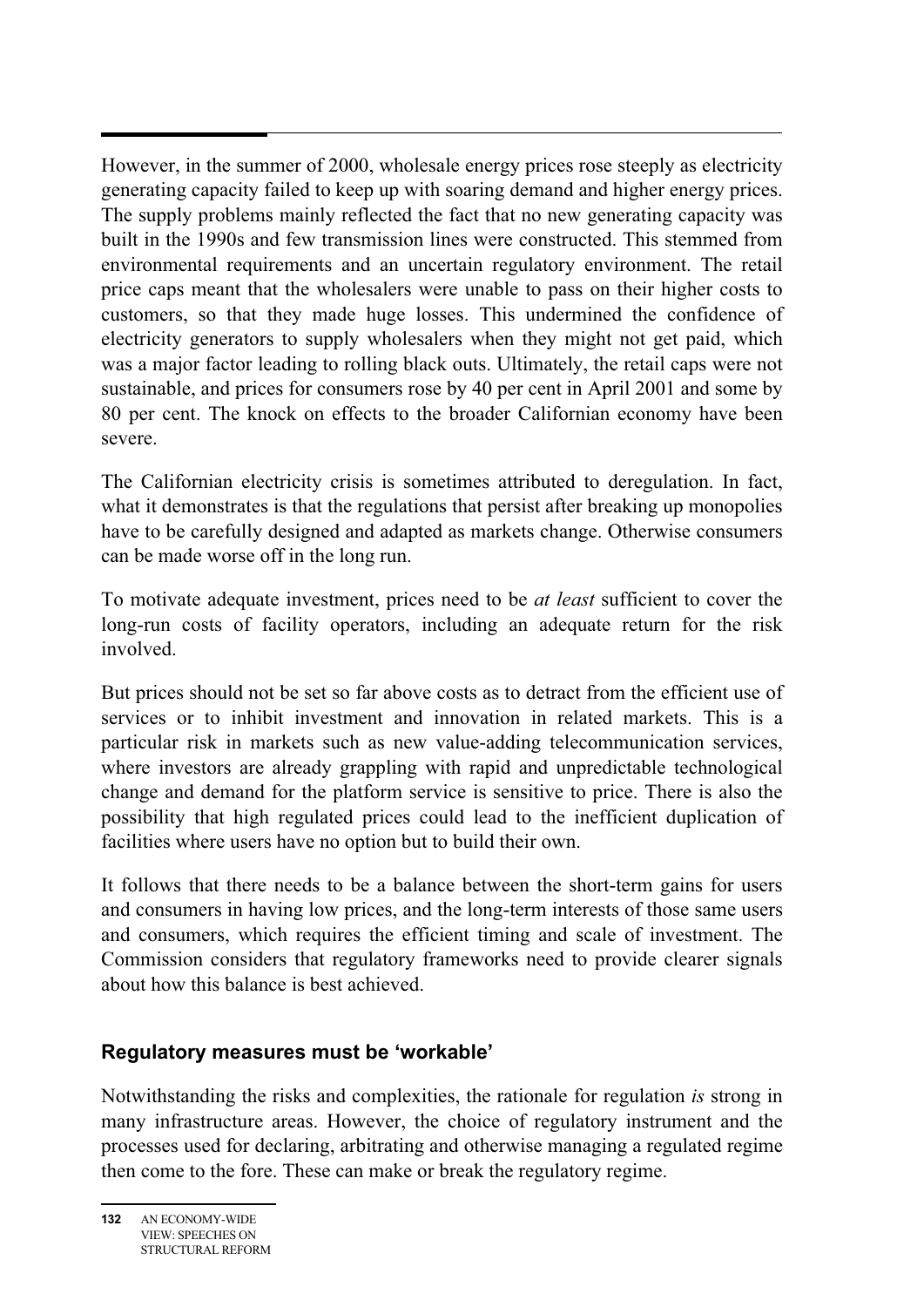However, in the summer of 2000, wholesale energy prices rose steeply as electricity generating capacity failed to keep up with soaring demand and higher energy prices. The supply problems mainly reflected the fact that no new generating capacity was built in the 1990s and few transmission lines were constructed. This stemmed from environmental requirements and an uncertain regulatory environment. The retail price caps meant that the wholesalers were unable to pass on their higher costs to customers, so that they made huge losses. This undermined the confidence of electricity generators to supply wholesalers when they might not get paid, which was a major factor leading to rolling black outs. Ultimately, the retail caps were not sustainable, and prices for consumers rose by 40 per cent in April 2001 and some by 80 per cent. The knock on effects to the broader Californian economy have been severe.

The Californian electricity crisis is sometimes attributed to deregulation. In fact, what it demonstrates is that the regulations that persist after breaking up monopolies have to be carefully designed and adapted as markets change. Otherwise consumers can be made worse off in the long run.

To motivate adequate investment, prices need to be *at least* sufficient to cover the long-run costs of facility operators, including an adequate return for the risk involved.

But prices should not be set so far above costs as to detract from the efficient use of services or to inhibit investment and innovation in related markets. This is a particular risk in markets such as new value-adding telecommunication services, where investors are already grappling with rapid and unpredictable technological change and demand for the platform service is sensitive to price. There is also the possibility that high regulated prices could lead to the inefficient duplication of facilities where users have no option but to build their own.

It follows that there needs to be a balance between the short-term gains for users and consumers in having low prices, and the long-term interests of those same users and consumers, which requires the efficient timing and scale of investment. The Commission considers that regulatory frameworks need to provide clearer signals about how this balance is best achieved.

## Regulatory measures must be 'workable'

Notwithstanding the risks and complexities, the rationale for regulation *is* strong in many infrastructure areas. However, the choice of regulatory instrument and the processes used for declaring, arbitrating and otherwise managing a regulated regime then come to the fore. These can make or break the regulatory regime.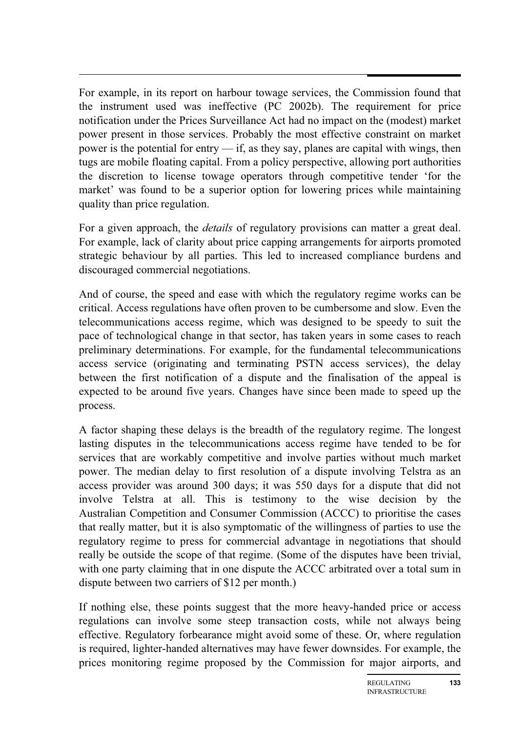For example, in its report on harbour towage services, the Commission found that the instrument used was ineffective (PC 2002b). The requirement for price notification under the Prices Surveillance Act had no impact on the (modest) market power present in those services. Probably the most effective constraint on market power is the potential for entry — if, as they say, planes are capital with wings, then tugs are mobile floating capital. From a policy perspective, allowing port authorities the discretion to license towage operators through competitive tender 'for the market' was found to be a superior option for lowering prices while maintaining quality than price regulation.

For a given approach, the *details* of regulatory provisions can matter a great deal. For example, lack of clarity about price capping arrangements for airports promoted strategic behaviour by all parties. This led to increased compliance burdens and discouraged commercial negotiations.

And of course, the speed and ease with which the regulatory regime works can be critical. Access regulations have often proven to be cumbersome and slow. Even the telecommunications access regime, which was designed to be speedy to suit the pace of technological change in that sector, has taken years in some cases to reach preliminary determinations. For example, for the fundamental telecommunications access service (originating and terminating PSTN access services), the delay between the first notification of a dispute and the finalisation of the appeal is expected to be around five years. Changes have since been made to speed up the process.

A factor shaping these delays is the breadth of the regulatory regime. The longest lasting disputes in the telecommunications access regime have tended to be for services that are workably competitive and involve parties without much market power. The median delay to first resolution of a dispute involving Telstra as an access provider was around 300 days; it was 550 days for a dispute that did not involve Telstra at all. This is testimony to the wise decision by the Australian Competition and Consumer Commission (ACCC) to prioritise the cases that really matter, but it is also symptomatic of the willingness of parties to use the regulatory regime to press for commercial advantage in negotiations that should really be outside the scope of that regime. (Some of the disputes have been trivial, with one party claiming that in one dispute the ACCC arbitrated over a total sum in dispute between two carriers of $12 per month.)

If nothing else, these points suggest that the more heavy-handed price or access regulations can involve some steep transaction costs, while not always being effective. Regulatory forbearance might avoid some of these. Or, where regulation is required, lighter-handed alternatives may have fewer downsides. For example, the prices monitoring regime proposed by the Commission for major airports, and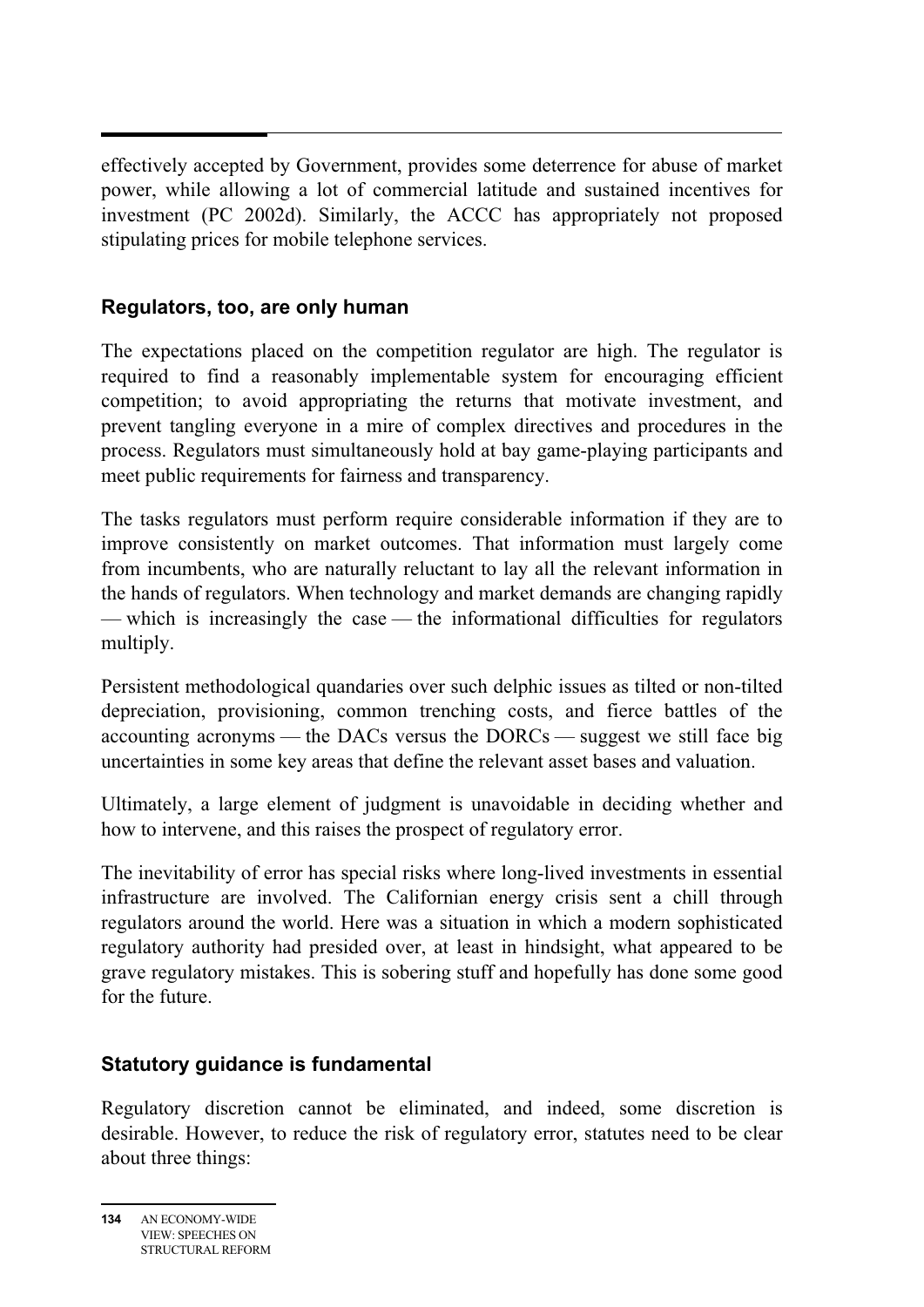effectively accepted by Government, provides some deterrence for abuse of market power, while allowing a lot of commercial latitude and sustained incentives for investment (PC 2002d). Similarly, the ACCC has appropriately not proposed stipulating prices for mobile telephone services.

## Regulators, too, are only human

The expectations placed on the competition regulator are high. The regulator is required to find a reasonably implementable system for encouraging efficient competition; to avoid appropriating the returns that motivate investment, and prevent tangling everyone in a mire of complex directives and procedures in the process. Regulators must simultaneously hold at bay game-playing participants and meet public requirements for fairness and transparency.

The tasks regulators must perform require considerable information if they are to improve consistently on market outcomes. That information must largely come from incumbents, who are naturally reluctant to lay all the relevant information in the hands of regulators. When technology and market demands are changing rapidly — which is increasingly the case — the informational difficulties for regulators multiply.

Persistent methodological quandaries over such delphic issues as tilted or non-tilted depreciation, provisioning, common trenching costs, and fierce battles of the accounting acronyms — the DACs versus the DORCs — suggest we still face big uncertainties in some key areas that define the relevant asset bases and valuation.

Ultimately, a large element of judgment is unavoidable in deciding whether and how to intervene, and this raises the prospect of regulatory error.

The inevitability of error has special risks where long-lived investments in essential infrastructure are involved. The Californian energy crisis sent a chill through regulators around the world. Here was a situation in which a modern sophisticated regulatory authority had presided over, at least in hindsight, what appeared to be grave regulatory mistakes. This is sobering stuff and hopefully has done some good for the future.

## Statutory guidance is fundamental

Regulatory discretion cannot be eliminated, and indeed, some discretion is desirable. However, to reduce the risk of regulatory error, statutes need to be clear about three things: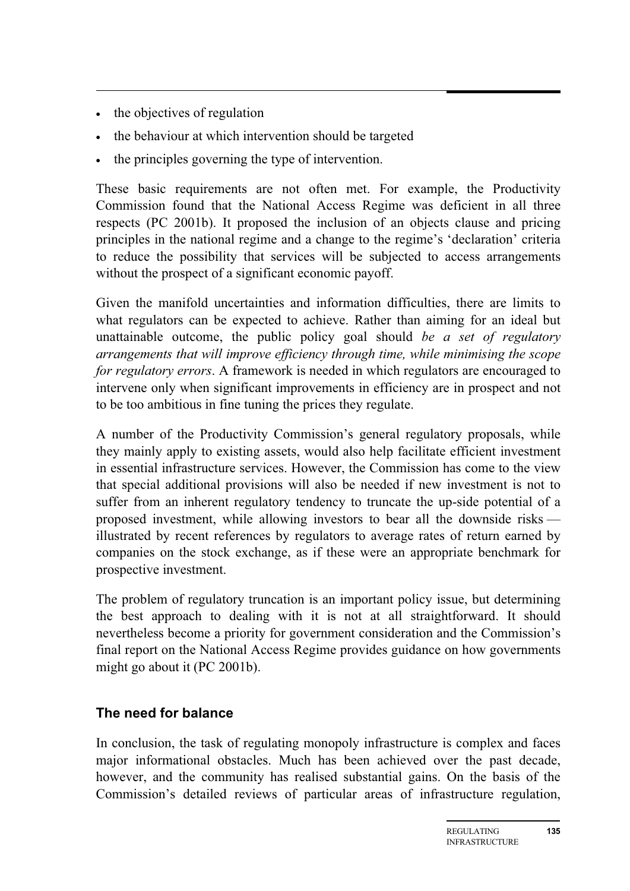- the objectives of regulation
- the behaviour at which intervention should be targeted
- the principles governing the type of intervention.

These basic requirements are not often met. For example, the Productivity Commission found that the National Access Regime was deficient in all three respects (PC 2001b). It proposed the inclusion of an objects clause and pricing principles in the national regime and a change to the regime's 'declaration' criteria to reduce the possibility that services will be subjected to access arrangements without the prospect of a significant economic payoff.

Given the manifold uncertainties and information difficulties, there are limits to what regulators can be expected to achieve. Rather than aiming for an ideal but unattainable outcome, the public policy goal should *be a set of regulatory arrangements that will improve efficiency through time, while minimising the scope for regulatory errors*. A framework is needed in which regulators are encouraged to intervene only when significant improvements in efficiency are in prospect and not to be too ambitious in fine tuning the prices they regulate.

A number of the Productivity Commission's general regulatory proposals, while they mainly apply to existing assets, would also help facilitate efficient investment in essential infrastructure services. However, the Commission has come to the view that special additional provisions will also be needed if new investment is not to suffer from an inherent regulatory tendency to truncate the up-side potential of a proposed investment, while allowing investors to bear all the downside risks — illustrated by recent references by regulators to average rates of return earned by companies on the stock exchange, as if these were an appropriate benchmark for prospective investment.

The problem of regulatory truncation is an important policy issue, but determining the best approach to dealing with it is not at all straightforward. It should nevertheless become a priority for government consideration and the Commission's final report on the National Access Regime provides guidance on how governments might go about it (PC 2001b).

### The need for balance

In conclusion, the task of regulating monopoly infrastructure is complex and faces major informational obstacles. Much has been achieved over the past decade, however, and the community has realised substantial gains. On the basis of the Commission's detailed reviews of particular areas of infrastructure regulation,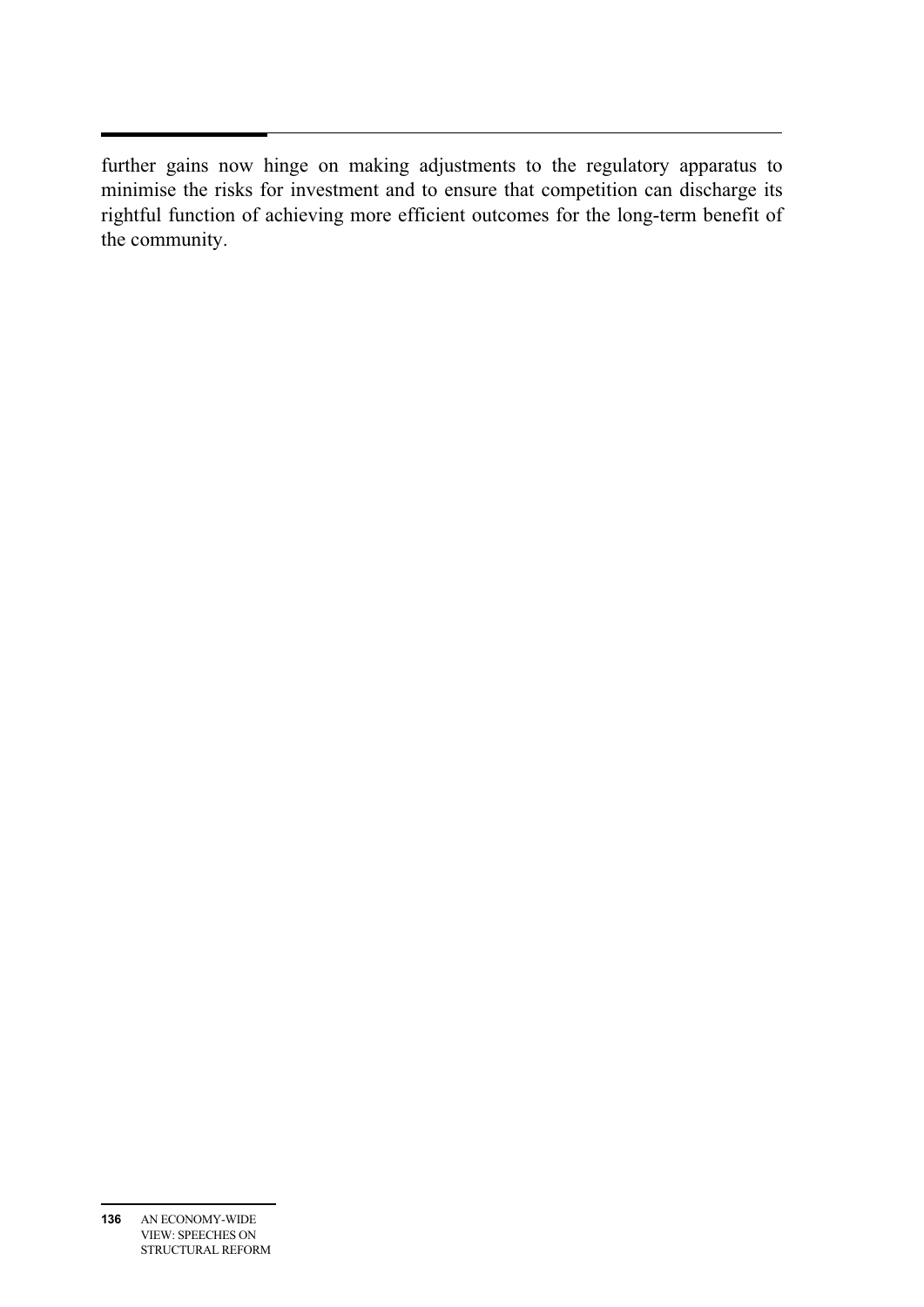further gains now hinge on making adjustments to the regulatory apparatus to minimise the risks for investment and to ensure that competition can discharge its rightful function of achieving more efficient outcomes for the long-term benefit of the community.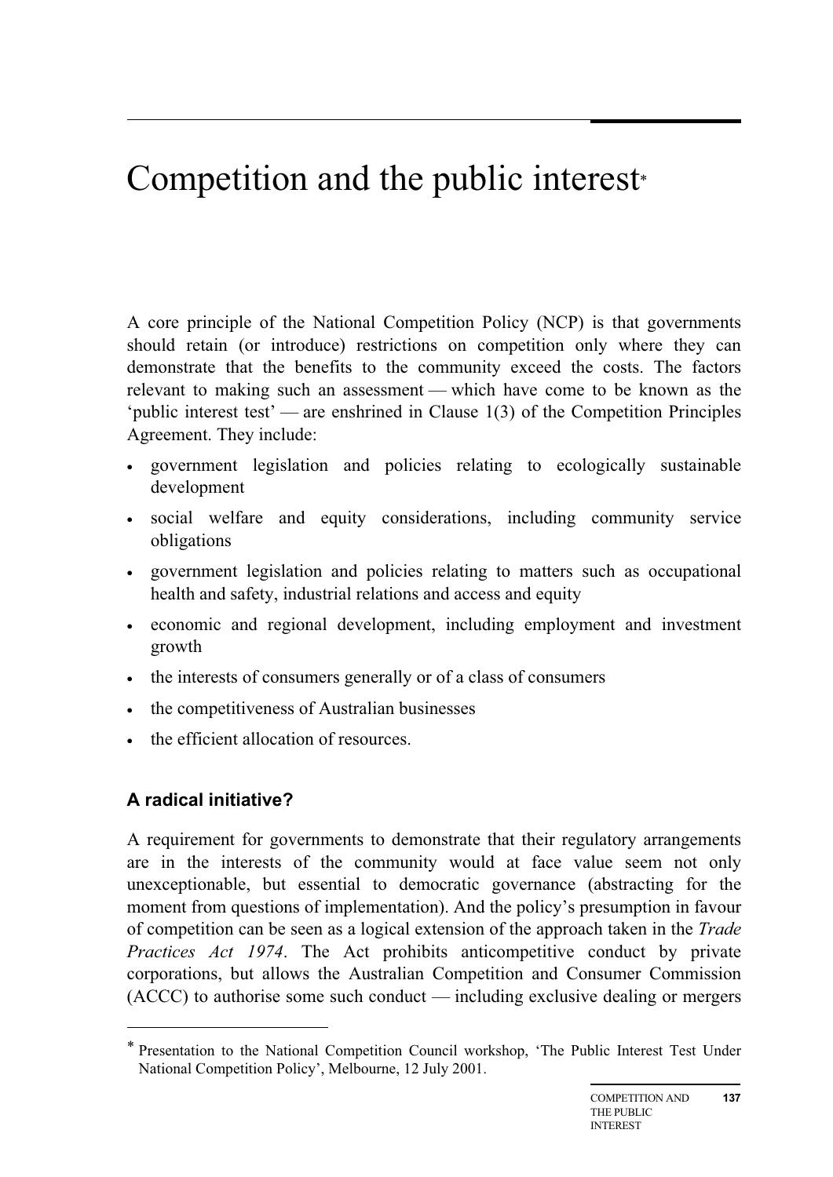# Competition and the public interest*

A core principle of the National Competition Policy (NCP) is that governments should retain (or introduce) restrictions on competition only where they can demonstrate that the benefits to the community exceed the costs. The factors relevant to making such an assessment — which have come to be known as the 'public interest test' — are enshrined in Clause 1(3) of the Competition Principles Agreement. They include:

- government legislation and policies relating to ecologically sustainable development
- social welfare and equity considerations, including community service obligations
- government legislation and policies relating to matters such as occupational health and safety, industrial relations and access and equity
- economic and regional development, including employment and investment growth
- the interests of consumers generally or of a class of consumers
- the competitiveness of Australian businesses
- the efficient allocation of resources.

## A radical initiative?

A requirement for governments to demonstrate that their regulatory arrangements are in the interests of the community would at face value seem not only unexceptionable, but essential to democratic governance (abstracting for the moment from questions of implementation). And the policy's presumption in favour of competition can be seen as a logical extension of the approach taken in the *Trade Practices Act 1974*. The Act prohibits anticompetitive conduct by private corporations, but allows the Australian Competition and Consumer Commission (ACCC) to authorise some such conduct — including exclusive dealing or mergers

---

* Presentation to the National Competition Council workshop, 'The Public Interest Test Under National Competition Policy', Melbourne, 12 July 2001.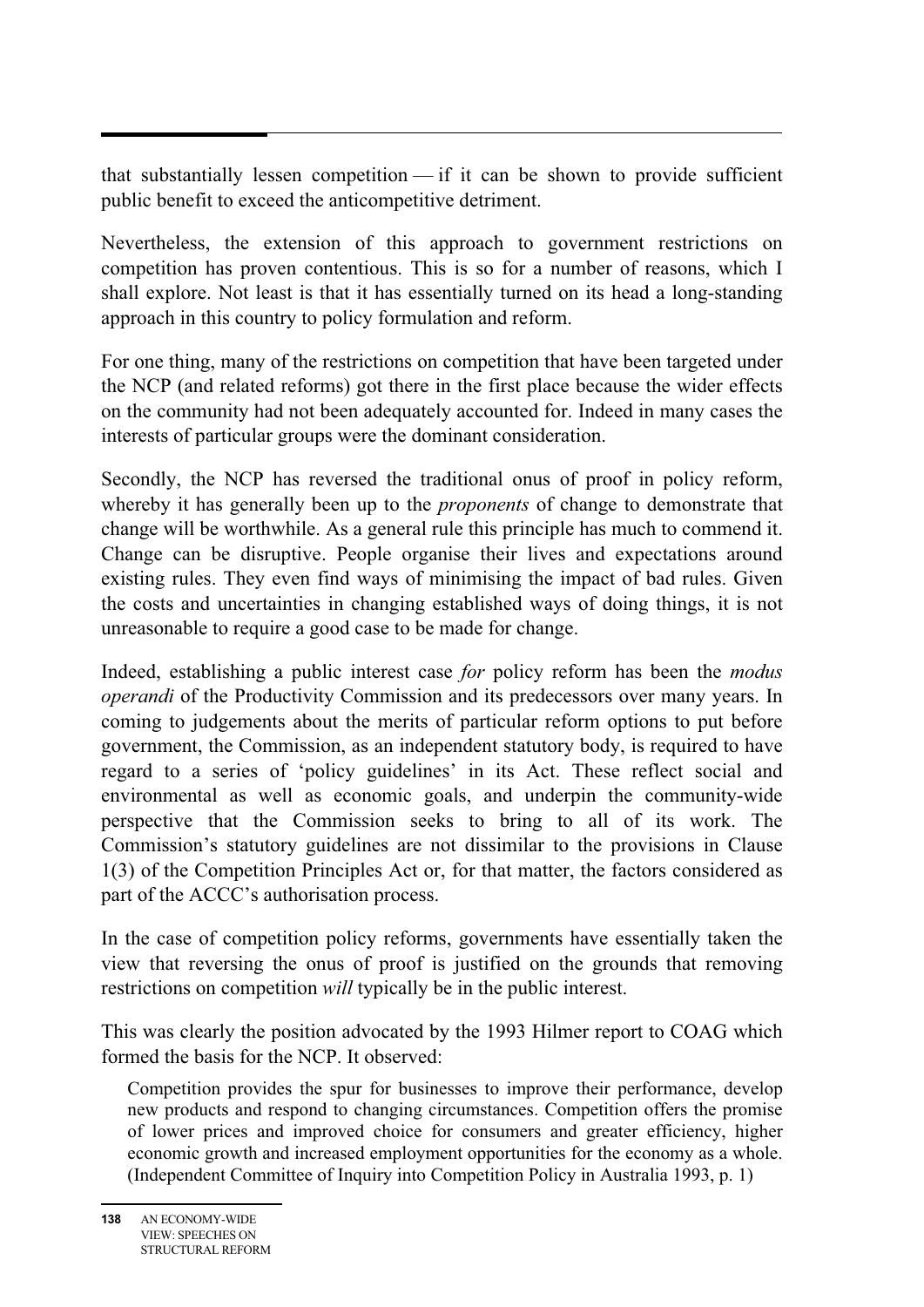that substantially lessen competition — if it can be shown to provide sufficient public benefit to exceed the anticompetitive detriment.

Nevertheless, the extension of this approach to government restrictions on competition has proven contentious. This is so for a number of reasons, which I shall explore. Not least is that it has essentially turned on its head a long-standing approach in this country to policy formulation and reform.

For one thing, many of the restrictions on competition that have been targeted under the NCP (and related reforms) got there in the first place because the wider effects on the community had not been adequately accounted for. Indeed in many cases the interests of particular groups were the dominant consideration.

Secondly, the NCP has reversed the traditional onus of proof in policy reform, whereby it has generally been up to the *proponents* of change to demonstrate that change will be worthwhile. As a general rule this principle has much to commend it. Change can be disruptive. People organise their lives and expectations around existing rules. They even find ways of minimising the impact of bad rules. Given the costs and uncertainties in changing established ways of doing things, it is not unreasonable to require a good case to be made for change.

Indeed, establishing a public interest case *for* policy reform has been the *modus operandi* of the Productivity Commission and its predecessors over many years. In coming to judgements about the merits of particular reform options to put before government, the Commission, as an independent statutory body, is required to have regard to a series of 'policy guidelines' in its Act. These reflect social and environmental as well as economic goals, and underpin the community-wide perspective that the Commission seeks to bring to all of its work. The Commission's statutory guidelines are not dissimilar to the provisions in Clause 1(3) of the Competition Principles Act or, for that matter, the factors considered as part of the ACCC's authorisation process.

In the case of competition policy reforms, governments have essentially taken the view that reversing the onus of proof is justified on the grounds that removing restrictions on competition *will* typically be in the public interest.

This was clearly the position advocated by the 1993 Hilmer report to COAG which formed the basis for the NCP. It observed:

> Competition provides the spur for businesses to improve their performance, develop new products and respond to changing circumstances. Competition offers the promise of lower prices and improved choice for consumers and greater efficiency, higher economic growth and increased employment opportunities for the economy as a whole. (Independent Committee of Inquiry into Competition Policy in Australia 1993, p. 1)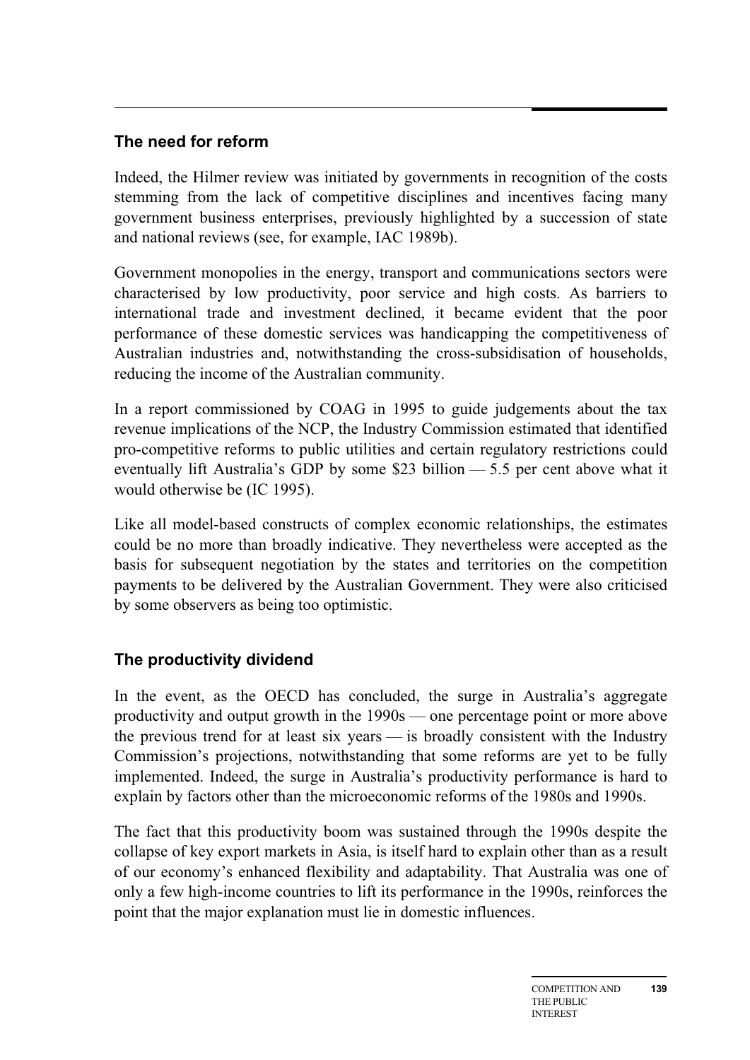## The need for reform

Indeed, the Hilmer review was initiated by governments in recognition of the costs stemming from the lack of competitive disciplines and incentives facing many government business enterprises, previously highlighted by a succession of state and national reviews (see, for example, IAC 1989b).

Government monopolies in the energy, transport and communications sectors were characterised by low productivity, poor service and high costs. As barriers to international trade and investment declined, it became evident that the poor performance of these domestic services was handicapping the competitiveness of Australian industries and, notwithstanding the cross-subsidisation of households, reducing the income of the Australian community.

In a report commissioned by COAG in 1995 to guide judgements about the tax revenue implications of the NCP, the Industry Commission estimated that identified pro-competitive reforms to public utilities and certain regulatory restrictions could eventually lift Australia's GDP by some $23 billion — 5.5 per cent above what it would otherwise be (IC 1995).

Like all model-based constructs of complex economic relationships, the estimates could be no more than broadly indicative. They nevertheless were accepted as the basis for subsequent negotiation by the states and territories on the competition payments to be delivered by the Australian Government. They were also criticised by some observers as being too optimistic.

## The productivity dividend

In the event, as the OECD has concluded, the surge in Australia's aggregate productivity and output growth in the 1990s — one percentage point or more above the previous trend for at least six years — is broadly consistent with the Industry Commission's projections, notwithstanding that some reforms are yet to be fully implemented. Indeed, the surge in Australia's productivity performance is hard to explain by factors other than the microeconomic reforms of the 1980s and 1990s.

The fact that this productivity boom was sustained through the 1990s despite the collapse of key export markets in Asia, is itself hard to explain other than as a result of our economy's enhanced flexibility and adaptability. That Australia was one of only a few high-income countries to lift its performance in the 1990s, reinforces the point that the major explanation must lie in domestic influences.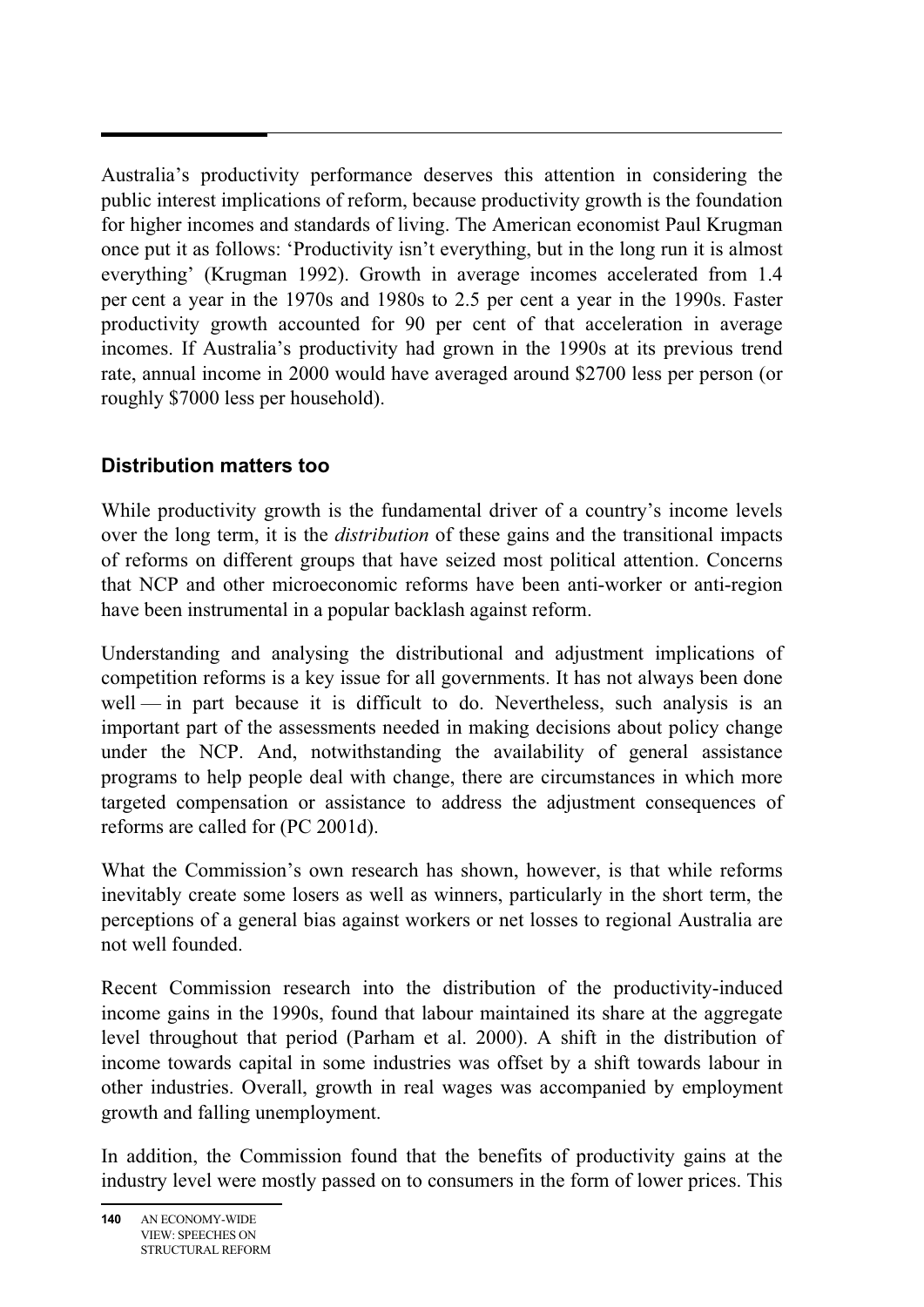Australia's productivity performance deserves this attention in considering the public interest implications of reform, because productivity growth is the foundation for higher incomes and standards of living. The American economist Paul Krugman once put it as follows: 'Productivity isn't everything, but in the long run it is almost everything' (Krugman 1992). Growth in average incomes accelerated from 1.4 per cent a year in the 1970s and 1980s to 2.5 per cent a year in the 1990s. Faster productivity growth accounted for 90 per cent of that acceleration in average incomes. If Australia's productivity had grown in the 1990s at its previous trend rate, annual income in 2000 would have averaged around $2700 less per person (or roughly $7000 less per household).

## Distribution matters too

While productivity growth is the fundamental driver of a country's income levels over the long term, it is the *distribution* of these gains and the transitional impacts of reforms on different groups that have seized most political attention. Concerns that NCP and other microeconomic reforms have been anti-worker or anti-region have been instrumental in a popular backlash against reform.

Understanding and analysing the distributional and adjustment implications of competition reforms is a key issue for all governments. It has not always been done well — in part because it is difficult to do. Nevertheless, such analysis is an important part of the assessments needed in making decisions about policy change under the NCP. And, notwithstanding the availability of general assistance programs to help people deal with change, there are circumstances in which more targeted compensation or assistance to address the adjustment consequences of reforms are called for (PC 2001d).

What the Commission's own research has shown, however, is that while reforms inevitably create some losers as well as winners, particularly in the short term, the perceptions of a general bias against workers or net losses to regional Australia are not well founded.

Recent Commission research into the distribution of the productivity-induced income gains in the 1990s, found that labour maintained its share at the aggregate level throughout that period (Parham et al. 2000). A shift in the distribution of income towards capital in some industries was offset by a shift towards labour in other industries. Overall, growth in real wages was accompanied by employment growth and falling unemployment.

In addition, the Commission found that the benefits of productivity gains at the industry level were mostly passed on to consumers in the form of lower prices. This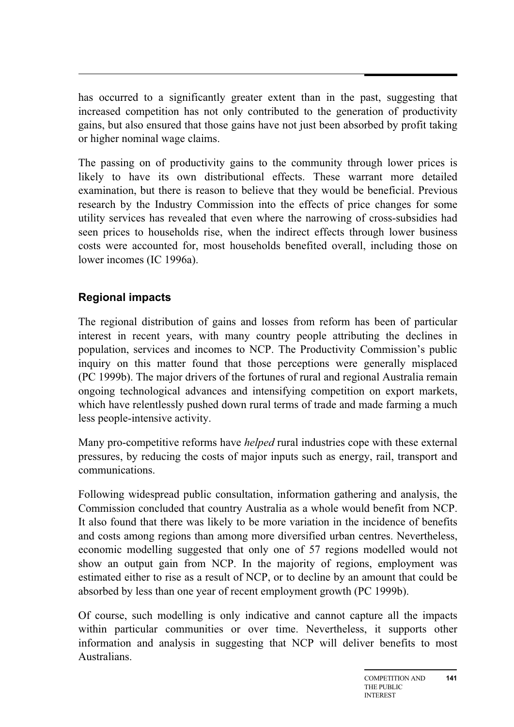has occurred to a significantly greater extent than in the past, suggesting that increased competition has not only contributed to the generation of productivity gains, but also ensured that those gains have not just been absorbed by profit taking or higher nominal wage claims.

The passing on of productivity gains to the community through lower prices is likely to have its own distributional effects. These warrant more detailed examination, but there is reason to believe that they would be beneficial. Previous research by the Industry Commission into the effects of price changes for some utility services has revealed that even where the narrowing of cross-subsidies had seen prices to households rise, when the indirect effects through lower business costs were accounted for, most households benefited overall, including those on lower incomes (IC 1996a).

### Regional impacts

The regional distribution of gains and losses from reform has been of particular interest in recent years, with many country people attributing the declines in population, services and incomes to NCP. The Productivity Commission's public inquiry on this matter found that those perceptions were generally misplaced (PC 1999b). The major drivers of the fortunes of rural and regional Australia remain ongoing technological advances and intensifying competition on export markets, which have relentlessly pushed down rural terms of trade and made farming a much less people-intensive activity.

Many pro-competitive reforms have *helped* rural industries cope with these external pressures, by reducing the costs of major inputs such as energy, rail, transport and communications.

Following widespread public consultation, information gathering and analysis, the Commission concluded that country Australia as a whole would benefit from NCP. It also found that there was likely to be more variation in the incidence of benefits and costs among regions than among more diversified urban centres. Nevertheless, economic modelling suggested that only one of 57 regions modelled would not show an output gain from NCP. In the majority of regions, employment was estimated either to rise as a result of NCP, or to decline by an amount that could be absorbed by less than one year of recent employment growth (PC 1999b).

Of course, such modelling is only indicative and cannot capture all the impacts within particular communities or over time. Nevertheless, it supports other information and analysis in suggesting that NCP will deliver benefits to most Australians.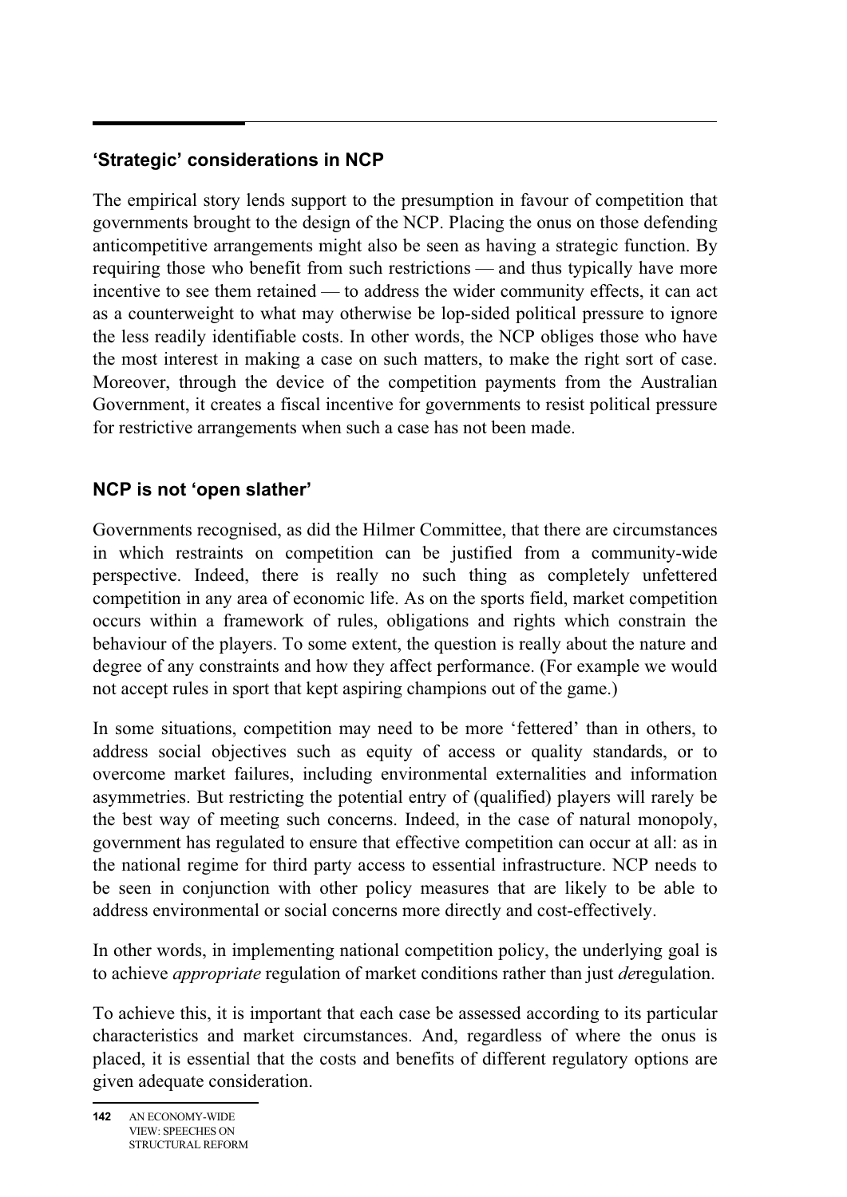## 'Strategic' considerations in NCP

The empirical story lends support to the presumption in favour of competition that governments brought to the design of the NCP. Placing the onus on those defending anticompetitive arrangements might also be seen as having a strategic function. By requiring those who benefit from such restrictions — and thus typically have more incentive to see them retained — to address the wider community effects, it can act as a counterweight to what may otherwise be lop-sided political pressure to ignore the less readily identifiable costs. In other words, the NCP obliges those who have the most interest in making a case on such matters, to make the right sort of case. Moreover, through the device of the competition payments from the Australian Government, it creates a fiscal incentive for governments to resist political pressure for restrictive arrangements when such a case has not been made.

## NCP is not 'open slather'

Governments recognised, as did the Hilmer Committee, that there are circumstances in which restraints on competition can be justified from a community-wide perspective. Indeed, there is really no such thing as completely unfettered competition in any area of economic life. As on the sports field, market competition occurs within a framework of rules, obligations and rights which constrain the behaviour of the players. To some extent, the question is really about the nature and degree of any constraints and how they affect performance. (For example we would not accept rules in sport that kept aspiring champions out of the game.)

In some situations, competition may need to be more 'fettered' than in others, to address social objectives such as equity of access or quality standards, or to overcome market failures, including environmental externalities and information asymmetries. But restricting the potential entry of (qualified) players will rarely be the best way of meeting such concerns. Indeed, in the case of natural monopoly, government has regulated to ensure that effective competition can occur at all: as in the national regime for third party access to essential infrastructure. NCP needs to be seen in conjunction with other policy measures that are likely to be able to address environmental or social concerns more directly and cost-effectively.

In other words, in implementing national competition policy, the underlying goal is to achieve *appropriate* regulation of market conditions rather than just *de*regulation.

To achieve this, it is important that each case be assessed according to its particular characteristics and market circumstances. And, regardless of where the onus is placed, it is essential that the costs and benefits of different regulatory options are given adequate consideration.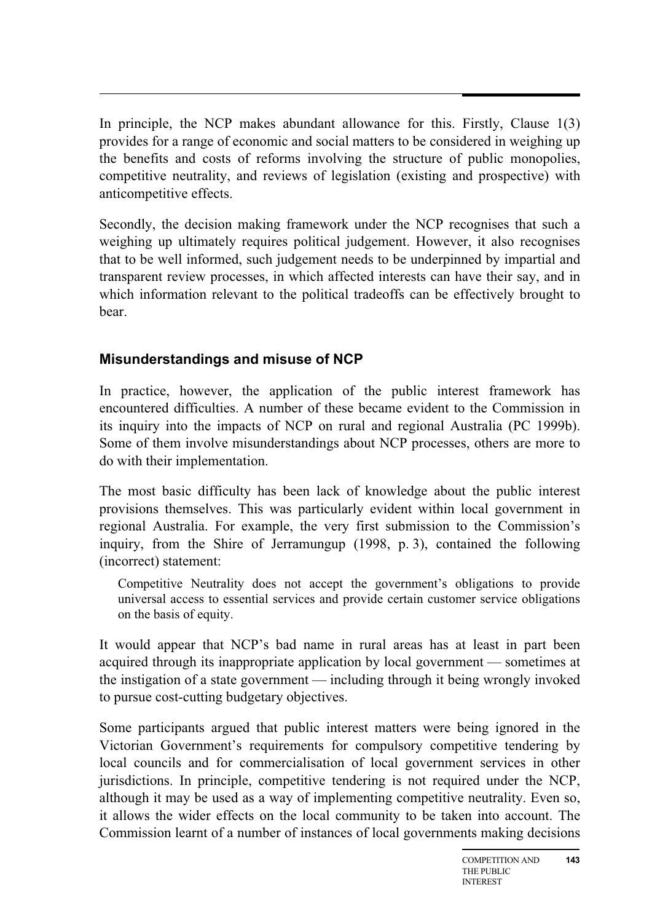In principle, the NCP makes abundant allowance for this. Firstly, Clause 1(3) provides for a range of economic and social matters to be considered in weighing up the benefits and costs of reforms involving the structure of public monopolies, competitive neutrality, and reviews of legislation (existing and prospective) with anticompetitive effects.

Secondly, the decision making framework under the NCP recognises that such a weighing up ultimately requires political judgement. However, it also recognises that to be well informed, such judgement needs to be underpinned by impartial and transparent review processes, in which affected interests can have their say, and in which information relevant to the political tradeoffs can be effectively brought to bear.

### Misunderstandings and misuse of NCP

In practice, however, the application of the public interest framework has encountered difficulties. A number of these became evident to the Commission in its inquiry into the impacts of NCP on rural and regional Australia (PC 1999b). Some of them involve misunderstandings about NCP processes, others are more to do with their implementation.

The most basic difficulty has been lack of knowledge about the public interest provisions themselves. This was particularly evident within local government in regional Australia. For example, the very first submission to the Commission's inquiry, from the Shire of Jerramungup (1998, p. 3), contained the following (incorrect) statement:

> Competitive Neutrality does not accept the government's obligations to provide universal access to essential services and provide certain customer service obligations on the basis of equity.

It would appear that NCP's bad name in rural areas has at least in part been acquired through its inappropriate application by local government — sometimes at the instigation of a state government — including through it being wrongly invoked to pursue cost-cutting budgetary objectives.

Some participants argued that public interest matters were being ignored in the Victorian Government's requirements for compulsory competitive tendering by local councils and for commercialisation of local government services in other jurisdictions. In principle, competitive tendering is not required under the NCP, although it may be used as a way of implementing competitive neutrality. Even so, it allows the wider effects on the local community to be taken into account. The Commission learnt of a number of instances of local governments making decisions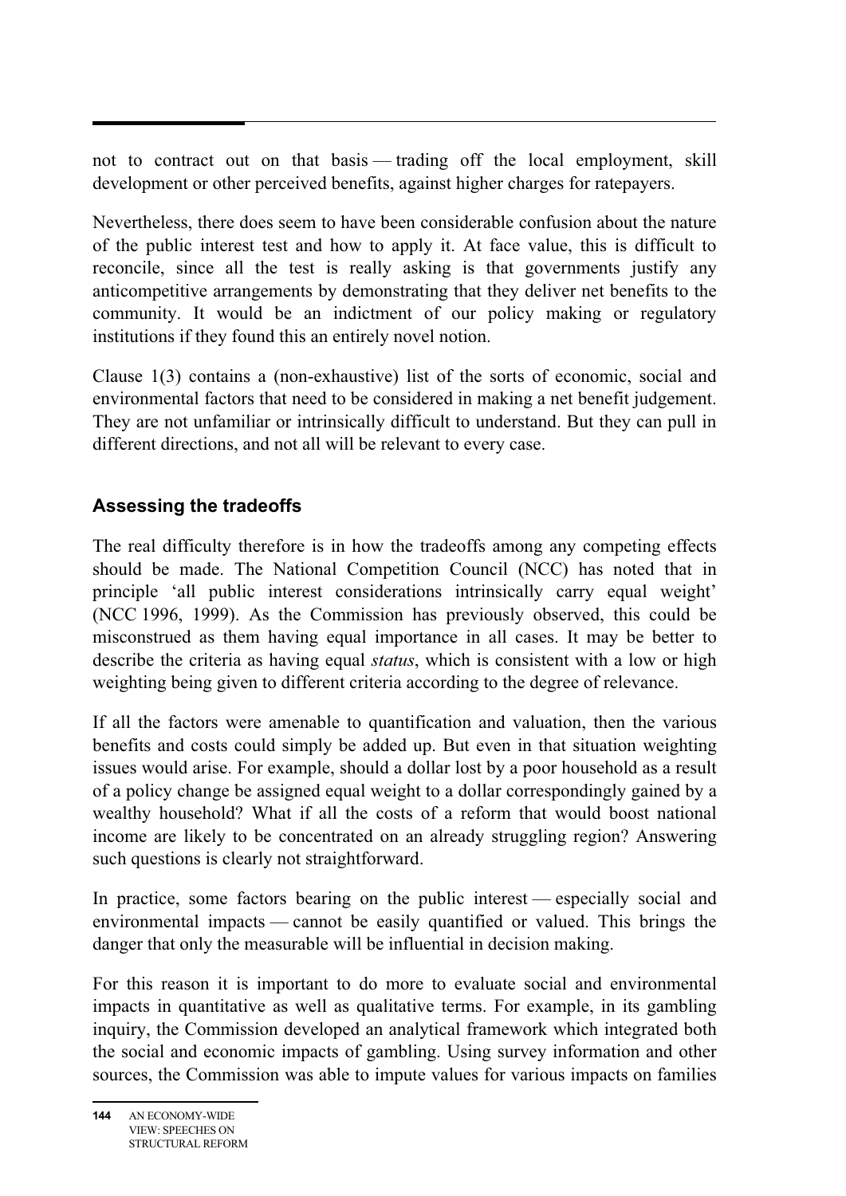not to contract out on that basis — trading off the local employment, skill development or other perceived benefits, against higher charges for ratepayers.

Nevertheless, there does seem to have been considerable confusion about the nature of the public interest test and how to apply it. At face value, this is difficult to reconcile, since all the test is really asking is that governments justify any anticompetitive arrangements by demonstrating that they deliver net benefits to the community. It would be an indictment of our policy making or regulatory institutions if they found this an entirely novel notion.

Clause 1(3) contains a (non-exhaustive) list of the sorts of economic, social and environmental factors that need to be considered in making a net benefit judgement. They are not unfamiliar or intrinsically difficult to understand. But they can pull in different directions, and not all will be relevant to every case.

## Assessing the tradeoffs

The real difficulty therefore is in how the tradeoffs among any competing effects should be made. The National Competition Council (NCC) has noted that in principle 'all public interest considerations intrinsically carry equal weight' (NCC 1996, 1999). As the Commission has previously observed, this could be misconstrued as them having equal importance in all cases. It may be better to describe the criteria as having equal *status*, which is consistent with a low or high weighting being given to different criteria according to the degree of relevance.

If all the factors were amenable to quantification and valuation, then the various benefits and costs could simply be added up. But even in that situation weighting issues would arise. For example, should a dollar lost by a poor household as a result of a policy change be assigned equal weight to a dollar correspondingly gained by a wealthy household? What if all the costs of a reform that would boost national income are likely to be concentrated on an already struggling region? Answering such questions is clearly not straightforward.

In practice, some factors bearing on the public interest — especially social and environmental impacts — cannot be easily quantified or valued. This brings the danger that only the measurable will be influential in decision making.

For this reason it is important to do more to evaluate social and environmental impacts in quantitative as well as qualitative terms. For example, in its gambling inquiry, the Commission developed an analytical framework which integrated both the social and economic impacts of gambling. Using survey information and other sources, the Commission was able to impute values for various impacts on families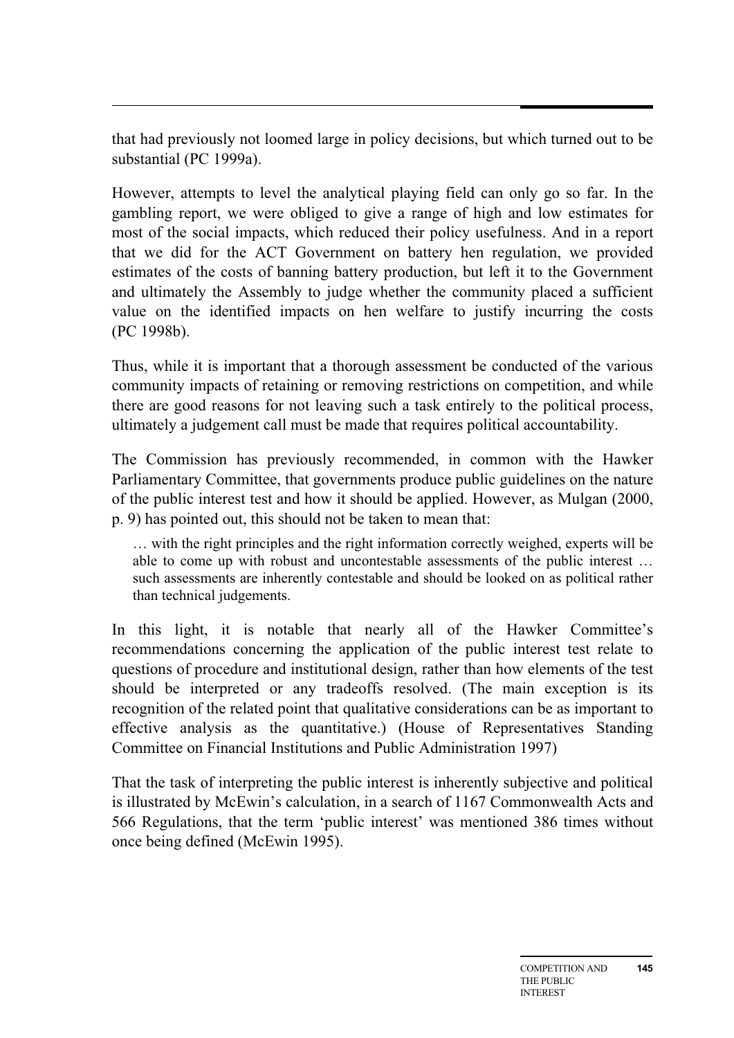that had previously not loomed large in policy decisions, but which turned out to be substantial (PC 1999a).

However, attempts to level the analytical playing field can only go so far. In the gambling report, we were obliged to give a range of high and low estimates for most of the social impacts, which reduced their policy usefulness. And in a report that we did for the ACT Government on battery hen regulation, we provided estimates of the costs of banning battery production, but left it to the Government and ultimately the Assembly to judge whether the community placed a sufficient value on the identified impacts on hen welfare to justify incurring the costs (PC 1998b).

Thus, while it is important that a thorough assessment be conducted of the various community impacts of retaining or removing restrictions on competition, and while there are good reasons for not leaving such a task entirely to the political process, ultimately a judgement call must be made that requires political accountability.

The Commission has previously recommended, in common with the Hawker Parliamentary Committee, that governments produce public guidelines on the nature of the public interest test and how it should be applied. However, as Mulgan (2000, p. 9) has pointed out, this should not be taken to mean that:

> … with the right principles and the right information correctly weighed, experts will be able to come up with robust and uncontestable assessments of the public interest … such assessments are inherently contestable and should be looked on as political rather than technical judgements.

In this light, it is notable that nearly all of the Hawker Committee's recommendations concerning the application of the public interest test relate to questions of procedure and institutional design, rather than how elements of the test should be interpreted or any tradeoffs resolved. (The main exception is its recognition of the related point that qualitative considerations can be as important to effective analysis as the quantitative.) (House of Representatives Standing Committee on Financial Institutions and Public Administration 1997)

That the task of interpreting the public interest is inherently subjective and political is illustrated by McEwin's calculation, in a search of 1167 Commonwealth Acts and 566 Regulations, that the term 'public interest' was mentioned 386 times without once being defined (McEwin 1995).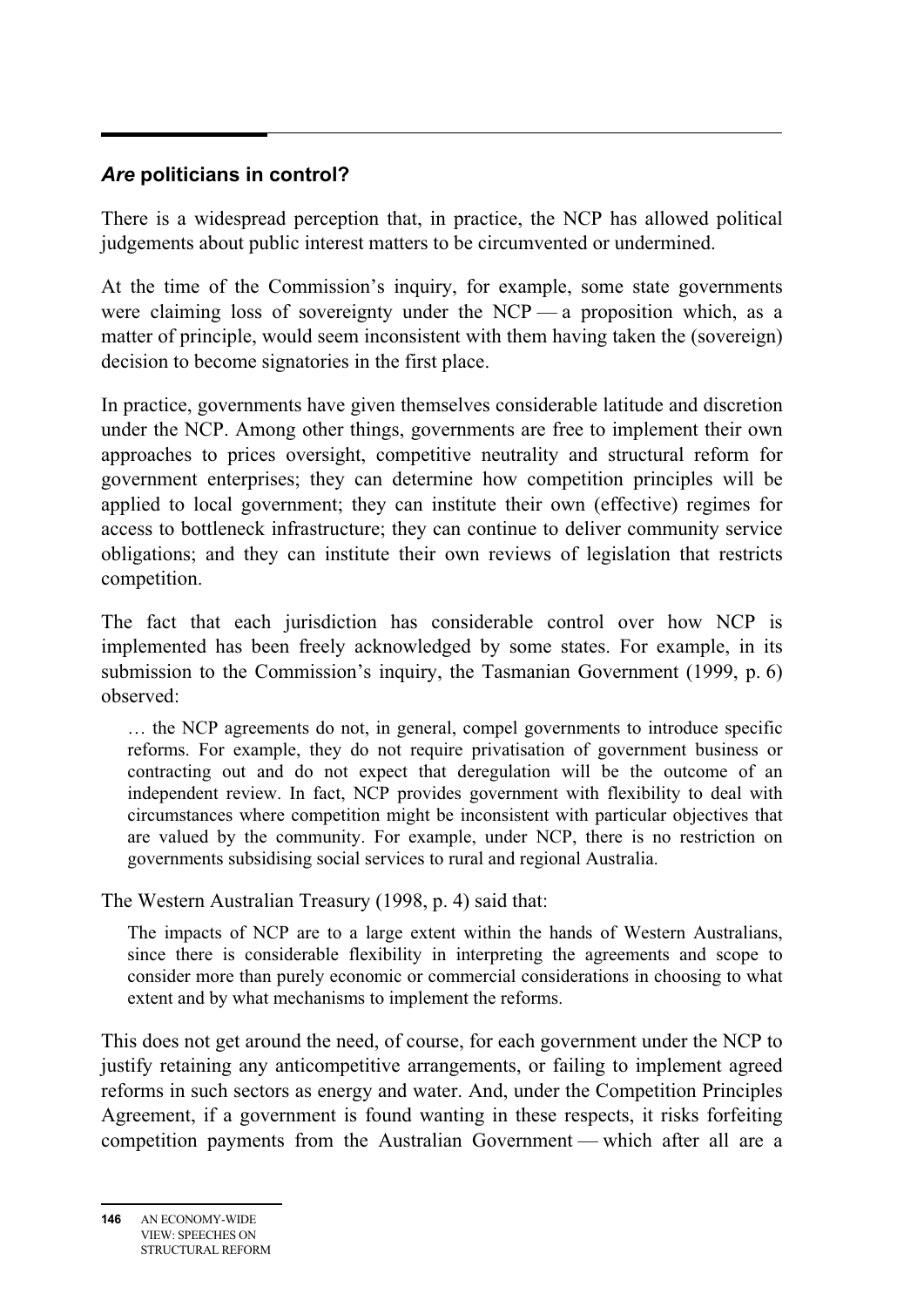## *Are* politicians in control?

There is a widespread perception that, in practice, the NCP has allowed political judgements about public interest matters to be circumvented or undermined.

At the time of the Commission's inquiry, for example, some state governments were claiming loss of sovereignty under the NCP — a proposition which, as a matter of principle, would seem inconsistent with them having taken the (sovereign) decision to become signatories in the first place.

In practice, governments have given themselves considerable latitude and discretion under the NCP. Among other things, governments are free to implement their own approaches to prices oversight, competitive neutrality and structural reform for government enterprises; they can determine how competition principles will be applied to local government; they can institute their own (effective) regimes for access to bottleneck infrastructure; they can continue to deliver community service obligations; and they can institute their own reviews of legislation that restricts competition.

The fact that each jurisdiction has considerable control over how NCP is implemented has been freely acknowledged by some states. For example, in its submission to the Commission's inquiry, the Tasmanian Government (1999, p. 6) observed:

> … the NCP agreements do not, in general, compel governments to introduce specific reforms. For example, they do not require privatisation of government business or contracting out and do not expect that deregulation will be the outcome of an independent review. In fact, NCP provides government with flexibility to deal with circumstances where competition might be inconsistent with particular objectives that are valued by the community. For example, under NCP, there is no restriction on governments subsidising social services to rural and regional Australia.

The Western Australian Treasury (1998, p. 4) said that:

> The impacts of NCP are to a large extent within the hands of Western Australians, since there is considerable flexibility in interpreting the agreements and scope to consider more than purely economic or commercial considerations in choosing to what extent and by what mechanisms to implement the reforms.

This does not get around the need, of course, for each government under the NCP to justify retaining any anticompetitive arrangements, or failing to implement agreed reforms in such sectors as energy and water. And, under the Competition Principles Agreement, if a government is found wanting in these respects, it risks forfeiting competition payments from the Australian Government — which after all are a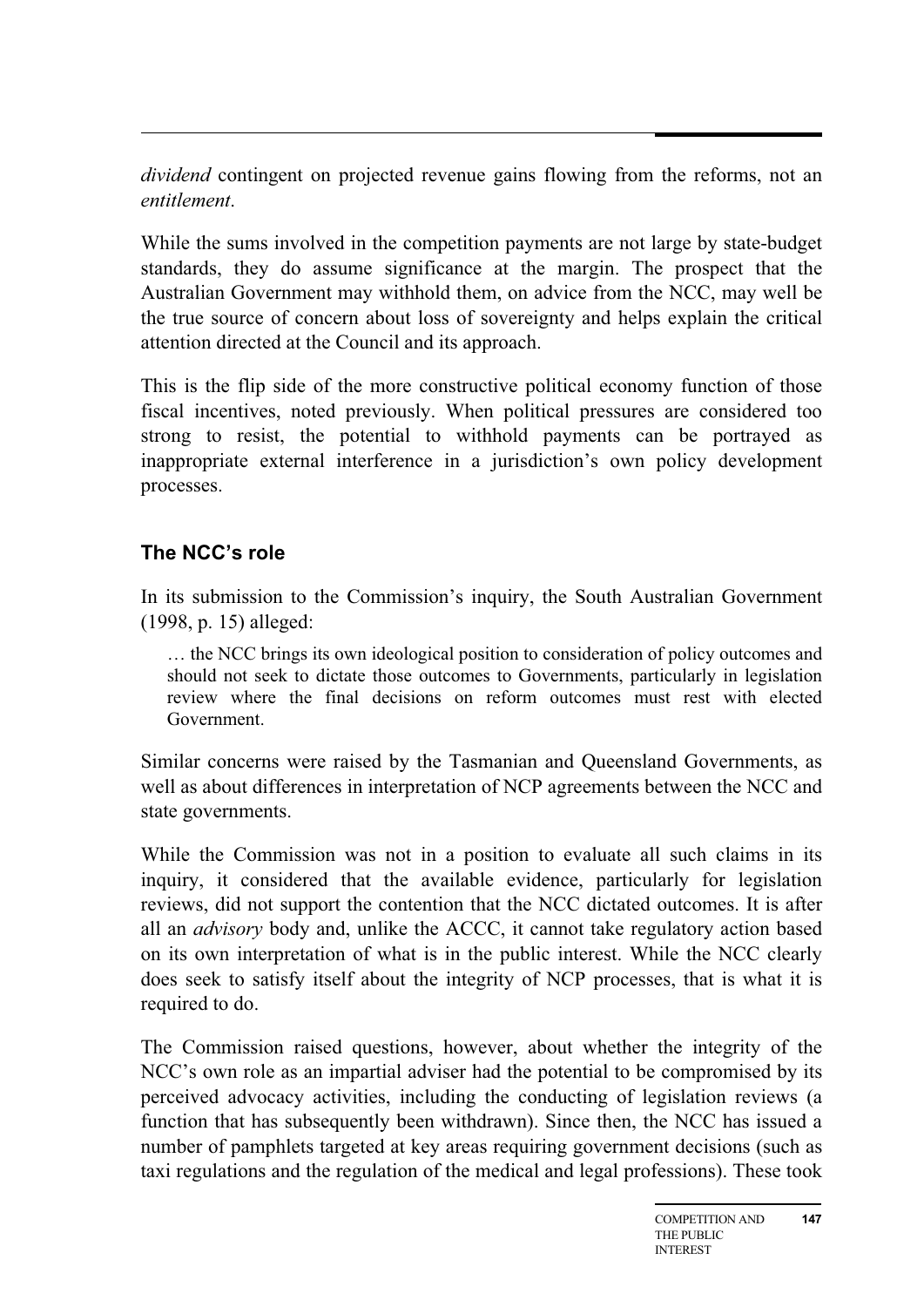*dividend* contingent on projected revenue gains flowing from the reforms, not an *entitlement*.

While the sums involved in the competition payments are not large by state-budget standards, they do assume significance at the margin. The prospect that the Australian Government may withhold them, on advice from the NCC, may well be the true source of concern about loss of sovereignty and helps explain the critical attention directed at the Council and its approach.

This is the flip side of the more constructive political economy function of those fiscal incentives, noted previously. When political pressures are considered too strong to resist, the potential to withhold payments can be portrayed as inappropriate external interference in a jurisdiction's own policy development processes.

### The NCC's role

In its submission to the Commission's inquiry, the South Australian Government (1998, p. 15) alleged:

> … the NCC brings its own ideological position to consideration of policy outcomes and should not seek to dictate those outcomes to Governments, particularly in legislation review where the final decisions on reform outcomes must rest with elected Government.

Similar concerns were raised by the Tasmanian and Queensland Governments, as well as about differences in interpretation of NCP agreements between the NCC and state governments.

While the Commission was not in a position to evaluate all such claims in its inquiry, it considered that the available evidence, particularly for legislation reviews, did not support the contention that the NCC dictated outcomes. It is after all an *advisory* body and, unlike the ACCC, it cannot take regulatory action based on its own interpretation of what is in the public interest. While the NCC clearly does seek to satisfy itself about the integrity of NCP processes, that is what it is required to do.

The Commission raised questions, however, about whether the integrity of the NCC's own role as an impartial adviser had the potential to be compromised by its perceived advocacy activities, including the conducting of legislation reviews (a function that has subsequently been withdrawn). Since then, the NCC has issued a number of pamphlets targeted at key areas requiring government decisions (such as taxi regulations and the regulation of the medical and legal professions). These took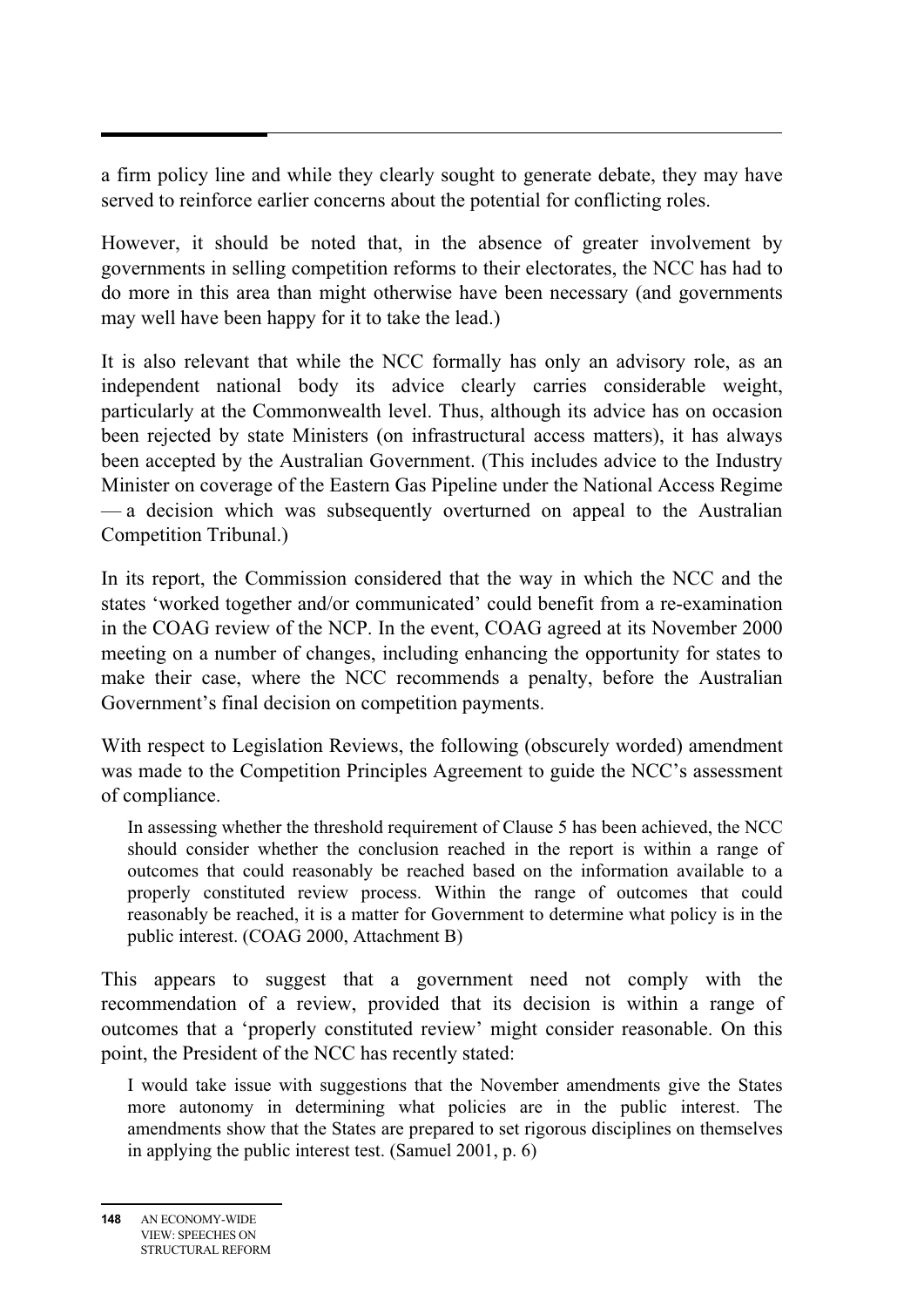a firm policy line and while they clearly sought to generate debate, they may have served to reinforce earlier concerns about the potential for conflicting roles.

However, it should be noted that, in the absence of greater involvement by governments in selling competition reforms to their electorates, the NCC has had to do more in this area than might otherwise have been necessary (and governments may well have been happy for it to take the lead.)

It is also relevant that while the NCC formally has only an advisory role, as an independent national body its advice clearly carries considerable weight, particularly at the Commonwealth level. Thus, although its advice has on occasion been rejected by state Ministers (on infrastructural access matters), it has always been accepted by the Australian Government. (This includes advice to the Industry Minister on coverage of the Eastern Gas Pipeline under the National Access Regime — a decision which was subsequently overturned on appeal to the Australian Competition Tribunal.)

In its report, the Commission considered that the way in which the NCC and the states 'worked together and/or communicated' could benefit from a re-examination in the COAG review of the NCP. In the event, COAG agreed at its November 2000 meeting on a number of changes, including enhancing the opportunity for states to make their case, where the NCC recommends a penalty, before the Australian Government's final decision on competition payments.

With respect to Legislation Reviews, the following (obscurely worded) amendment was made to the Competition Principles Agreement to guide the NCC's assessment of compliance.

> In assessing whether the threshold requirement of Clause 5 has been achieved, the NCC should consider whether the conclusion reached in the report is within a range of outcomes that could reasonably be reached based on the information available to a properly constituted review process. Within the range of outcomes that could reasonably be reached, it is a matter for Government to determine what policy is in the public interest. (COAG 2000, Attachment B)

This appears to suggest that a government need not comply with the recommendation of a review, provided that its decision is within a range of outcomes that a 'properly constituted review' might consider reasonable. On this point, the President of the NCC has recently stated:

> I would take issue with suggestions that the November amendments give the States more autonomy in determining what policies are in the public interest. The amendments show that the States are prepared to set rigorous disciplines on themselves in applying the public interest test. (Samuel 2001, p. 6)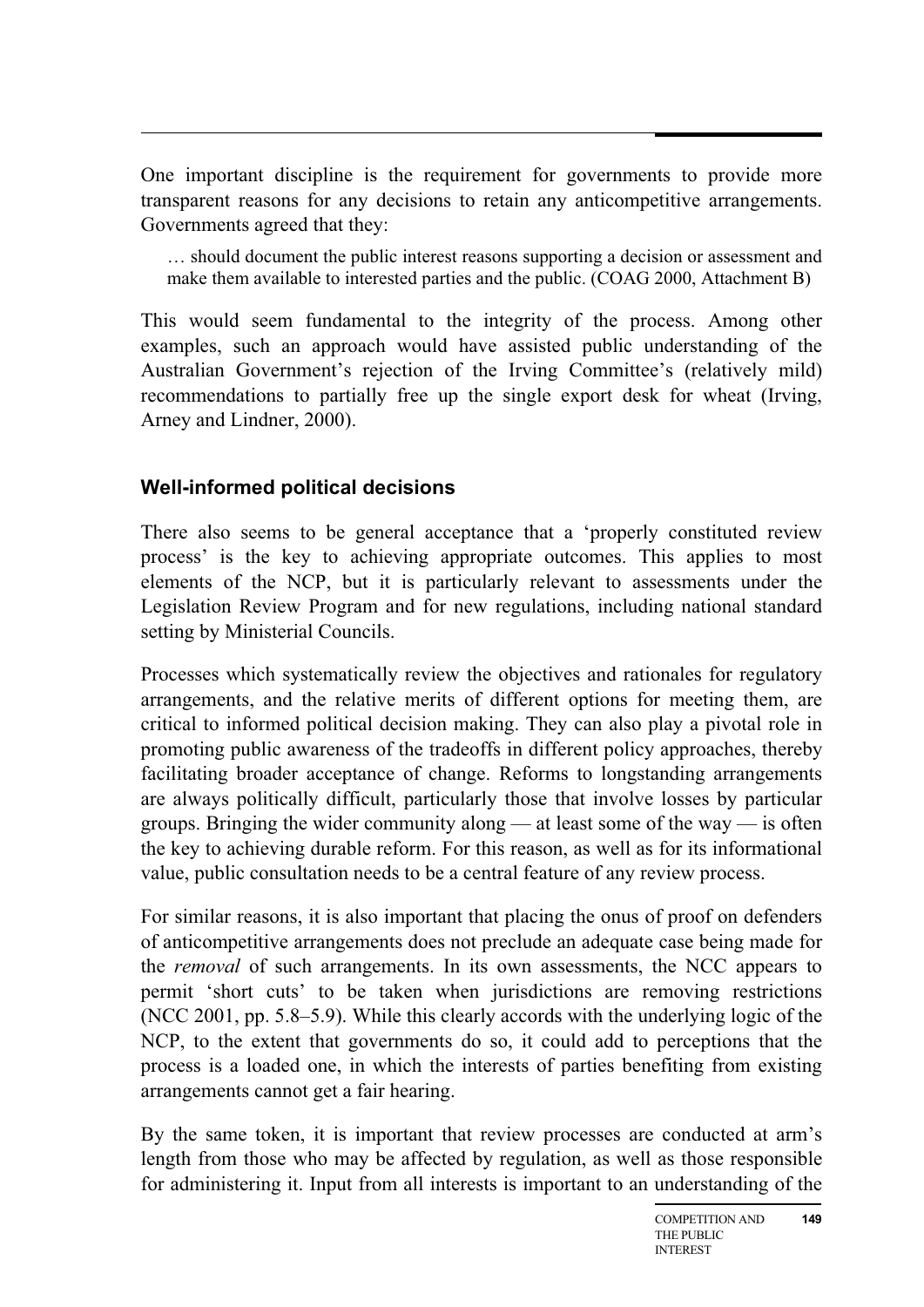One important discipline is the requirement for governments to provide more transparent reasons for any decisions to retain any anticompetitive arrangements. Governments agreed that they:

> … should document the public interest reasons supporting a decision or assessment and make them available to interested parties and the public. (COAG 2000, Attachment B)

This would seem fundamental to the integrity of the process. Among other examples, such an approach would have assisted public understanding of the Australian Government's rejection of the Irving Committee's (relatively mild) recommendations to partially free up the single export desk for wheat (Irving, Arney and Lindner, 2000).

### Well-informed political decisions

There also seems to be general acceptance that a 'properly constituted review process' is the key to achieving appropriate outcomes. This applies to most elements of the NCP, but it is particularly relevant to assessments under the Legislation Review Program and for new regulations, including national standard setting by Ministerial Councils.

Processes which systematically review the objectives and rationales for regulatory arrangements, and the relative merits of different options for meeting them, are critical to informed political decision making. They can also play a pivotal role in promoting public awareness of the tradeoffs in different policy approaches, thereby facilitating broader acceptance of change. Reforms to longstanding arrangements are always politically difficult, particularly those that involve losses by particular groups. Bringing the wider community along — at least some of the way — is often the key to achieving durable reform. For this reason, as well as for its informational value, public consultation needs to be a central feature of any review process.

For similar reasons, it is also important that placing the onus of proof on defenders of anticompetitive arrangements does not preclude an adequate case being made for the *removal* of such arrangements. In its own assessments, the NCC appears to permit 'short cuts' to be taken when jurisdictions are removing restrictions (NCC 2001, pp. 5.8–5.9). While this clearly accords with the underlying logic of the NCP, to the extent that governments do so, it could add to perceptions that the process is a loaded one, in which the interests of parties benefiting from existing arrangements cannot get a fair hearing.

By the same token, it is important that review processes are conducted at arm's length from those who may be affected by regulation, as well as those responsible for administering it. Input from all interests is important to an understanding of the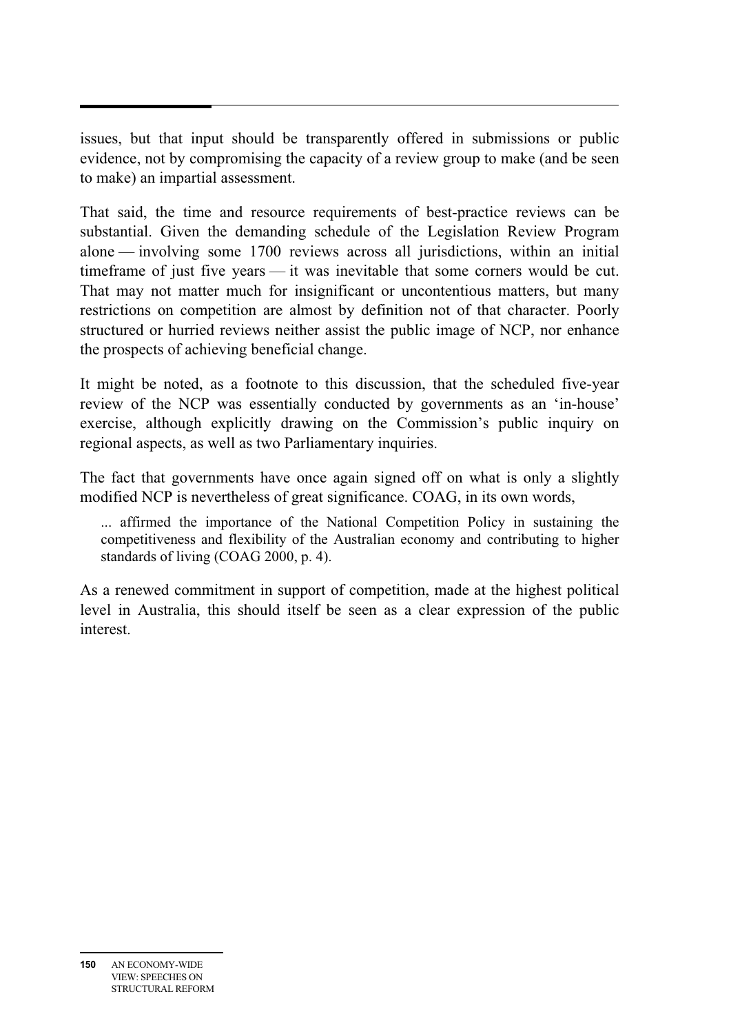issues, but that input should be transparently offered in submissions or public evidence, not by compromising the capacity of a review group to make (and be seen to make) an impartial assessment.

That said, the time and resource requirements of best-practice reviews can be substantial. Given the demanding schedule of the Legislation Review Program alone — involving some 1700 reviews across all jurisdictions, within an initial timeframe of just five years — it was inevitable that some corners would be cut. That may not matter much for insignificant or uncontentious matters, but many restrictions on competition are almost by definition not of that character. Poorly structured or hurried reviews neither assist the public image of NCP, nor enhance the prospects of achieving beneficial change.

It might be noted, as a footnote to this discussion, that the scheduled five-year review of the NCP was essentially conducted by governments as an 'in-house' exercise, although explicitly drawing on the Commission's public inquiry on regional aspects, as well as two Parliamentary inquiries.

The fact that governments have once again signed off on what is only a slightly modified NCP is nevertheless of great significance. COAG, in its own words,

> ... affirmed the importance of the National Competition Policy in sustaining the competitiveness and flexibility of the Australian economy and contributing to higher standards of living (COAG 2000, p. 4).

As a renewed commitment in support of competition, made at the highest political level in Australia, this should itself be seen as a clear expression of the public interest.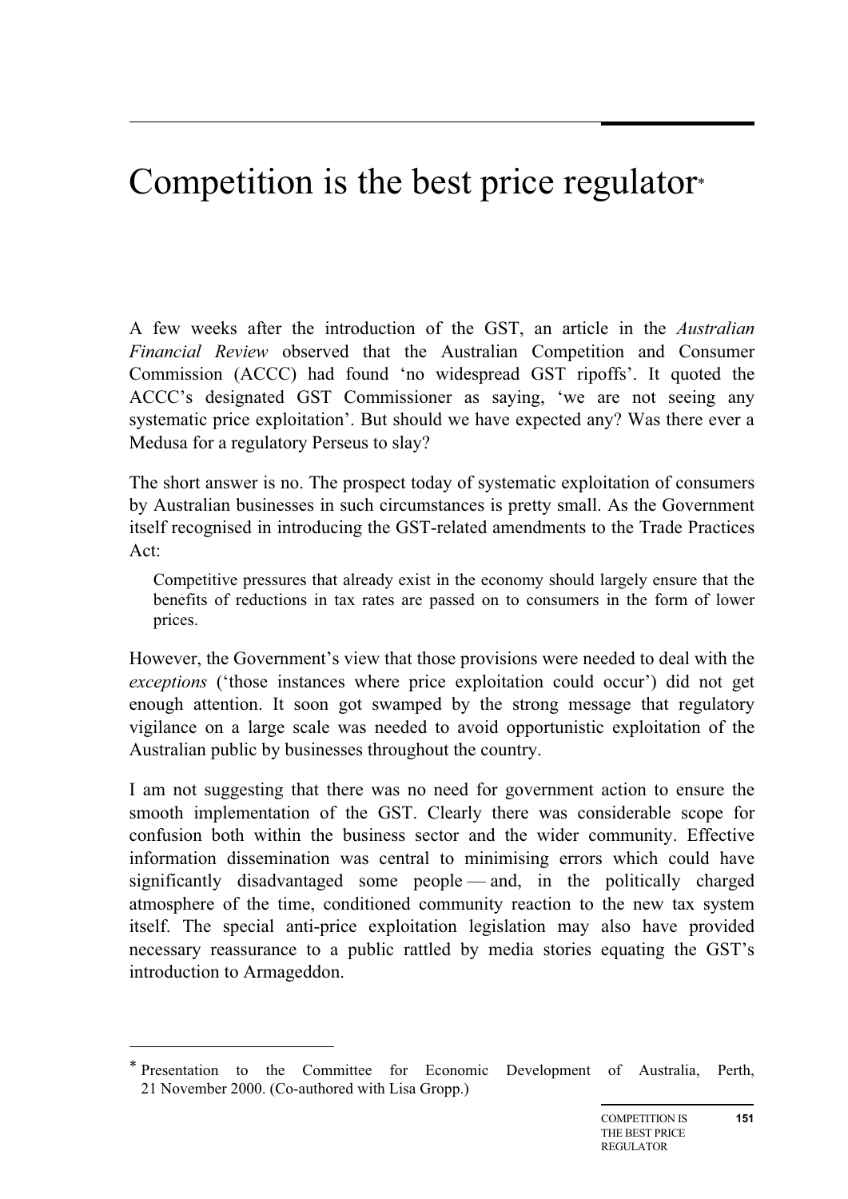# Competition is the best price regulator*

A few weeks after the introduction of the GST, an article in the *Australian Financial Review* observed that the Australian Competition and Consumer Commission (ACCC) had found 'no widespread GST ripoffs'. It quoted the ACCC's designated GST Commissioner as saying, 'we are not seeing any systematic price exploitation'. But should we have expected any? Was there ever a Medusa for a regulatory Perseus to slay?

The short answer is no. The prospect today of systematic exploitation of consumers by Australian businesses in such circumstances is pretty small. As the Government itself recognised in introducing the GST-related amendments to the Trade Practices Act:

> Competitive pressures that already exist in the economy should largely ensure that the benefits of reductions in tax rates are passed on to consumers in the form of lower prices.

However, the Government's view that those provisions were needed to deal with the *exceptions* ('those instances where price exploitation could occur') did not get enough attention. It soon got swamped by the strong message that regulatory vigilance on a large scale was needed to avoid opportunistic exploitation of the Australian public by businesses throughout the country.

I am not suggesting that there was no need for government action to ensure the smooth implementation of the GST. Clearly there was considerable scope for confusion both within the business sector and the wider community. Effective information dissemination was central to minimising errors which could have significantly disadvantaged some people — and, in the politically charged atmosphere of the time, conditioned community reaction to the new tax system itself. The special anti-price exploitation legislation may also have provided necessary reassurance to a public rattled by media stories equating the GST's introduction to Armageddon.

---

\* Presentation to the Committee for Economic Development of Australia, Perth, 21 November 2000. (Co-authored with Lisa Gropp.)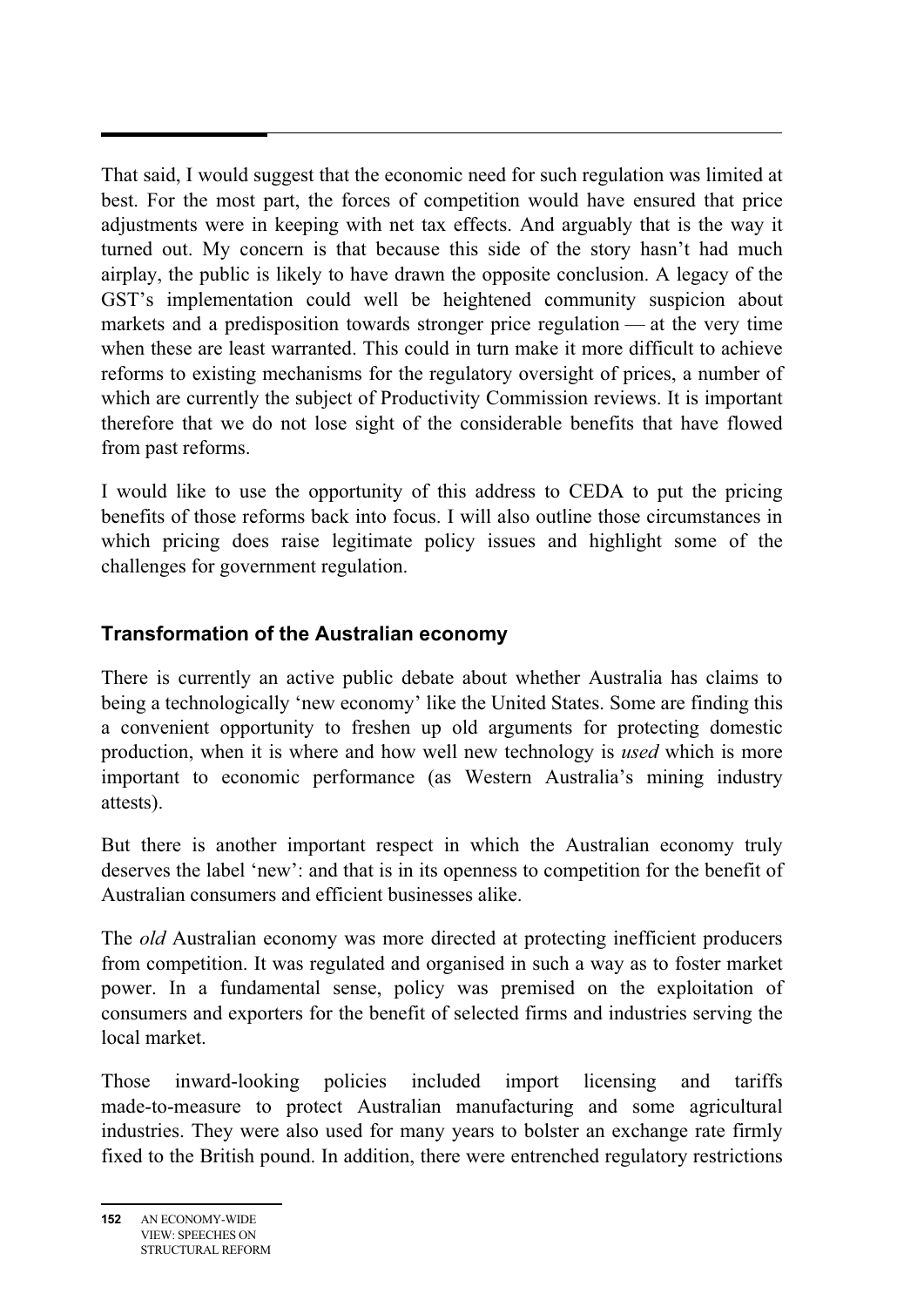That said, I would suggest that the economic need for such regulation was limited at best. For the most part, the forces of competition would have ensured that price adjustments were in keeping with net tax effects. And arguably that is the way it turned out. My concern is that because this side of the story hasn't had much airplay, the public is likely to have drawn the opposite conclusion. A legacy of the GST's implementation could well be heightened community suspicion about markets and a predisposition towards stronger price regulation — at the very time when these are least warranted. This could in turn make it more difficult to achieve reforms to existing mechanisms for the regulatory oversight of prices, a number of which are currently the subject of Productivity Commission reviews. It is important therefore that we do not lose sight of the considerable benefits that have flowed from past reforms.

I would like to use the opportunity of this address to CEDA to put the pricing benefits of those reforms back into focus. I will also outline those circumstances in which pricing does raise legitimate policy issues and highlight some of the challenges for government regulation.

## Transformation of the Australian economy

There is currently an active public debate about whether Australia has claims to being a technologically 'new economy' like the United States. Some are finding this a convenient opportunity to freshen up old arguments for protecting domestic production, when it is where and how well new technology is *used* which is more important to economic performance (as Western Australia's mining industry attests).

But there is another important respect in which the Australian economy truly deserves the label 'new': and that is in its openness to competition for the benefit of Australian consumers and efficient businesses alike.

The *old* Australian economy was more directed at protecting inefficient producers from competition. It was regulated and organised in such a way as to foster market power. In a fundamental sense, policy was premised on the exploitation of consumers and exporters for the benefit of selected firms and industries serving the local market.

Those inward-looking policies included import licensing and tariffs made-to-measure to protect Australian manufacturing and some agricultural industries. They were also used for many years to bolster an exchange rate firmly fixed to the British pound. In addition, there were entrenched regulatory restrictions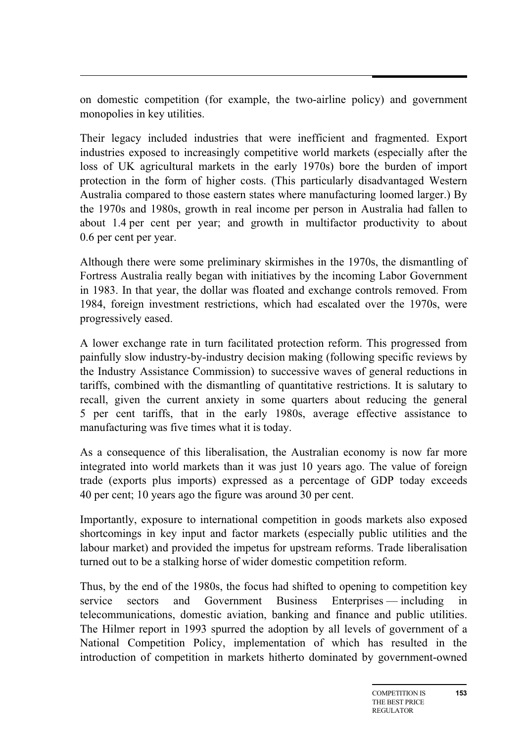on domestic competition (for example, the two-airline policy) and government monopolies in key utilities.

Their legacy included industries that were inefficient and fragmented. Export industries exposed to increasingly competitive world markets (especially after the loss of UK agricultural markets in the early 1970s) bore the burden of import protection in the form of higher costs. (This particularly disadvantaged Western Australia compared to those eastern states where manufacturing loomed larger.) By the 1970s and 1980s, growth in real income per person in Australia had fallen to about 1.4 per cent per year; and growth in multifactor productivity to about 0.6 per cent per year.

Although there were some preliminary skirmishes in the 1970s, the dismantling of Fortress Australia really began with initiatives by the incoming Labor Government in 1983. In that year, the dollar was floated and exchange controls removed. From 1984, foreign investment restrictions, which had escalated over the 1970s, were progressively eased.

A lower exchange rate in turn facilitated protection reform. This progressed from painfully slow industry-by-industry decision making (following specific reviews by the Industry Assistance Commission) to successive waves of general reductions in tariffs, combined with the dismantling of quantitative restrictions. It is salutary to recall, given the current anxiety in some quarters about reducing the general 5 per cent tariffs, that in the early 1980s, average effective assistance to manufacturing was five times what it is today.

As a consequence of this liberalisation, the Australian economy is now far more integrated into world markets than it was just 10 years ago. The value of foreign trade (exports plus imports) expressed as a percentage of GDP today exceeds 40 per cent; 10 years ago the figure was around 30 per cent.

Importantly, exposure to international competition in goods markets also exposed shortcomings in key input and factor markets (especially public utilities and the labour market) and provided the impetus for upstream reforms. Trade liberalisation turned out to be a stalking horse of wider domestic competition reform.

Thus, by the end of the 1980s, the focus had shifted to opening to competition key service sectors and Government Business Enterprises — including in telecommunications, domestic aviation, banking and finance and public utilities. The Hilmer report in 1993 spurred the adoption by all levels of government of a National Competition Policy, implementation of which has resulted in the introduction of competition in markets hitherto dominated by government-owned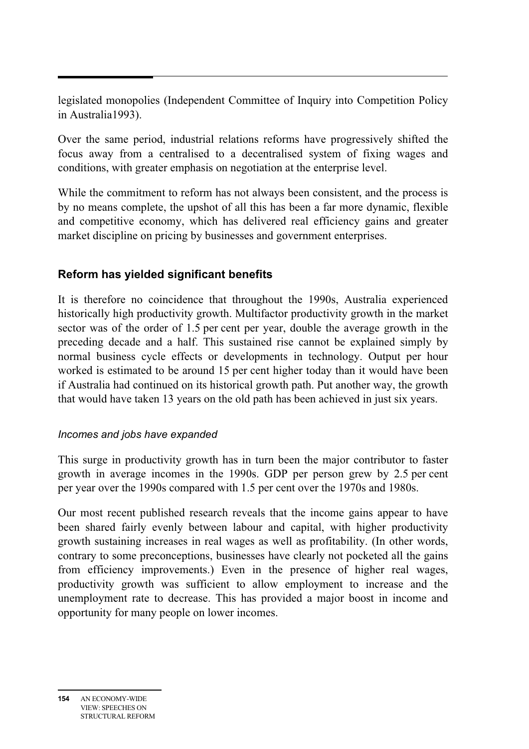legislated monopolies (Independent Committee of Inquiry into Competition Policy in Australia1993).

Over the same period, industrial relations reforms have progressively shifted the focus away from a centralised to a decentralised system of fixing wages and conditions, with greater emphasis on negotiation at the enterprise level.

While the commitment to reform has not always been consistent, and the process is by no means complete, the upshot of all this has been a far more dynamic, flexible and competitive economy, which has delivered real efficiency gains and greater market discipline on pricing by businesses and government enterprises.

## Reform has yielded significant benefits

It is therefore no coincidence that throughout the 1990s, Australia experienced historically high productivity growth. Multifactor productivity growth in the market sector was of the order of 1.5 per cent per year, double the average growth in the preceding decade and a half. This sustained rise cannot be explained simply by normal business cycle effects or developments in technology. Output per hour worked is estimated to be around 15 per cent higher today than it would have been if Australia had continued on its historical growth path. Put another way, the growth that would have taken 13 years on the old path has been achieved in just six years.

### *Incomes and jobs have expanded*

This surge in productivity growth has in turn been the major contributor to faster growth in average incomes in the 1990s. GDP per person grew by 2.5 per cent per year over the 1990s compared with 1.5 per cent over the 1970s and 1980s.

Our most recent published research reveals that the income gains appear to have been shared fairly evenly between labour and capital, with higher productivity growth sustaining increases in real wages as well as profitability. (In other words, contrary to some preconceptions, businesses have clearly not pocketed all the gains from efficiency improvements.) Even in the presence of higher real wages, productivity growth was sufficient to allow employment to increase and the unemployment rate to decrease. This has provided a major boost in income and opportunity for many people on lower incomes.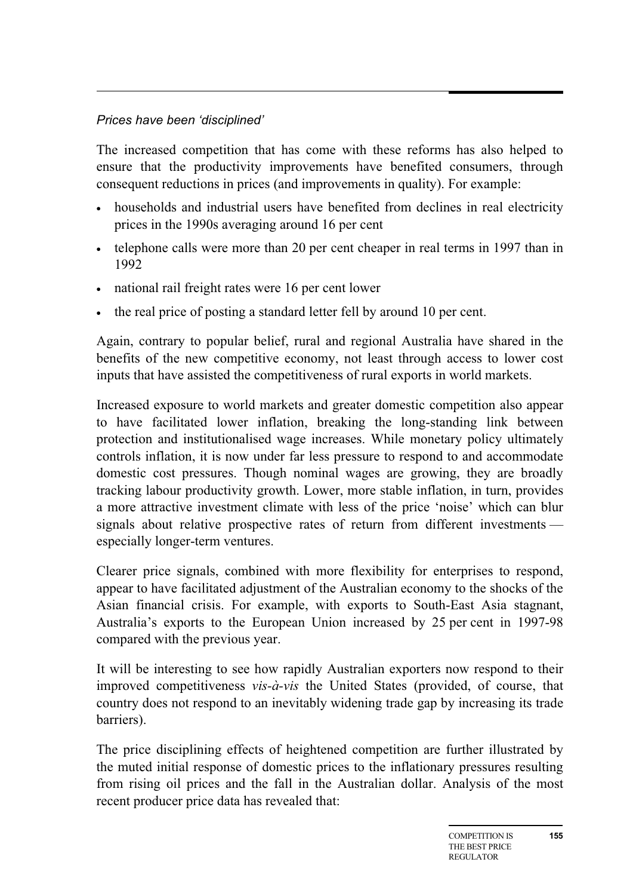*Prices have been 'disciplined'*

The increased competition that has come with these reforms has also helped to ensure that the productivity improvements have benefited consumers, through consequent reductions in prices (and improvements in quality). For example:

- households and industrial users have benefited from declines in real electricity prices in the 1990s averaging around 16 per cent
- telephone calls were more than 20 per cent cheaper in real terms in 1997 than in 1992
- national rail freight rates were 16 per cent lower
- the real price of posting a standard letter fell by around 10 per cent.

Again, contrary to popular belief, rural and regional Australia have shared in the benefits of the new competitive economy, not least through access to lower cost inputs that have assisted the competitiveness of rural exports in world markets.

Increased exposure to world markets and greater domestic competition also appear to have facilitated lower inflation, breaking the long-standing link between protection and institutionalised wage increases. While monetary policy ultimately controls inflation, it is now under far less pressure to respond to and accommodate domestic cost pressures. Though nominal wages are growing, they are broadly tracking labour productivity growth. Lower, more stable inflation, in turn, provides a more attractive investment climate with less of the price 'noise' which can blur signals about relative prospective rates of return from different investments — especially longer-term ventures.

Clearer price signals, combined with more flexibility for enterprises to respond, appear to have facilitated adjustment of the Australian economy to the shocks of the Asian financial crisis. For example, with exports to South-East Asia stagnant, Australia's exports to the European Union increased by 25 per cent in 1997-98 compared with the previous year.

It will be interesting to see how rapidly Australian exporters now respond to their improved competitiveness *vis-à-vis* the United States (provided, of course, that country does not respond to an inevitably widening trade gap by increasing its trade barriers).

The price disciplining effects of heightened competition are further illustrated by the muted initial response of domestic prices to the inflationary pressures resulting from rising oil prices and the fall in the Australian dollar. Analysis of the most recent producer price data has revealed that: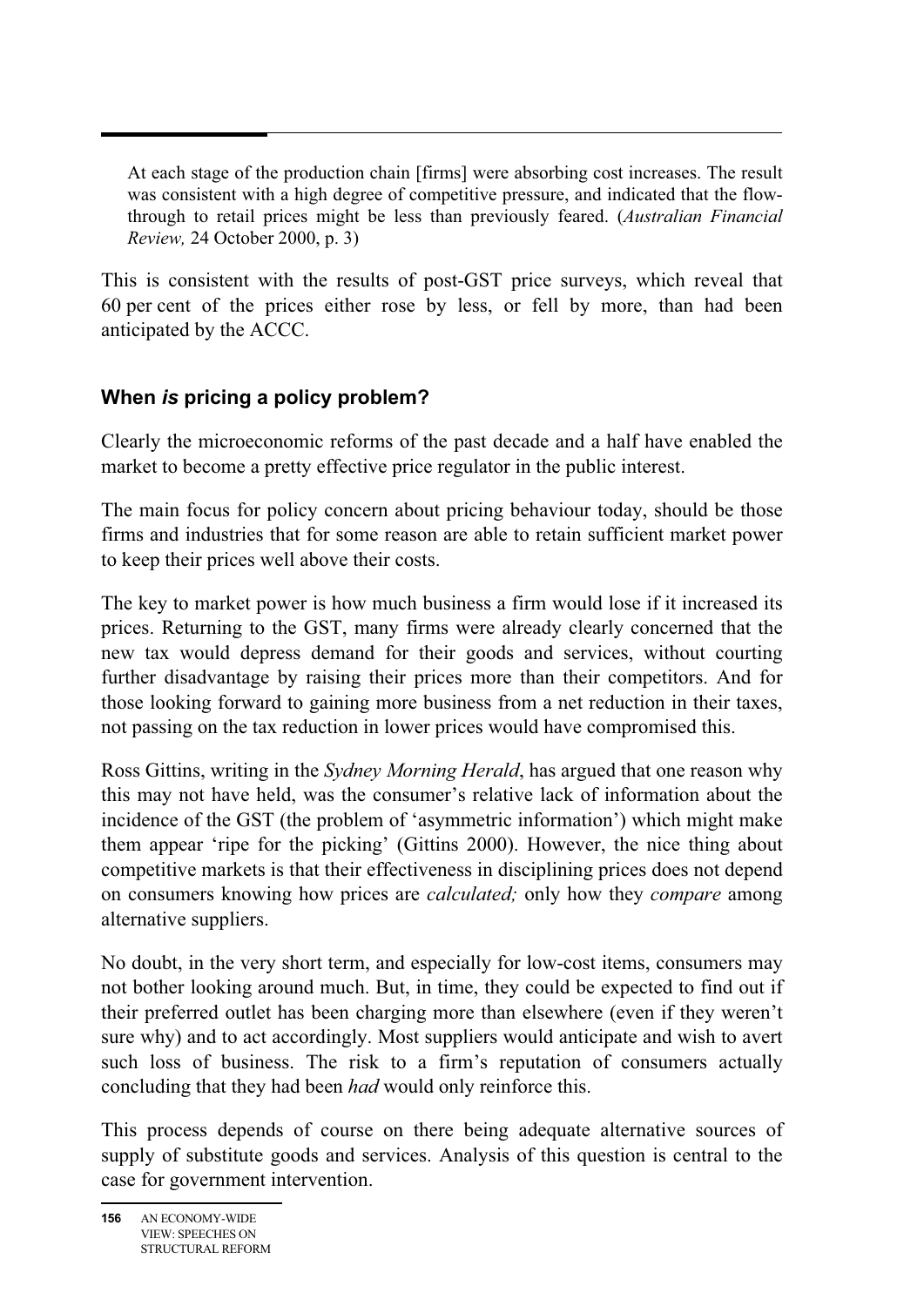> At each stage of the production chain [firms] were absorbing cost increases. The result was consistent with a high degree of competitive pressure, and indicated that the flow-through to retail prices might be less than previously feared. (*Australian Financial Review,* 24 October 2000, p. 3)

This is consistent with the results of post-GST price surveys, which reveal that 60 per cent of the prices either rose by less, or fell by more, than had been anticipated by the ACCC.

### When *is* pricing a policy problem?

Clearly the microeconomic reforms of the past decade and a half have enabled the market to become a pretty effective price regulator in the public interest.

The main focus for policy concern about pricing behaviour today, should be those firms and industries that for some reason are able to retain sufficient market power to keep their prices well above their costs.

The key to market power is how much business a firm would lose if it increased its prices. Returning to the GST, many firms were already clearly concerned that the new tax would depress demand for their goods and services, without courting further disadvantage by raising their prices more than their competitors. And for those looking forward to gaining more business from a net reduction in their taxes, not passing on the tax reduction in lower prices would have compromised this.

Ross Gittins, writing in the *Sydney Morning Herald*, has argued that one reason why this may not have held, was the consumer's relative lack of information about the incidence of the GST (the problem of 'asymmetric information') which might make them appear 'ripe for the picking' (Gittins 2000). However, the nice thing about competitive markets is that their effectiveness in disciplining prices does not depend on consumers knowing how prices are *calculated;* only how they *compare* among alternative suppliers.

No doubt, in the very short term, and especially for low-cost items, consumers may not bother looking around much. But, in time, they could be expected to find out if their preferred outlet has been charging more than elsewhere (even if they weren't sure why) and to act accordingly. Most suppliers would anticipate and wish to avert such loss of business. The risk to a firm's reputation of consumers actually concluding that they had been *had* would only reinforce this.

This process depends of course on there being adequate alternative sources of supply of substitute goods and services. Analysis of this question is central to the case for government intervention.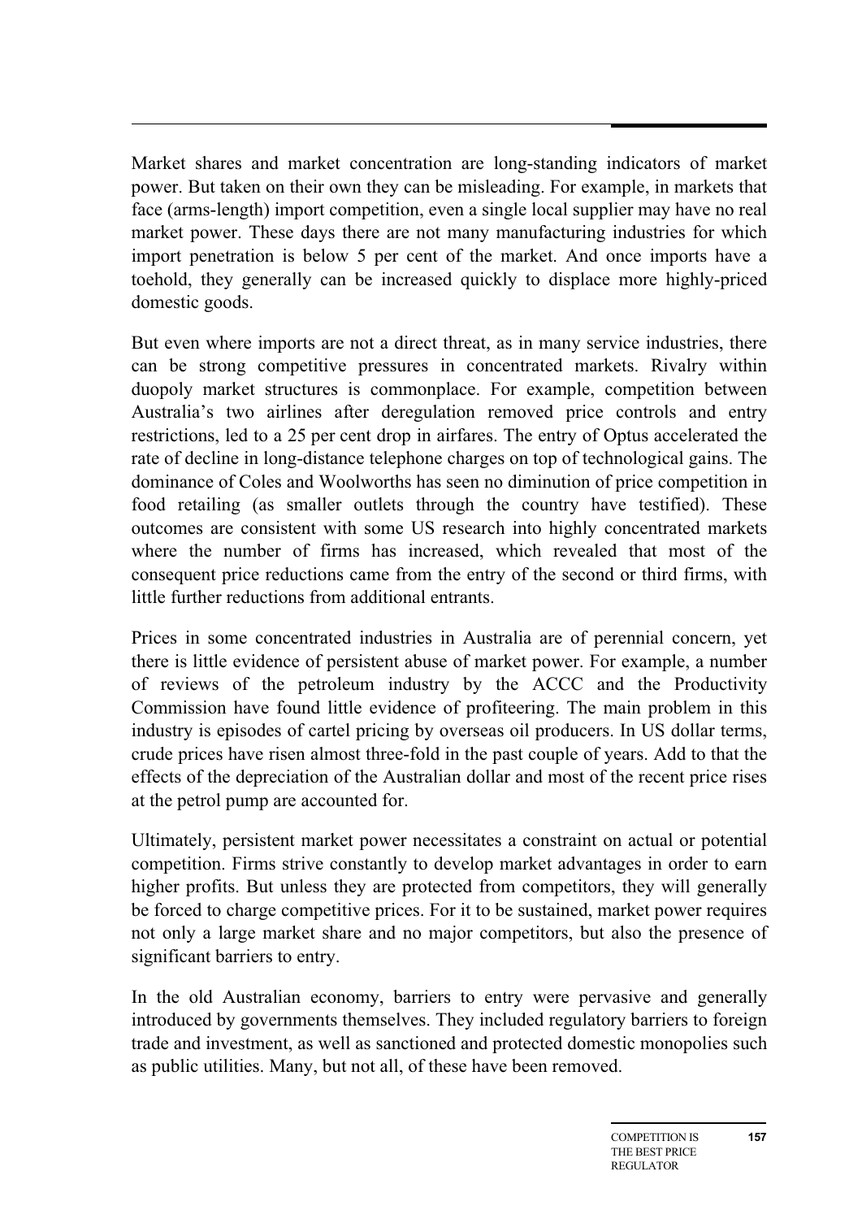Market shares and market concentration are long-standing indicators of market power. But taken on their own they can be misleading. For example, in markets that face (arms-length) import competition, even a single local supplier may have no real market power. These days there are not many manufacturing industries for which import penetration is below 5 per cent of the market. And once imports have a toehold, they generally can be increased quickly to displace more highly-priced domestic goods.

But even where imports are not a direct threat, as in many service industries, there can be strong competitive pressures in concentrated markets. Rivalry within duopoly market structures is commonplace. For example, competition between Australia's two airlines after deregulation removed price controls and entry restrictions, led to a 25 per cent drop in airfares. The entry of Optus accelerated the rate of decline in long-distance telephone charges on top of technological gains. The dominance of Coles and Woolworths has seen no diminution of price competition in food retailing (as smaller outlets through the country have testified). These outcomes are consistent with some US research into highly concentrated markets where the number of firms has increased, which revealed that most of the consequent price reductions came from the entry of the second or third firms, with little further reductions from additional entrants.

Prices in some concentrated industries in Australia are of perennial concern, yet there is little evidence of persistent abuse of market power. For example, a number of reviews of the petroleum industry by the ACCC and the Productivity Commission have found little evidence of profiteering. The main problem in this industry is episodes of cartel pricing by overseas oil producers. In US dollar terms, crude prices have risen almost three-fold in the past couple of years. Add to that the effects of the depreciation of the Australian dollar and most of the recent price rises at the petrol pump are accounted for.

Ultimately, persistent market power necessitates a constraint on actual or potential competition. Firms strive constantly to develop market advantages in order to earn higher profits. But unless they are protected from competitors, they will generally be forced to charge competitive prices. For it to be sustained, market power requires not only a large market share and no major competitors, but also the presence of significant barriers to entry.

In the old Australian economy, barriers to entry were pervasive and generally introduced by governments themselves. They included regulatory barriers to foreign trade and investment, as well as sanctioned and protected domestic monopolies such as public utilities. Many, but not all, of these have been removed.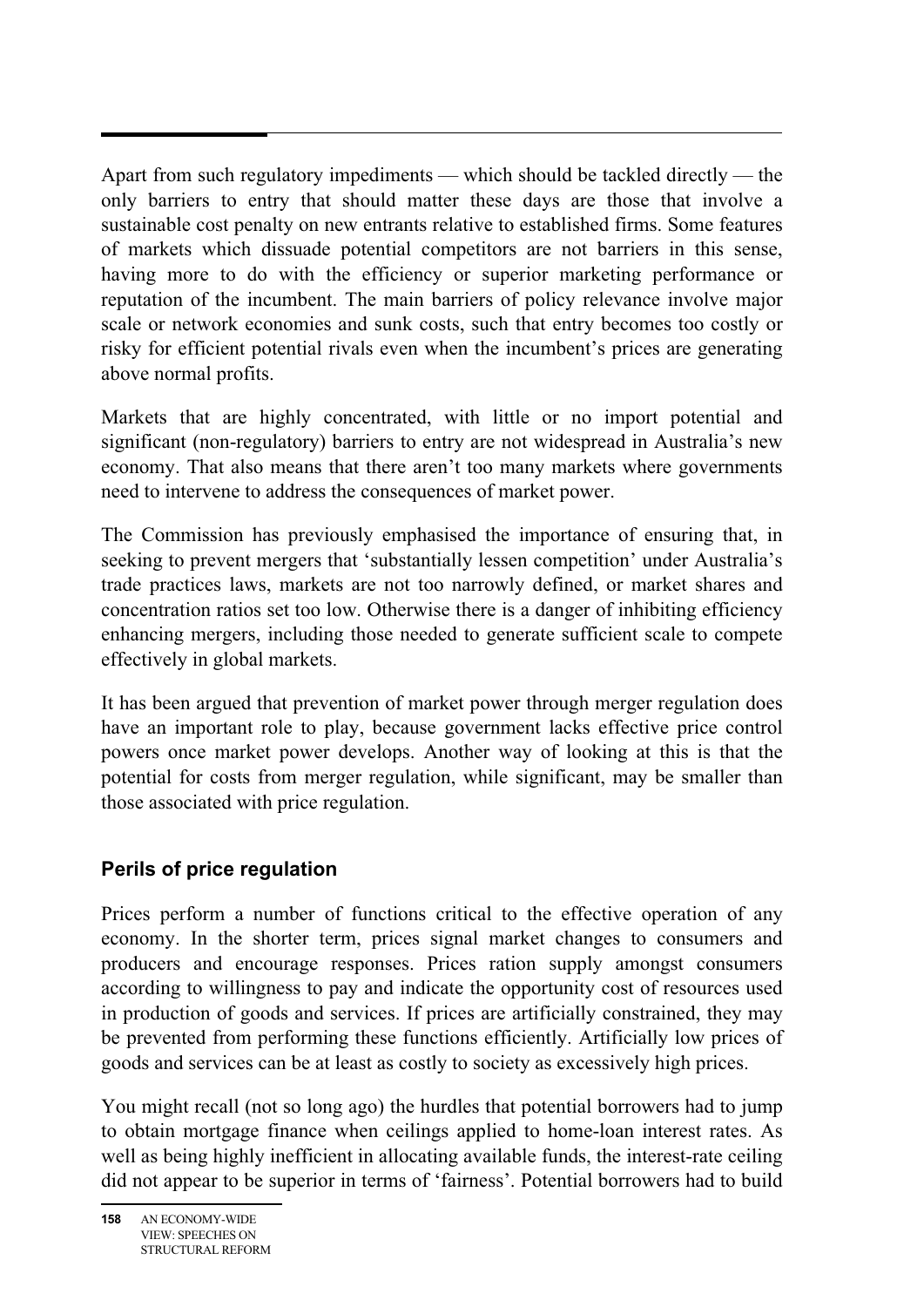Apart from such regulatory impediments — which should be tackled directly — the only barriers to entry that should matter these days are those that involve a sustainable cost penalty on new entrants relative to established firms. Some features of markets which dissuade potential competitors are not barriers in this sense, having more to do with the efficiency or superior marketing performance or reputation of the incumbent. The main barriers of policy relevance involve major scale or network economies and sunk costs, such that entry becomes too costly or risky for efficient potential rivals even when the incumbent's prices are generating above normal profits.

Markets that are highly concentrated, with little or no import potential and significant (non-regulatory) barriers to entry are not widespread in Australia's new economy. That also means that there aren't too many markets where governments need to intervene to address the consequences of market power.

The Commission has previously emphasised the importance of ensuring that, in seeking to prevent mergers that 'substantially lessen competition' under Australia's trade practices laws, markets are not too narrowly defined, or market shares and concentration ratios set too low. Otherwise there is a danger of inhibiting efficiency enhancing mergers, including those needed to generate sufficient scale to compete effectively in global markets.

It has been argued that prevention of market power through merger regulation does have an important role to play, because government lacks effective price control powers once market power develops. Another way of looking at this is that the potential for costs from merger regulation, while significant, may be smaller than those associated with price regulation.

## Perils of price regulation

Prices perform a number of functions critical to the effective operation of any economy. In the shorter term, prices signal market changes to consumers and producers and encourage responses. Prices ration supply amongst consumers according to willingness to pay and indicate the opportunity cost of resources used in production of goods and services. If prices are artificially constrained, they may be prevented from performing these functions efficiently. Artificially low prices of goods and services can be at least as costly to society as excessively high prices.

You might recall (not so long ago) the hurdles that potential borrowers had to jump to obtain mortgage finance when ceilings applied to home-loan interest rates. As well as being highly inefficient in allocating available funds, the interest-rate ceiling did not appear to be superior in terms of 'fairness'. Potential borrowers had to build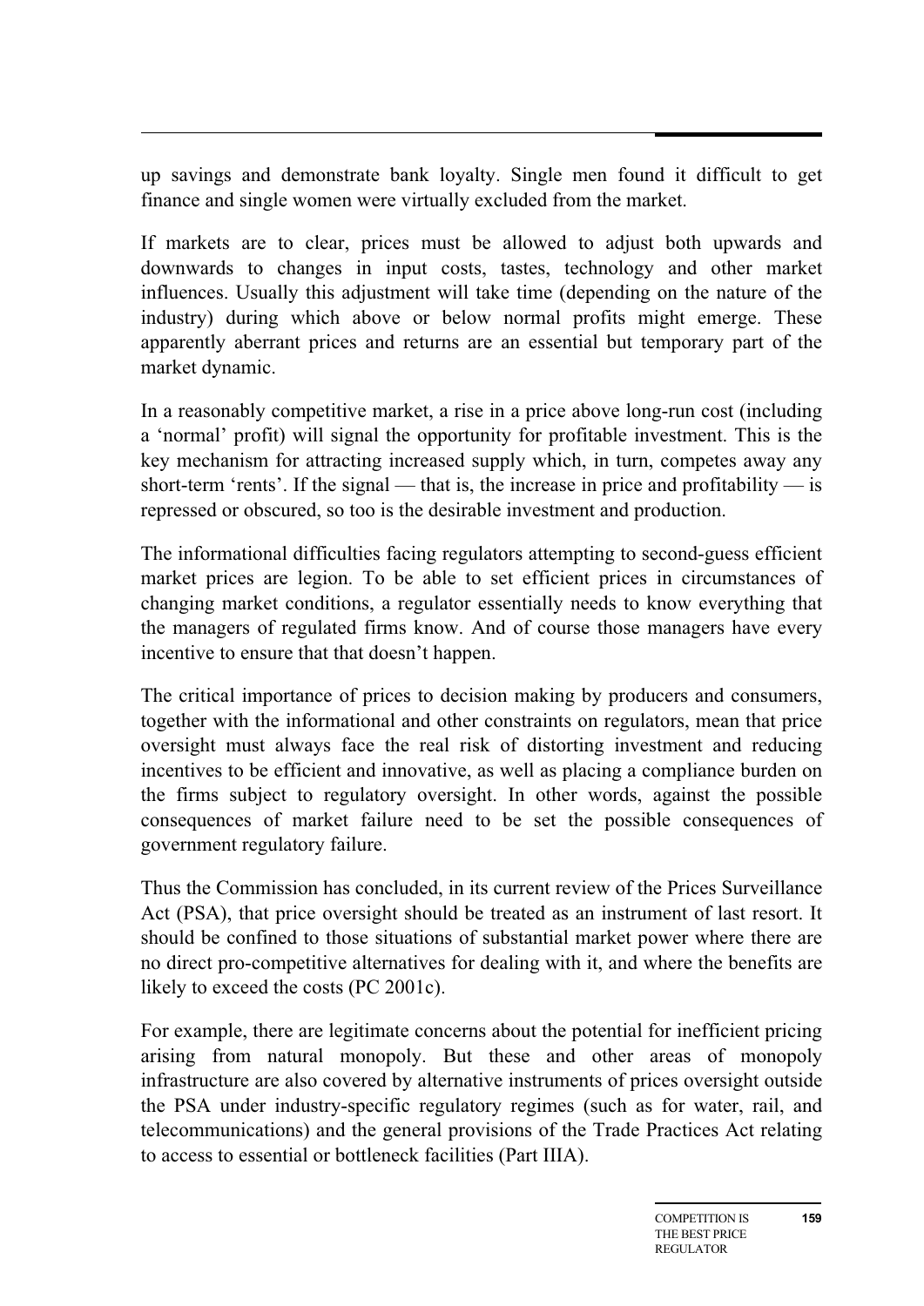up savings and demonstrate bank loyalty. Single men found it difficult to get finance and single women were virtually excluded from the market.

If markets are to clear, prices must be allowed to adjust both upwards and downwards to changes in input costs, tastes, technology and other market influences. Usually this adjustment will take time (depending on the nature of the industry) during which above or below normal profits might emerge. These apparently aberrant prices and returns are an essential but temporary part of the market dynamic.

In a reasonably competitive market, a rise in a price above long-run cost (including a 'normal' profit) will signal the opportunity for profitable investment. This is the key mechanism for attracting increased supply which, in turn, competes away any short-term 'rents'. If the signal — that is, the increase in price and profitability — is repressed or obscured, so too is the desirable investment and production.

The informational difficulties facing regulators attempting to second-guess efficient market prices are legion. To be able to set efficient prices in circumstances of changing market conditions, a regulator essentially needs to know everything that the managers of regulated firms know. And of course those managers have every incentive to ensure that that doesn't happen.

The critical importance of prices to decision making by producers and consumers, together with the informational and other constraints on regulators, mean that price oversight must always face the real risk of distorting investment and reducing incentives to be efficient and innovative, as well as placing a compliance burden on the firms subject to regulatory oversight. In other words, against the possible consequences of market failure need to be set the possible consequences of government regulatory failure.

Thus the Commission has concluded, in its current review of the Prices Surveillance Act (PSA), that price oversight should be treated as an instrument of last resort. It should be confined to those situations of substantial market power where there are no direct pro-competitive alternatives for dealing with it, and where the benefits are likely to exceed the costs (PC 2001c).

For example, there are legitimate concerns about the potential for inefficient pricing arising from natural monopoly. But these and other areas of monopoly infrastructure are also covered by alternative instruments of prices oversight outside the PSA under industry-specific regulatory regimes (such as for water, rail, and telecommunications) and the general provisions of the Trade Practices Act relating to access to essential or bottleneck facilities (Part IIIA).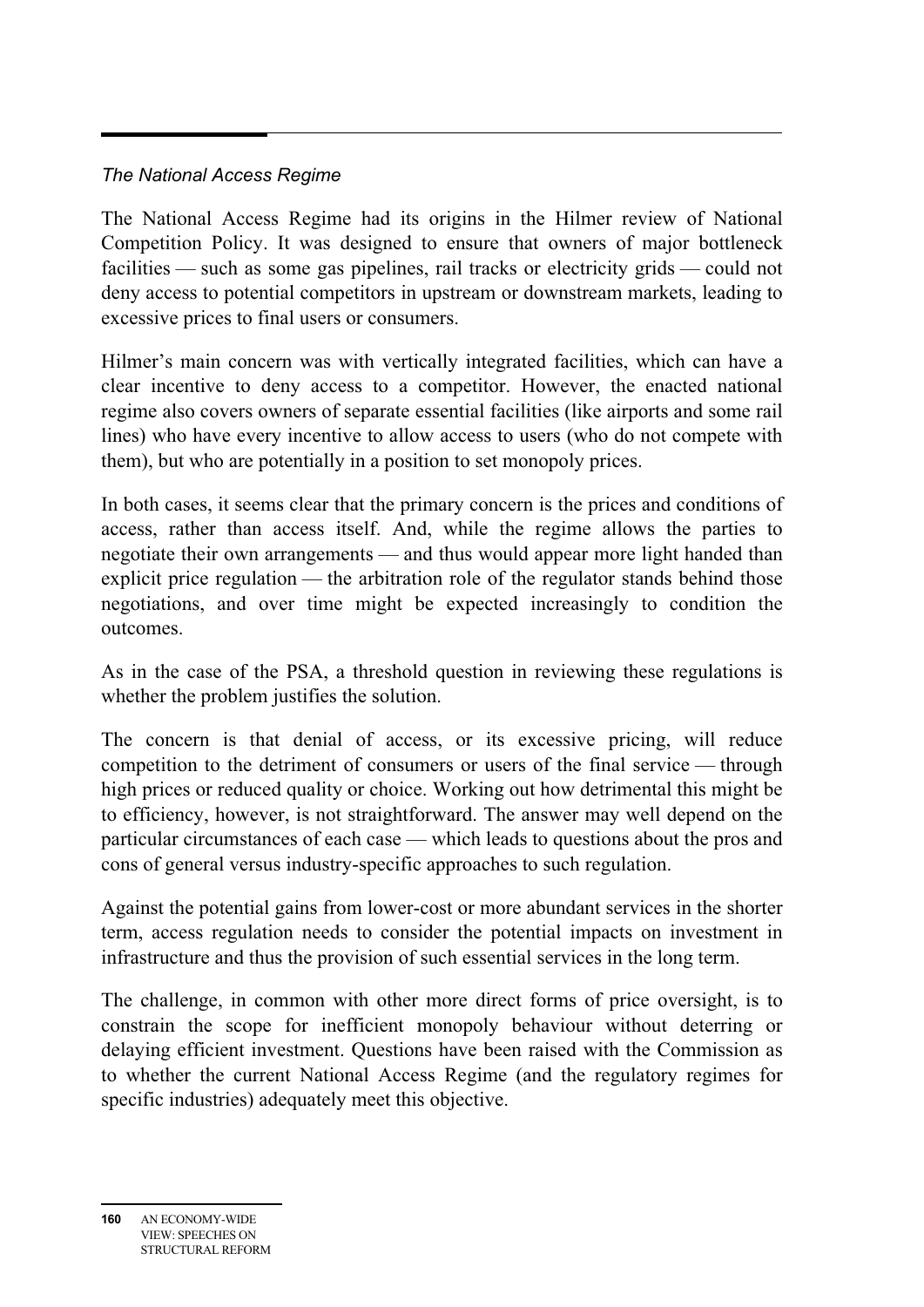*The National Access Regime*

The National Access Regime had its origins in the Hilmer review of National Competition Policy. It was designed to ensure that owners of major bottleneck facilities — such as some gas pipelines, rail tracks or electricity grids — could not deny access to potential competitors in upstream or downstream markets, leading to excessive prices to final users or consumers.

Hilmer's main concern was with vertically integrated facilities, which can have a clear incentive to deny access to a competitor. However, the enacted national regime also covers owners of separate essential facilities (like airports and some rail lines) who have every incentive to allow access to users (who do not compete with them), but who are potentially in a position to set monopoly prices.

In both cases, it seems clear that the primary concern is the prices and conditions of access, rather than access itself. And, while the regime allows the parties to negotiate their own arrangements — and thus would appear more light handed than explicit price regulation — the arbitration role of the regulator stands behind those negotiations, and over time might be expected increasingly to condition the outcomes.

As in the case of the PSA, a threshold question in reviewing these regulations is whether the problem justifies the solution.

The concern is that denial of access, or its excessive pricing, will reduce competition to the detriment of consumers or users of the final service — through high prices or reduced quality or choice. Working out how detrimental this might be to efficiency, however, is not straightforward. The answer may well depend on the particular circumstances of each case — which leads to questions about the pros and cons of general versus industry-specific approaches to such regulation.

Against the potential gains from lower-cost or more abundant services in the shorter term, access regulation needs to consider the potential impacts on investment in infrastructure and thus the provision of such essential services in the long term.

The challenge, in common with other more direct forms of price oversight, is to constrain the scope for inefficient monopoly behaviour without deterring or delaying efficient investment. Questions have been raised with the Commission as to whether the current National Access Regime (and the regulatory regimes for specific industries) adequately meet this objective.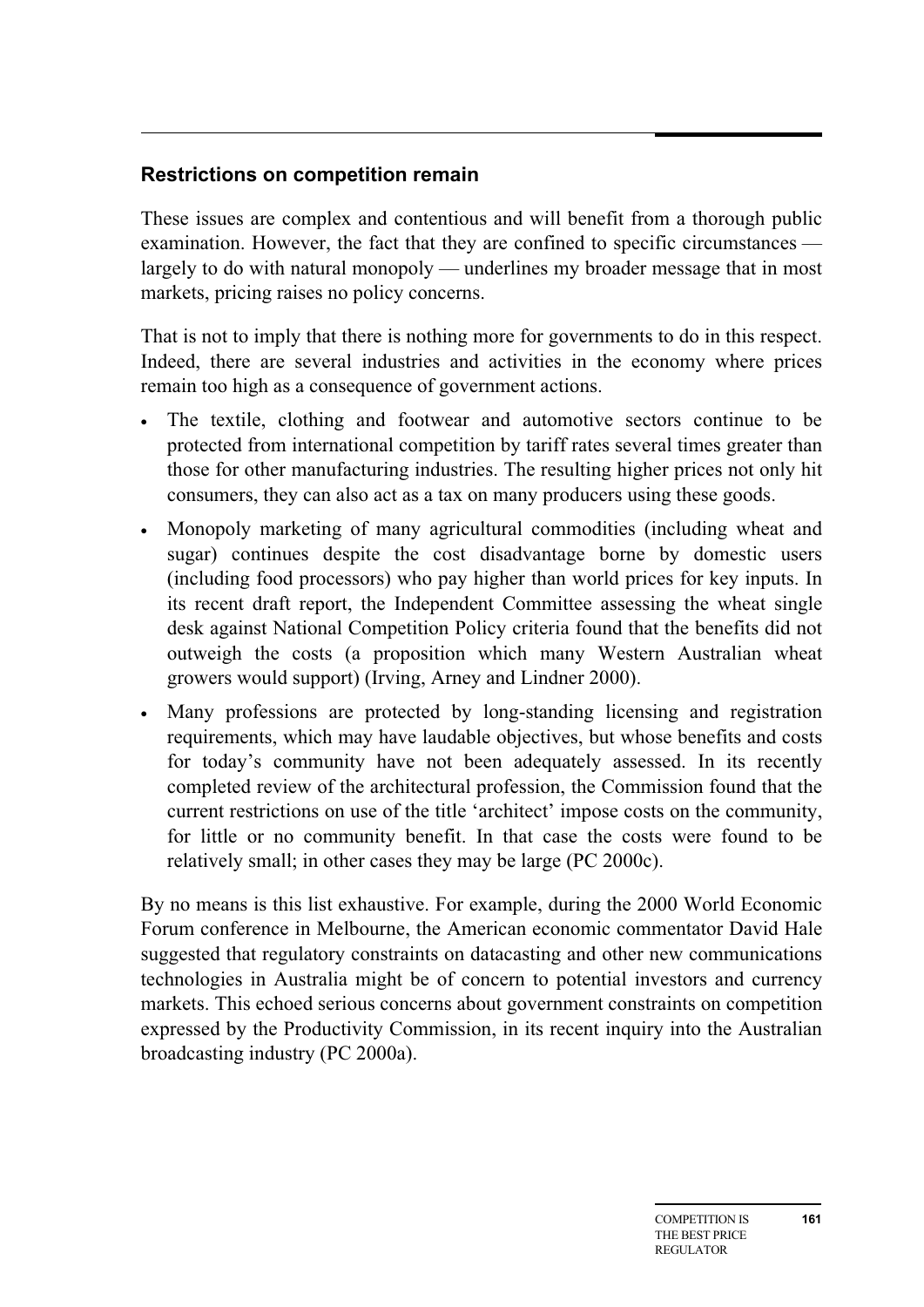## Restrictions on competition remain

These issues are complex and contentious and will benefit from a thorough public examination. However, the fact that they are confined to specific circumstances — largely to do with natural monopoly — underlines my broader message that in most markets, pricing raises no policy concerns.

That is not to imply that there is nothing more for governments to do in this respect. Indeed, there are several industries and activities in the economy where prices remain too high as a consequence of government actions.

- The textile, clothing and footwear and automotive sectors continue to be protected from international competition by tariff rates several times greater than those for other manufacturing industries. The resulting higher prices not only hit consumers, they can also act as a tax on many producers using these goods.
- Monopoly marketing of many agricultural commodities (including wheat and sugar) continues despite the cost disadvantage borne by domestic users (including food processors) who pay higher than world prices for key inputs. In its recent draft report, the Independent Committee assessing the wheat single desk against National Competition Policy criteria found that the benefits did not outweigh the costs (a proposition which many Western Australian wheat growers would support) (Irving, Arney and Lindner 2000).
- Many professions are protected by long-standing licensing and registration requirements, which may have laudable objectives, but whose benefits and costs for today's community have not been adequately assessed. In its recently completed review of the architectural profession, the Commission found that the current restrictions on use of the title 'architect' impose costs on the community, for little or no community benefit. In that case the costs were found to be relatively small; in other cases they may be large (PC 2000c).

By no means is this list exhaustive. For example, during the 2000 World Economic Forum conference in Melbourne, the American economic commentator David Hale suggested that regulatory constraints on datacasting and other new communications technologies in Australia might be of concern to potential investors and currency markets. This echoed serious concerns about government constraints on competition expressed by the Productivity Commission, in its recent inquiry into the Australian broadcasting industry (PC 2000a).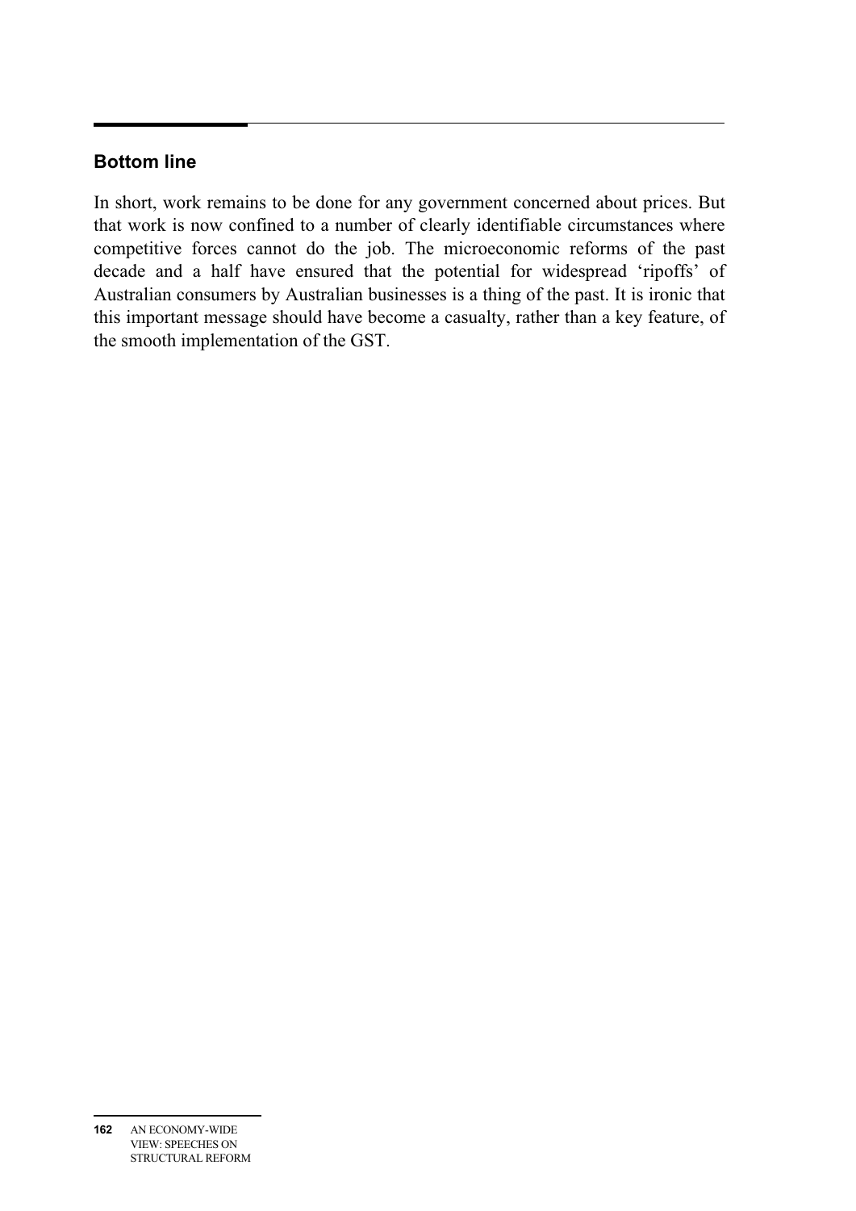## Bottom line

In short, work remains to be done for any government concerned about prices. But that work is now confined to a number of clearly identifiable circumstances where competitive forces cannot do the job. The microeconomic reforms of the past decade and a half have ensured that the potential for widespread 'ripoffs' of Australian consumers by Australian businesses is a thing of the past. It is ironic that this important message should have become a casualty, rather than a key feature, of the smooth implementation of the GST.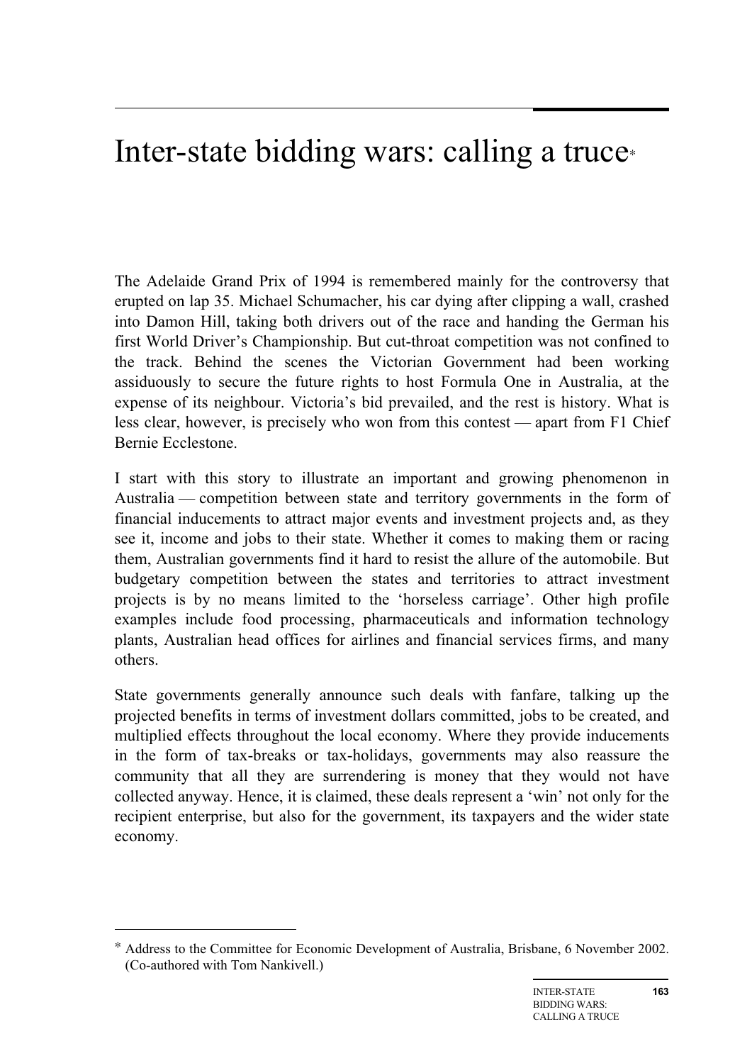# Inter-state bidding wars: calling a truce*

The Adelaide Grand Prix of 1994 is remembered mainly for the controversy that erupted on lap 35. Michael Schumacher, his car dying after clipping a wall, crashed into Damon Hill, taking both drivers out of the race and handing the German his first World Driver's Championship. But cut-throat competition was not confined to the track. Behind the scenes the Victorian Government had been working assiduously to secure the future rights to host Formula One in Australia, at the expense of its neighbour. Victoria's bid prevailed, and the rest is history. What is less clear, however, is precisely who won from this contest — apart from F1 Chief Bernie Ecclestone.

I start with this story to illustrate an important and growing phenomenon in Australia — competition between state and territory governments in the form of financial inducements to attract major events and investment projects and, as they see it, income and jobs to their state. Whether it comes to making them or racing them, Australian governments find it hard to resist the allure of the automobile. But budgetary competition between the states and territories to attract investment projects is by no means limited to the 'horseless carriage'. Other high profile examples include food processing, pharmaceuticals and information technology plants, Australian head offices for airlines and financial services firms, and many others.

State governments generally announce such deals with fanfare, talking up the projected benefits in terms of investment dollars committed, jobs to be created, and multiplied effects throughout the local economy. Where they provide inducements in the form of tax-breaks or tax-holidays, governments may also reassure the community that all they are surrendering is money that they would not have collected anyway. Hence, it is claimed, these deals represent a 'win' not only for the recipient enterprise, but also for the government, its taxpayers and the wider state economy.

---

\* Address to the Committee for Economic Development of Australia, Brisbane, 6 November 2002. (Co-authored with Tom Nankivell.)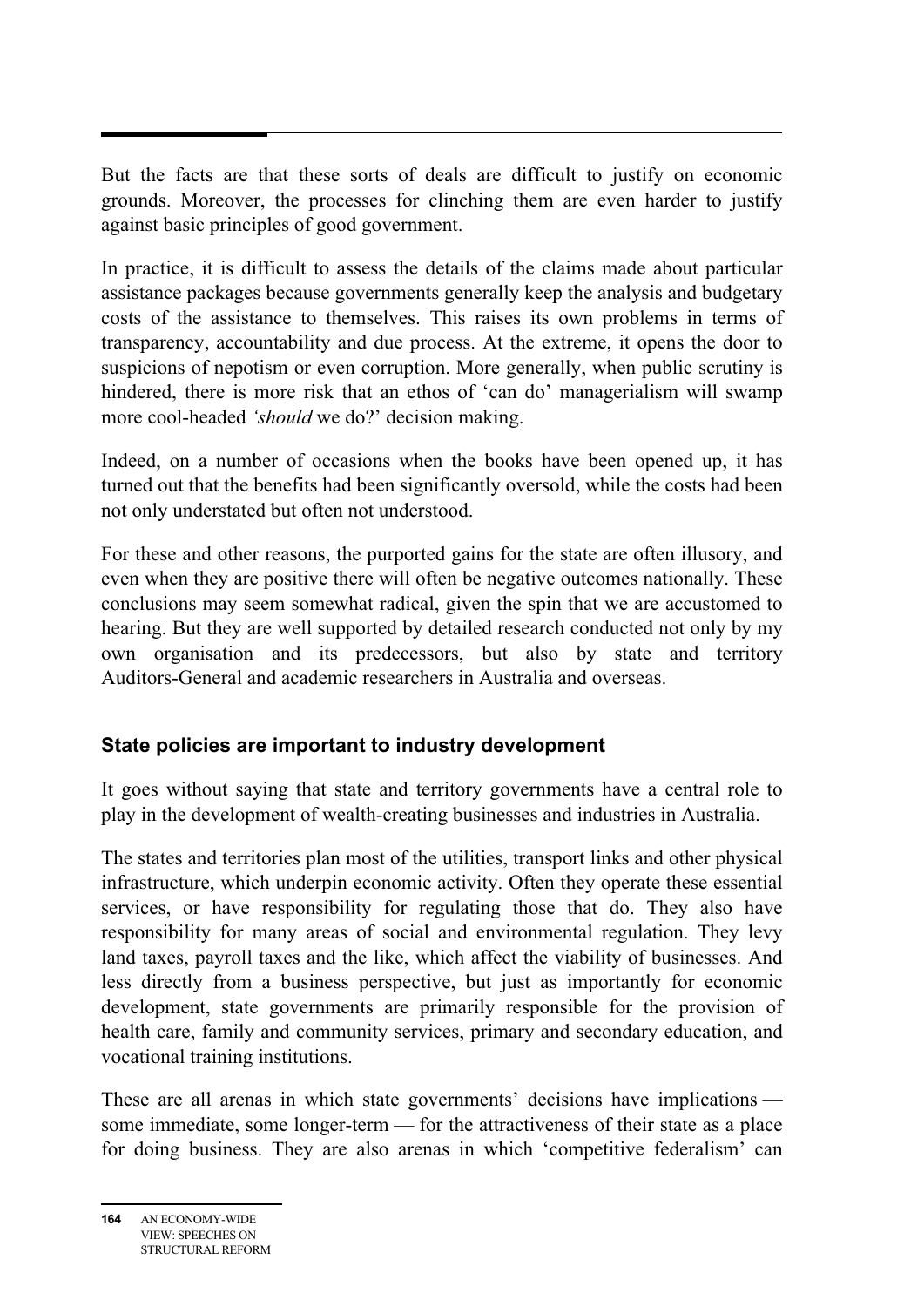But the facts are that these sorts of deals are difficult to justify on economic grounds. Moreover, the processes for clinching them are even harder to justify against basic principles of good government.

In practice, it is difficult to assess the details of the claims made about particular assistance packages because governments generally keep the analysis and budgetary costs of the assistance to themselves. This raises its own problems in terms of transparency, accountability and due process. At the extreme, it opens the door to suspicions of nepotism or even corruption. More generally, when public scrutiny is hindered, there is more risk that an ethos of 'can do' managerialism will swamp more cool-headed *'should* we do?' decision making.

Indeed, on a number of occasions when the books have been opened up, it has turned out that the benefits had been significantly oversold, while the costs had been not only understated but often not understood.

For these and other reasons, the purported gains for the state are often illusory, and even when they are positive there will often be negative outcomes nationally. These conclusions may seem somewhat radical, given the spin that we are accustomed to hearing. But they are well supported by detailed research conducted not only by my own organisation and its predecessors, but also by state and territory Auditors-General and academic researchers in Australia and overseas.

### State policies are important to industry development

It goes without saying that state and territory governments have a central role to play in the development of wealth-creating businesses and industries in Australia.

The states and territories plan most of the utilities, transport links and other physical infrastructure, which underpin economic activity. Often they operate these essential services, or have responsibility for regulating those that do. They also have responsibility for many areas of social and environmental regulation. They levy land taxes, payroll taxes and the like, which affect the viability of businesses. And less directly from a business perspective, but just as importantly for economic development, state governments are primarily responsible for the provision of health care, family and community services, primary and secondary education, and vocational training institutions.

These are all arenas in which state governments' decisions have implications — some immediate, some longer-term — for the attractiveness of their state as a place for doing business. They are also arenas in which 'competitive federalism' can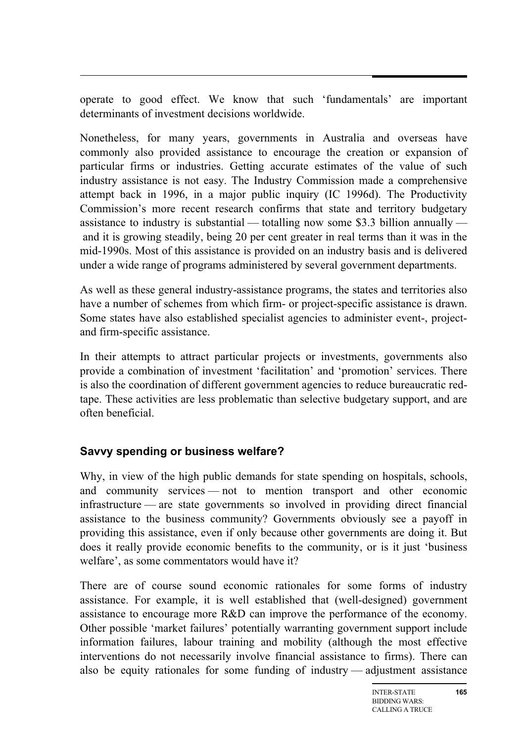operate to good effect. We know that such 'fundamentals' are important determinants of investment decisions worldwide.

Nonetheless, for many years, governments in Australia and overseas have commonly also provided assistance to encourage the creation or expansion of particular firms or industries. Getting accurate estimates of the value of such industry assistance is not easy. The Industry Commission made a comprehensive attempt back in 1996, in a major public inquiry (IC 1996d). The Productivity Commission's more recent research confirms that state and territory budgetary assistance to industry is substantial — totalling now some $3.3 billion annually — and it is growing steadily, being 20 per cent greater in real terms than it was in the mid-1990s. Most of this assistance is provided on an industry basis and is delivered under a wide range of programs administered by several government departments.

As well as these general industry-assistance programs, the states and territories also have a number of schemes from which firm- or project-specific assistance is drawn. Some states have also established specialist agencies to administer event-, project- and firm-specific assistance.

In their attempts to attract particular projects or investments, governments also provide a combination of investment 'facilitation' and 'promotion' services. There is also the coordination of different government agencies to reduce bureaucratic red-tape. These activities are less problematic than selective budgetary support, and are often beneficial.

### Savvy spending or business welfare?

Why, in view of the high public demands for state spending on hospitals, schools, and community services — not to mention transport and other economic infrastructure — are state governments so involved in providing direct financial assistance to the business community? Governments obviously see a payoff in providing this assistance, even if only because other governments are doing it. But does it really provide economic benefits to the community, or is it just 'business welfare', as some commentators would have it?

There are of course sound economic rationales for some forms of industry assistance. For example, it is well established that (well-designed) government assistance to encourage more R&D can improve the performance of the economy. Other possible 'market failures' potentially warranting government support include information failures, labour training and mobility (although the most effective interventions do not necessarily involve financial assistance to firms). There can also be equity rationales for some funding of industry — adjustment assistance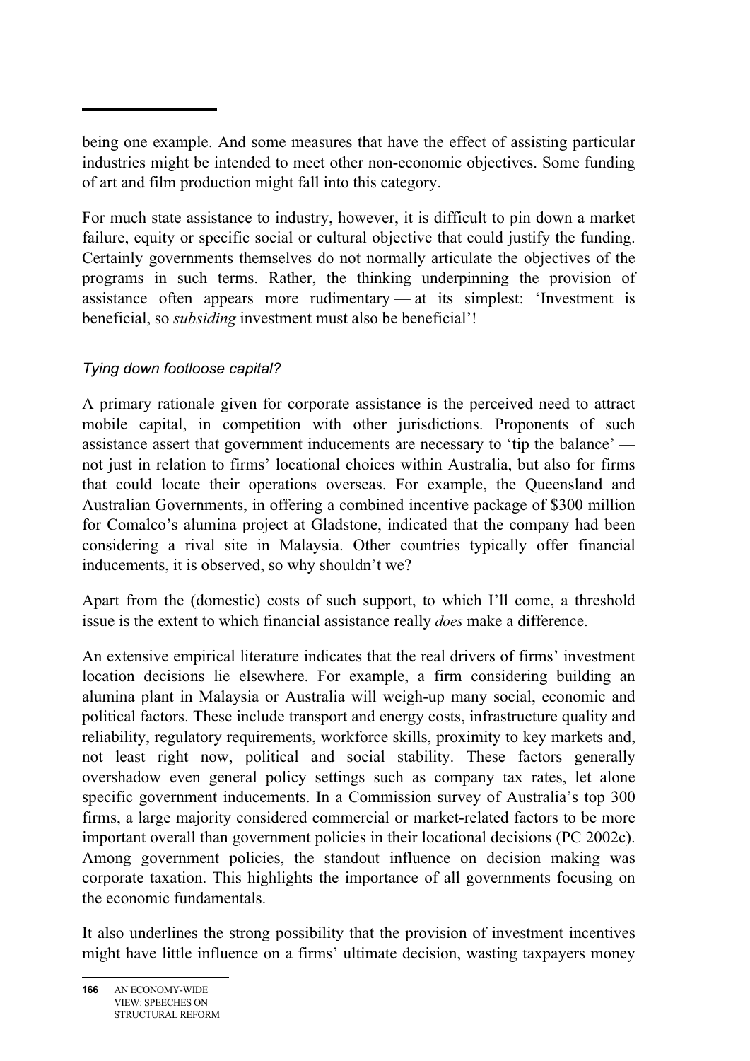being one example. And some measures that have the effect of assisting particular industries might be intended to meet other non-economic objectives. Some funding of art and film production might fall into this category.

For much state assistance to industry, however, it is difficult to pin down a market failure, equity or specific social or cultural objective that could justify the funding. Certainly governments themselves do not normally articulate the objectives of the programs in such terms. Rather, the thinking underpinning the provision of assistance often appears more rudimentary — at its simplest: 'Investment is beneficial, so *subsiding* investment must also be beneficial'!

### *Tying down footloose capital?*

A primary rationale given for corporate assistance is the perceived need to attract mobile capital, in competition with other jurisdictions. Proponents of such assistance assert that government inducements are necessary to 'tip the balance' — not just in relation to firms' locational choices within Australia, but also for firms that could locate their operations overseas. For example, the Queensland and Australian Governments, in offering a combined incentive package of $300 million for Comalco's alumina project at Gladstone, indicated that the company had been considering a rival site in Malaysia. Other countries typically offer financial inducements, it is observed, so why shouldn't we?

Apart from the (domestic) costs of such support, to which I'll come, a threshold issue is the extent to which financial assistance really *does* make a difference.

An extensive empirical literature indicates that the real drivers of firms' investment location decisions lie elsewhere. For example, a firm considering building an alumina plant in Malaysia or Australia will weigh-up many social, economic and political factors. These include transport and energy costs, infrastructure quality and reliability, regulatory requirements, workforce skills, proximity to key markets and, not least right now, political and social stability. These factors generally overshadow even general policy settings such as company tax rates, let alone specific government inducements. In a Commission survey of Australia's top 300 firms, a large majority considered commercial or market-related factors to be more important overall than government policies in their locational decisions (PC 2002c). Among government policies, the standout influence on decision making was corporate taxation. This highlights the importance of all governments focusing on the economic fundamentals.

It also underlines the strong possibility that the provision of investment incentives might have little influence on a firms' ultimate decision, wasting taxpayers money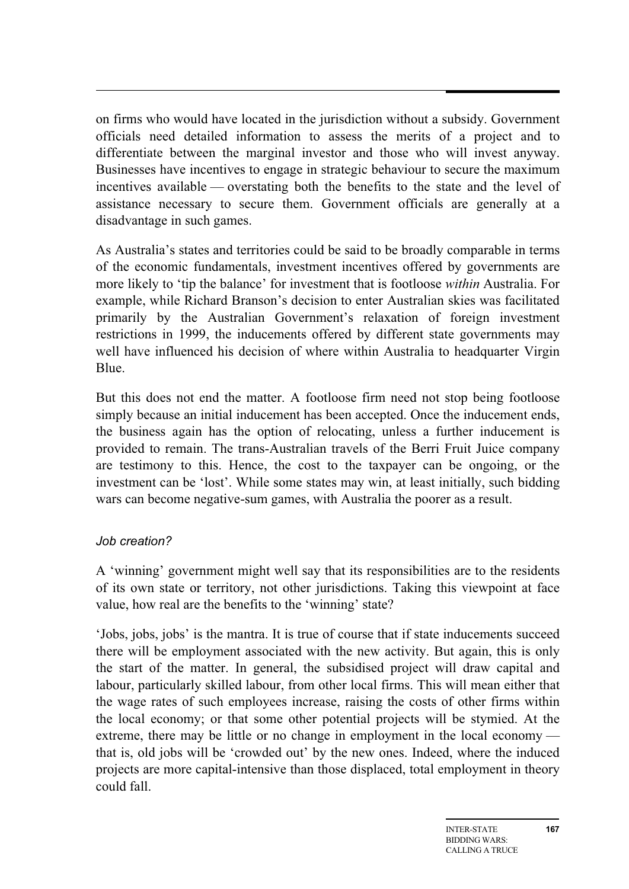on firms who would have located in the jurisdiction without a subsidy. Government officials need detailed information to assess the merits of a project and to differentiate between the marginal investor and those who will invest anyway. Businesses have incentives to engage in strategic behaviour to secure the maximum incentives available — overstating both the benefits to the state and the level of assistance necessary to secure them. Government officials are generally at a disadvantage in such games.

As Australia's states and territories could be said to be broadly comparable in terms of the economic fundamentals, investment incentives offered by governments are more likely to 'tip the balance' for investment that is footloose *within* Australia. For example, while Richard Branson's decision to enter Australian skies was facilitated primarily by the Australian Government's relaxation of foreign investment restrictions in 1999, the inducements offered by different state governments may well have influenced his decision of where within Australia to headquarter Virgin Blue.

But this does not end the matter. A footloose firm need not stop being footloose simply because an initial inducement has been accepted. Once the inducement ends, the business again has the option of relocating, unless a further inducement is provided to remain. The trans-Australian travels of the Berri Fruit Juice company are testimony to this. Hence, the cost to the taxpayer can be ongoing, or the investment can be 'lost'. While some states may win, at least initially, such bidding wars can become negative-sum games, with Australia the poorer as a result.

### *Job creation?*

A 'winning' government might well say that its responsibilities are to the residents of its own state or territory, not other jurisdictions. Taking this viewpoint at face value, how real are the benefits to the 'winning' state?

'Jobs, jobs, jobs' is the mantra. It is true of course that if state inducements succeed there will be employment associated with the new activity. But again, this is only the start of the matter. In general, the subsidised project will draw capital and labour, particularly skilled labour, from other local firms. This will mean either that the wage rates of such employees increase, raising the costs of other firms within the local economy; or that some other potential projects will be stymied. At the extreme, there may be little or no change in employment in the local economy — that is, old jobs will be 'crowded out' by the new ones. Indeed, where the induced projects are more capital-intensive than those displaced, total employment in theory could fall.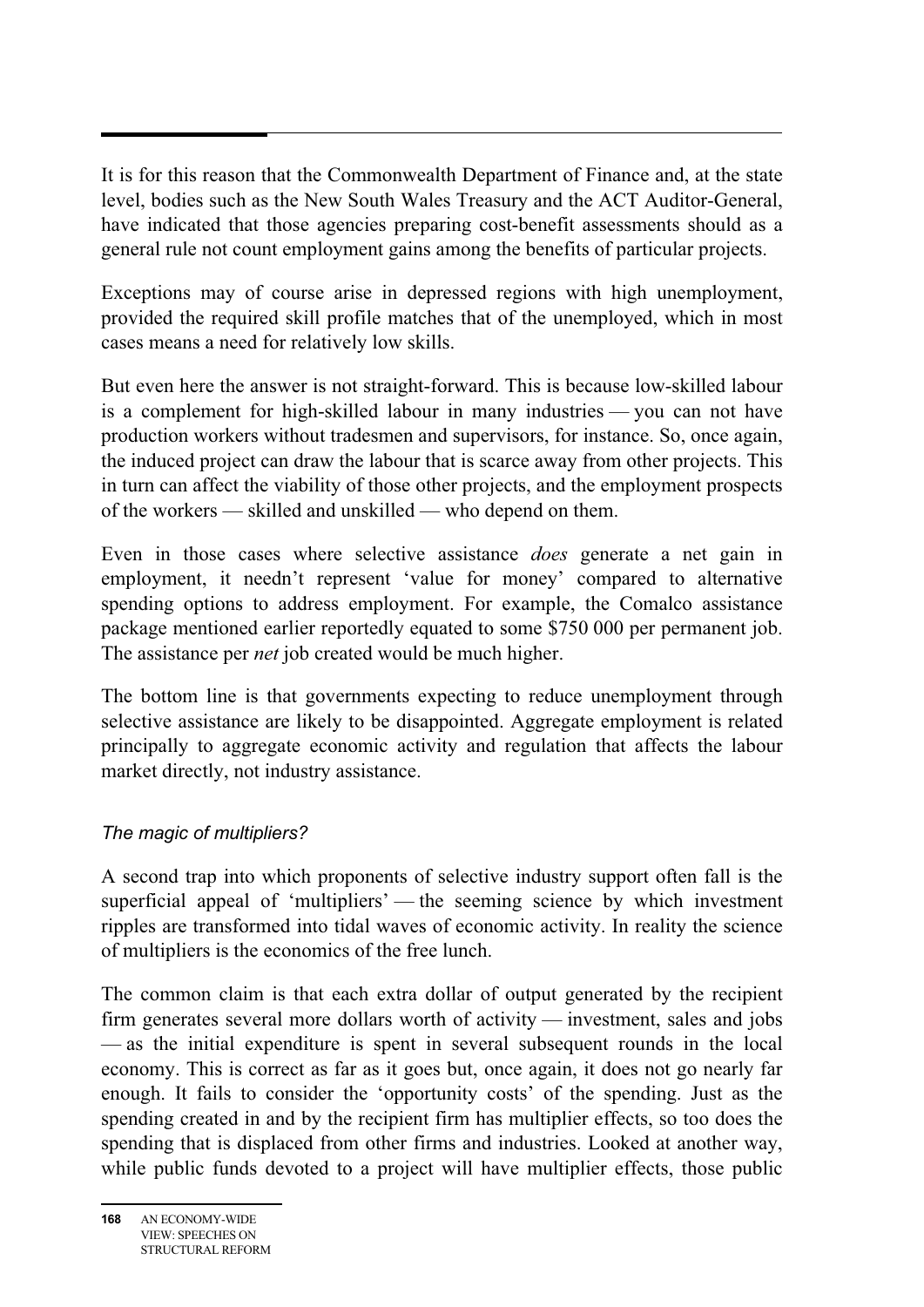It is for this reason that the Commonwealth Department of Finance and, at the state level, bodies such as the New South Wales Treasury and the ACT Auditor-General, have indicated that those agencies preparing cost-benefit assessments should as a general rule not count employment gains among the benefits of particular projects.

Exceptions may of course arise in depressed regions with high unemployment, provided the required skill profile matches that of the unemployed, which in most cases means a need for relatively low skills.

But even here the answer is not straight-forward. This is because low-skilled labour is a complement for high-skilled labour in many industries — you can not have production workers without tradesmen and supervisors, for instance. So, once again, the induced project can draw the labour that is scarce away from other projects. This in turn can affect the viability of those other projects, and the employment prospects of the workers — skilled and unskilled — who depend on them.

Even in those cases where selective assistance *does* generate a net gain in employment, it needn't represent 'value for money' compared to alternative spending options to address employment. For example, the Comalco assistance package mentioned earlier reportedly equated to some $750 000 per permanent job. The assistance per *net* job created would be much higher.

The bottom line is that governments expecting to reduce unemployment through selective assistance are likely to be disappointed. Aggregate employment is related principally to aggregate economic activity and regulation that affects the labour market directly, not industry assistance.

### *The magic of multipliers?*

A second trap into which proponents of selective industry support often fall is the superficial appeal of 'multipliers' — the seeming science by which investment ripples are transformed into tidal waves of economic activity. In reality the science of multipliers is the economics of the free lunch.

The common claim is that each extra dollar of output generated by the recipient firm generates several more dollars worth of activity — investment, sales and jobs — as the initial expenditure is spent in several subsequent rounds in the local economy. This is correct as far as it goes but, once again, it does not go nearly far enough. It fails to consider the 'opportunity costs' of the spending. Just as the spending created in and by the recipient firm has multiplier effects, so too does the spending that is displaced from other firms and industries. Looked at another way, while public funds devoted to a project will have multiplier effects, those public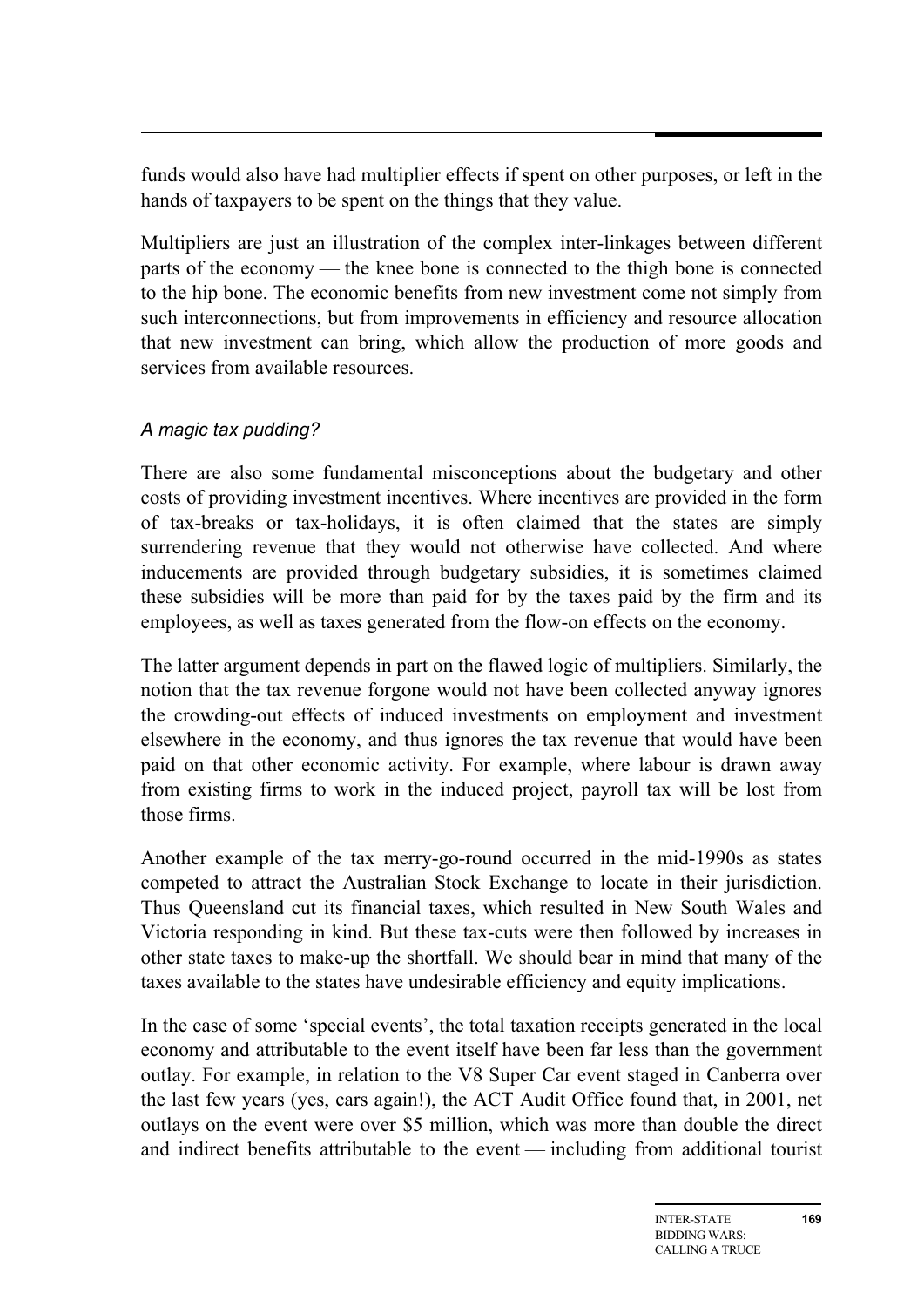funds would also have had multiplier effects if spent on other purposes, or left in the hands of taxpayers to be spent on the things that they value.

Multipliers are just an illustration of the complex inter-linkages between different parts of the economy — the knee bone is connected to the thigh bone is connected to the hip bone. The economic benefits from new investment come not simply from such interconnections, but from improvements in efficiency and resource allocation that new investment can bring, which allow the production of more goods and services from available resources.

### *A magic tax pudding?*

There are also some fundamental misconceptions about the budgetary and other costs of providing investment incentives. Where incentives are provided in the form of tax-breaks or tax-holidays, it is often claimed that the states are simply surrendering revenue that they would not otherwise have collected. And where inducements are provided through budgetary subsidies, it is sometimes claimed these subsidies will be more than paid for by the taxes paid by the firm and its employees, as well as taxes generated from the flow-on effects on the economy.

The latter argument depends in part on the flawed logic of multipliers. Similarly, the notion that the tax revenue forgone would not have been collected anyway ignores the crowding-out effects of induced investments on employment and investment elsewhere in the economy, and thus ignores the tax revenue that would have been paid on that other economic activity. For example, where labour is drawn away from existing firms to work in the induced project, payroll tax will be lost from those firms.

Another example of the tax merry-go-round occurred in the mid-1990s as states competed to attract the Australian Stock Exchange to locate in their jurisdiction. Thus Queensland cut its financial taxes, which resulted in New South Wales and Victoria responding in kind. But these tax-cuts were then followed by increases in other state taxes to make-up the shortfall. We should bear in mind that many of the taxes available to the states have undesirable efficiency and equity implications.

In the case of some 'special events', the total taxation receipts generated in the local economy and attributable to the event itself have been far less than the government outlay. For example, in relation to the V8 Super Car event staged in Canberra over the last few years (yes, cars again!), the ACT Audit Office found that, in 2001, net outlays on the event were over $5 million, which was more than double the direct and indirect benefits attributable to the event — including from additional tourist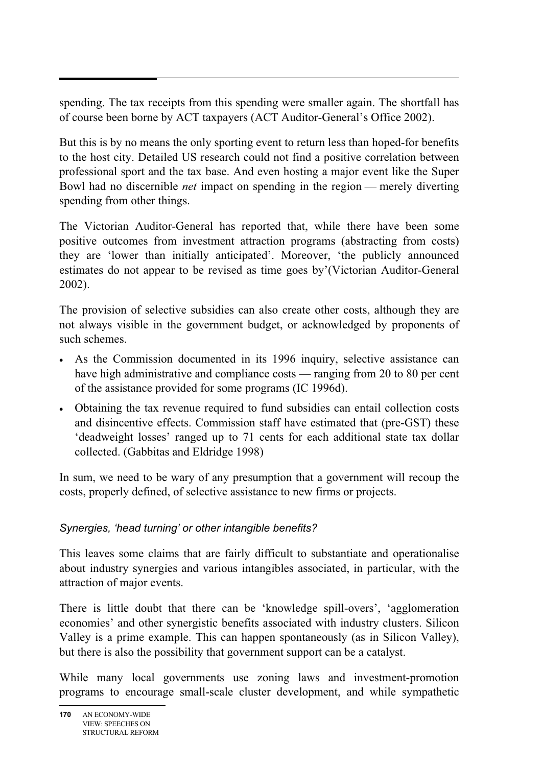spending. The tax receipts from this spending were smaller again. The shortfall has of course been borne by ACT taxpayers (ACT Auditor-General's Office 2002).

But this is by no means the only sporting event to return less than hoped-for benefits to the host city. Detailed US research could not find a positive correlation between professional sport and the tax base. And even hosting a major event like the Super Bowl had no discernible *net* impact on spending in the region — merely diverting spending from other things.

The Victorian Auditor-General has reported that, while there have been some positive outcomes from investment attraction programs (abstracting from costs) they are 'lower than initially anticipated'. Moreover, 'the publicly announced estimates do not appear to be revised as time goes by'(Victorian Auditor-General 2002).

The provision of selective subsidies can also create other costs, although they are not always visible in the government budget, or acknowledged by proponents of such schemes.

- As the Commission documented in its 1996 inquiry, selective assistance can have high administrative and compliance costs — ranging from 20 to 80 per cent of the assistance provided for some programs (IC 1996d).
- Obtaining the tax revenue required to fund subsidies can entail collection costs and disincentive effects. Commission staff have estimated that (pre-GST) these 'deadweight losses' ranged up to 71 cents for each additional state tax dollar collected. (Gabbitas and Eldridge 1998)

In sum, we need to be wary of any presumption that a government will recoup the costs, properly defined, of selective assistance to new firms or projects.

### *Synergies, 'head turning' or other intangible benefits?*

This leaves some claims that are fairly difficult to substantiate and operationalise about industry synergies and various intangibles associated, in particular, with the attraction of major events.

There is little doubt that there can be 'knowledge spill-overs', 'agglomeration economies' and other synergistic benefits associated with industry clusters. Silicon Valley is a prime example. This can happen spontaneously (as in Silicon Valley), but there is also the possibility that government support can be a catalyst.

While many local governments use zoning laws and investment-promotion programs to encourage small-scale cluster development, and while sympathetic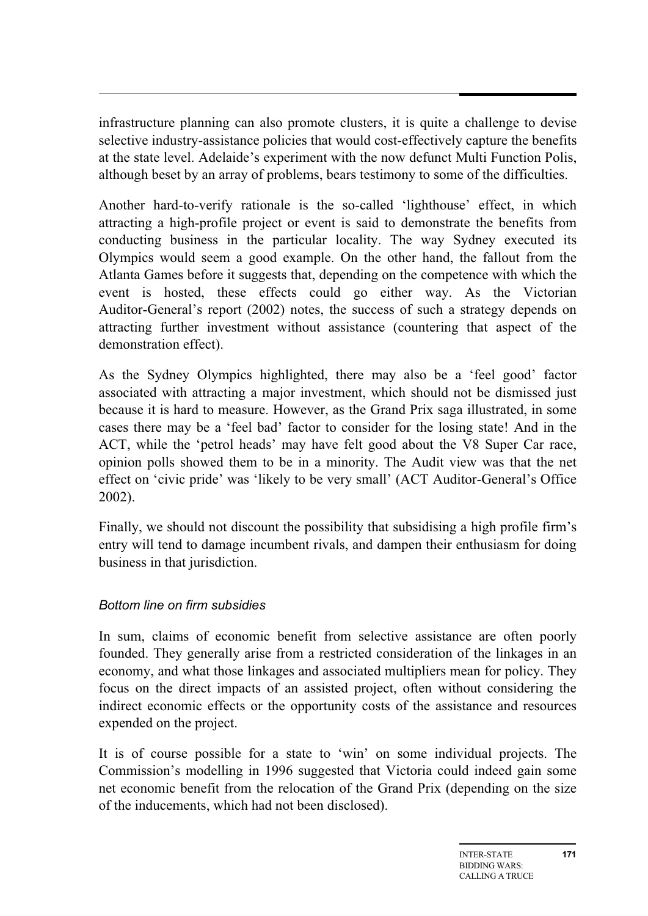infrastructure planning can also promote clusters, it is quite a challenge to devise selective industry-assistance policies that would cost-effectively capture the benefits at the state level. Adelaide's experiment with the now defunct Multi Function Polis, although beset by an array of problems, bears testimony to some of the difficulties.

Another hard-to-verify rationale is the so-called 'lighthouse' effect, in which attracting a high-profile project or event is said to demonstrate the benefits from conducting business in the particular locality. The way Sydney executed its Olympics would seem a good example. On the other hand, the fallout from the Atlanta Games before it suggests that, depending on the competence with which the event is hosted, these effects could go either way. As the Victorian Auditor-General's report (2002) notes, the success of such a strategy depends on attracting further investment without assistance (countering that aspect of the demonstration effect).

As the Sydney Olympics highlighted, there may also be a 'feel good' factor associated with attracting a major investment, which should not be dismissed just because it is hard to measure. However, as the Grand Prix saga illustrated, in some cases there may be a 'feel bad' factor to consider for the losing state! And in the ACT, while the 'petrol heads' may have felt good about the V8 Super Car race, opinion polls showed them to be in a minority. The Audit view was that the net effect on 'civic pride' was 'likely to be very small' (ACT Auditor-General's Office 2002).

Finally, we should not discount the possibility that subsidising a high profile firm's entry will tend to damage incumbent rivals, and dampen their enthusiasm for doing business in that jurisdiction.

*Bottom line on firm subsidies*

In sum, claims of economic benefit from selective assistance are often poorly founded. They generally arise from a restricted consideration of the linkages in an economy, and what those linkages and associated multipliers mean for policy. They focus on the direct impacts of an assisted project, often without considering the indirect economic effects or the opportunity costs of the assistance and resources expended on the project.

It is of course possible for a state to 'win' on some individual projects. The Commission's modelling in 1996 suggested that Victoria could indeed gain some net economic benefit from the relocation of the Grand Prix (depending on the size of the inducements, which had not been disclosed).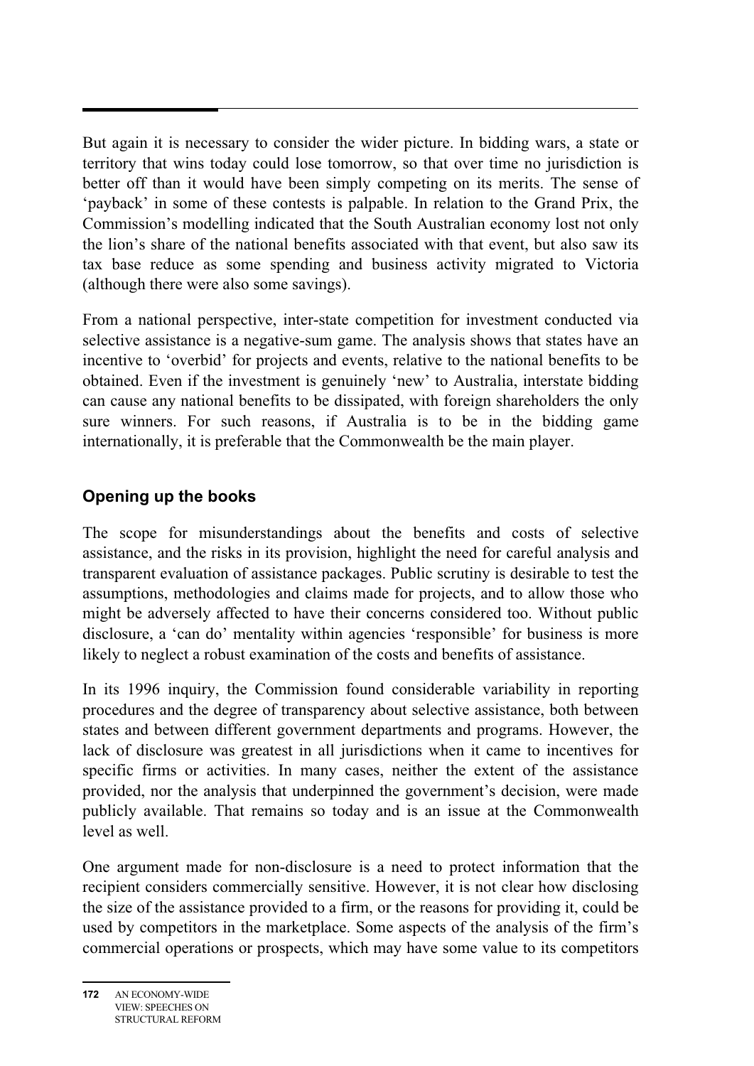But again it is necessary to consider the wider picture. In bidding wars, a state or territory that wins today could lose tomorrow, so that over time no jurisdiction is better off than it would have been simply competing on its merits. The sense of 'payback' in some of these contests is palpable. In relation to the Grand Prix, the Commission's modelling indicated that the South Australian economy lost not only the lion's share of the national benefits associated with that event, but also saw its tax base reduce as some spending and business activity migrated to Victoria (although there were also some savings).

From a national perspective, inter-state competition for investment conducted via selective assistance is a negative-sum game. The analysis shows that states have an incentive to 'overbid' for projects and events, relative to the national benefits to be obtained. Even if the investment is genuinely 'new' to Australia, interstate bidding can cause any national benefits to be dissipated, with foreign shareholders the only sure winners. For such reasons, if Australia is to be in the bidding game internationally, it is preferable that the Commonwealth be the main player.

### Opening up the books

The scope for misunderstandings about the benefits and costs of selective assistance, and the risks in its provision, highlight the need for careful analysis and transparent evaluation of assistance packages. Public scrutiny is desirable to test the assumptions, methodologies and claims made for projects, and to allow those who might be adversely affected to have their concerns considered too. Without public disclosure, a 'can do' mentality within agencies 'responsible' for business is more likely to neglect a robust examination of the costs and benefits of assistance.

In its 1996 inquiry, the Commission found considerable variability in reporting procedures and the degree of transparency about selective assistance, both between states and between different government departments and programs. However, the lack of disclosure was greatest in all jurisdictions when it came to incentives for specific firms or activities. In many cases, neither the extent of the assistance provided, nor the analysis that underpinned the government's decision, were made publicly available. That remains so today and is an issue at the Commonwealth level as well.

One argument made for non-disclosure is a need to protect information that the recipient considers commercially sensitive. However, it is not clear how disclosing the size of the assistance provided to a firm, or the reasons for providing it, could be used by competitors in the marketplace. Some aspects of the analysis of the firm's commercial operations or prospects, which may have some value to its competitors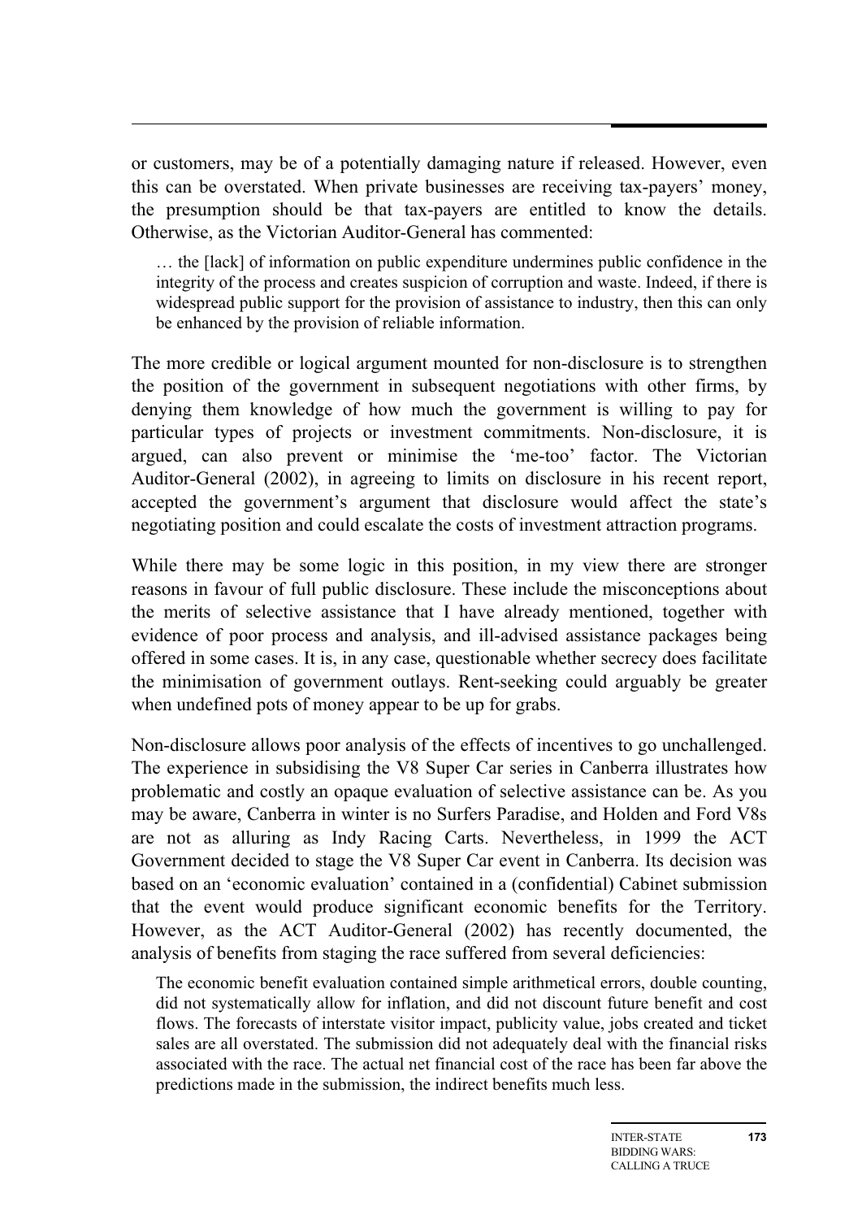or customers, may be of a potentially damaging nature if released. However, even this can be overstated. When private businesses are receiving tax-payers' money, the presumption should be that tax-payers are entitled to know the details. Otherwise, as the Victorian Auditor-General has commented:

> … the [lack] of information on public expenditure undermines public confidence in the integrity of the process and creates suspicion of corruption and waste. Indeed, if there is widespread public support for the provision of assistance to industry, then this can only be enhanced by the provision of reliable information.

The more credible or logical argument mounted for non-disclosure is to strengthen the position of the government in subsequent negotiations with other firms, by denying them knowledge of how much the government is willing to pay for particular types of projects or investment commitments. Non-disclosure, it is argued, can also prevent or minimise the 'me-too' factor. The Victorian Auditor-General (2002), in agreeing to limits on disclosure in his recent report, accepted the government's argument that disclosure would affect the state's negotiating position and could escalate the costs of investment attraction programs.

While there may be some logic in this position, in my view there are stronger reasons in favour of full public disclosure. These include the misconceptions about the merits of selective assistance that I have already mentioned, together with evidence of poor process and analysis, and ill-advised assistance packages being offered in some cases. It is, in any case, questionable whether secrecy does facilitate the minimisation of government outlays. Rent-seeking could arguably be greater when undefined pots of money appear to be up for grabs.

Non-disclosure allows poor analysis of the effects of incentives to go unchallenged. The experience in subsidising the V8 Super Car series in Canberra illustrates how problematic and costly an opaque evaluation of selective assistance can be. As you may be aware, Canberra in winter is no Surfers Paradise, and Holden and Ford V8s are not as alluring as Indy Racing Carts. Nevertheless, in 1999 the ACT Government decided to stage the V8 Super Car event in Canberra. Its decision was based on an 'economic evaluation' contained in a (confidential) Cabinet submission that the event would produce significant economic benefits for the Territory. However, as the ACT Auditor-General (2002) has recently documented, the analysis of benefits from staging the race suffered from several deficiencies:

> The economic benefit evaluation contained simple arithmetical errors, double counting, did not systematically allow for inflation, and did not discount future benefit and cost flows. The forecasts of interstate visitor impact, publicity value, jobs created and ticket sales are all overstated. The submission did not adequately deal with the financial risks associated with the race. The actual net financial cost of the race has been far above the predictions made in the submission, the indirect benefits much less.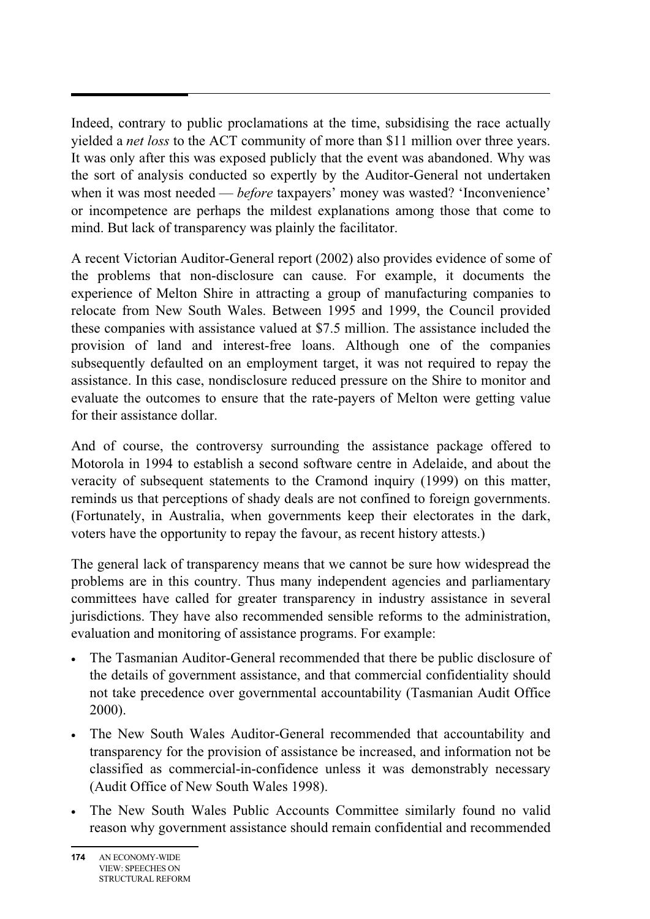Indeed, contrary to public proclamations at the time, subsidising the race actually yielded a *net loss* to the ACT community of more than $11 million over three years. It was only after this was exposed publicly that the event was abandoned. Why was the sort of analysis conducted so expertly by the Auditor-General not undertaken when it was most needed — *before* taxpayers' money was wasted? 'Inconvenience' or incompetence are perhaps the mildest explanations among those that come to mind. But lack of transparency was plainly the facilitator.

A recent Victorian Auditor-General report (2002) also provides evidence of some of the problems that non-disclosure can cause. For example, it documents the experience of Melton Shire in attracting a group of manufacturing companies to relocate from New South Wales. Between 1995 and 1999, the Council provided these companies with assistance valued at $7.5 million. The assistance included the provision of land and interest-free loans. Although one of the companies subsequently defaulted on an employment target, it was not required to repay the assistance. In this case, nondisclosure reduced pressure on the Shire to monitor and evaluate the outcomes to ensure that the rate-payers of Melton were getting value for their assistance dollar.

And of course, the controversy surrounding the assistance package offered to Motorola in 1994 to establish a second software centre in Adelaide, and about the veracity of subsequent statements to the Cramond inquiry (1999) on this matter, reminds us that perceptions of shady deals are not confined to foreign governments. (Fortunately, in Australia, when governments keep their electorates in the dark, voters have the opportunity to repay the favour, as recent history attests.)

The general lack of transparency means that we cannot be sure how widespread the problems are in this country. Thus many independent agencies and parliamentary committees have called for greater transparency in industry assistance in several jurisdictions. They have also recommended sensible reforms to the administration, evaluation and monitoring of assistance programs. For example:

- The Tasmanian Auditor-General recommended that there be public disclosure of the details of government assistance, and that commercial confidentiality should not take precedence over governmental accountability (Tasmanian Audit Office 2000).
- The New South Wales Auditor-General recommended that accountability and transparency for the provision of assistance be increased, and information not be classified as commercial-in-confidence unless it was demonstrably necessary (Audit Office of New South Wales 1998).
- The New South Wales Public Accounts Committee similarly found no valid reason why government assistance should remain confidential and recommended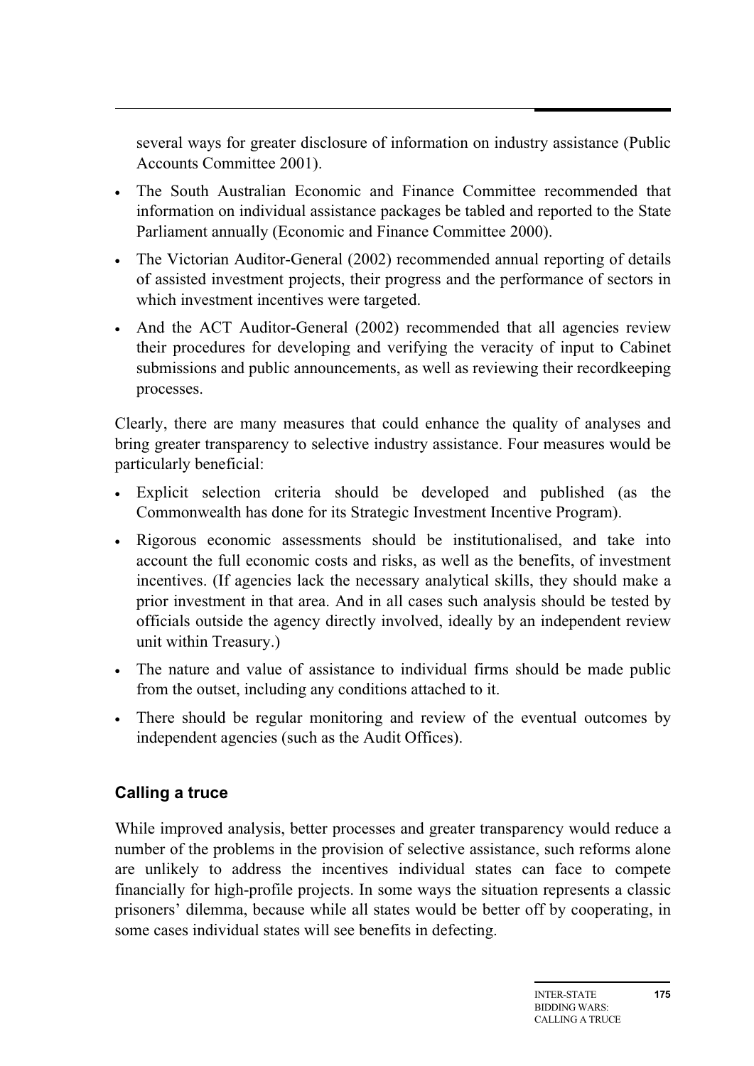several ways for greater disclosure of information on industry assistance (Public Accounts Committee 2001).

- The South Australian Economic and Finance Committee recommended that information on individual assistance packages be tabled and reported to the State Parliament annually (Economic and Finance Committee 2000).
- The Victorian Auditor-General (2002) recommended annual reporting of details of assisted investment projects, their progress and the performance of sectors in which investment incentives were targeted.
- And the ACT Auditor-General (2002) recommended that all agencies review their procedures for developing and verifying the veracity of input to Cabinet submissions and public announcements, as well as reviewing their recordkeeping processes.

Clearly, there are many measures that could enhance the quality of analyses and bring greater transparency to selective industry assistance. Four measures would be particularly beneficial:

- Explicit selection criteria should be developed and published (as the Commonwealth has done for its Strategic Investment Incentive Program).
- Rigorous economic assessments should be institutionalised, and take into account the full economic costs and risks, as well as the benefits, of investment incentives. (If agencies lack the necessary analytical skills, they should make a prior investment in that area. And in all cases such analysis should be tested by officials outside the agency directly involved, ideally by an independent review unit within Treasury.)
- The nature and value of assistance to individual firms should be made public from the outset, including any conditions attached to it.
- There should be regular monitoring and review of the eventual outcomes by independent agencies (such as the Audit Offices).

### Calling a truce

While improved analysis, better processes and greater transparency would reduce a number of the problems in the provision of selective assistance, such reforms alone are unlikely to address the incentives individual states can face to compete financially for high-profile projects. In some ways the situation represents a classic prisoners' dilemma, because while all states would be better off by cooperating, in some cases individual states will see benefits in defecting.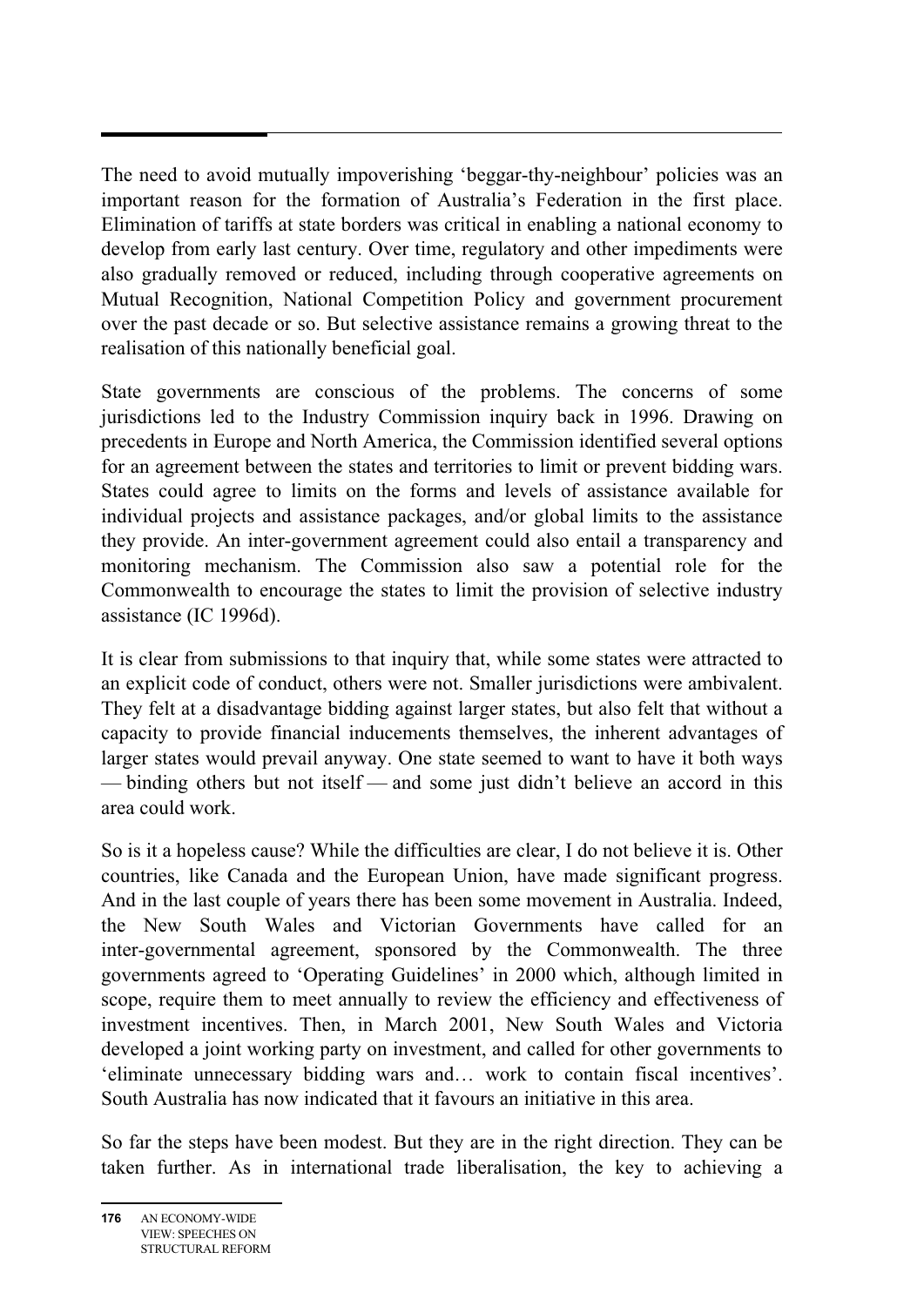The need to avoid mutually impoverishing 'beggar-thy-neighbour' policies was an important reason for the formation of Australia's Federation in the first place. Elimination of tariffs at state borders was critical in enabling a national economy to develop from early last century. Over time, regulatory and other impediments were also gradually removed or reduced, including through cooperative agreements on Mutual Recognition, National Competition Policy and government procurement over the past decade or so. But selective assistance remains a growing threat to the realisation of this nationally beneficial goal.

State governments are conscious of the problems. The concerns of some jurisdictions led to the Industry Commission inquiry back in 1996. Drawing on precedents in Europe and North America, the Commission identified several options for an agreement between the states and territories to limit or prevent bidding wars. States could agree to limits on the forms and levels of assistance available for individual projects and assistance packages, and/or global limits to the assistance they provide. An inter-government agreement could also entail a transparency and monitoring mechanism. The Commission also saw a potential role for the Commonwealth to encourage the states to limit the provision of selective industry assistance (IC 1996d).

It is clear from submissions to that inquiry that, while some states were attracted to an explicit code of conduct, others were not. Smaller jurisdictions were ambivalent. They felt at a disadvantage bidding against larger states, but also felt that without a capacity to provide financial inducements themselves, the inherent advantages of larger states would prevail anyway. One state seemed to want to have it both ways — binding others but not itself — and some just didn't believe an accord in this area could work.

So is it a hopeless cause? While the difficulties are clear, I do not believe it is. Other countries, like Canada and the European Union, have made significant progress. And in the last couple of years there has been some movement in Australia. Indeed, the New South Wales and Victorian Governments have called for an inter-governmental agreement, sponsored by the Commonwealth. The three governments agreed to 'Operating Guidelines' in 2000 which, although limited in scope, require them to meet annually to review the efficiency and effectiveness of investment incentives. Then, in March 2001, New South Wales and Victoria developed a joint working party on investment, and called for other governments to 'eliminate unnecessary bidding wars and… work to contain fiscal incentives'. South Australia has now indicated that it favours an initiative in this area.

So far the steps have been modest. But they are in the right direction. They can be taken further. As in international trade liberalisation, the key to achieving a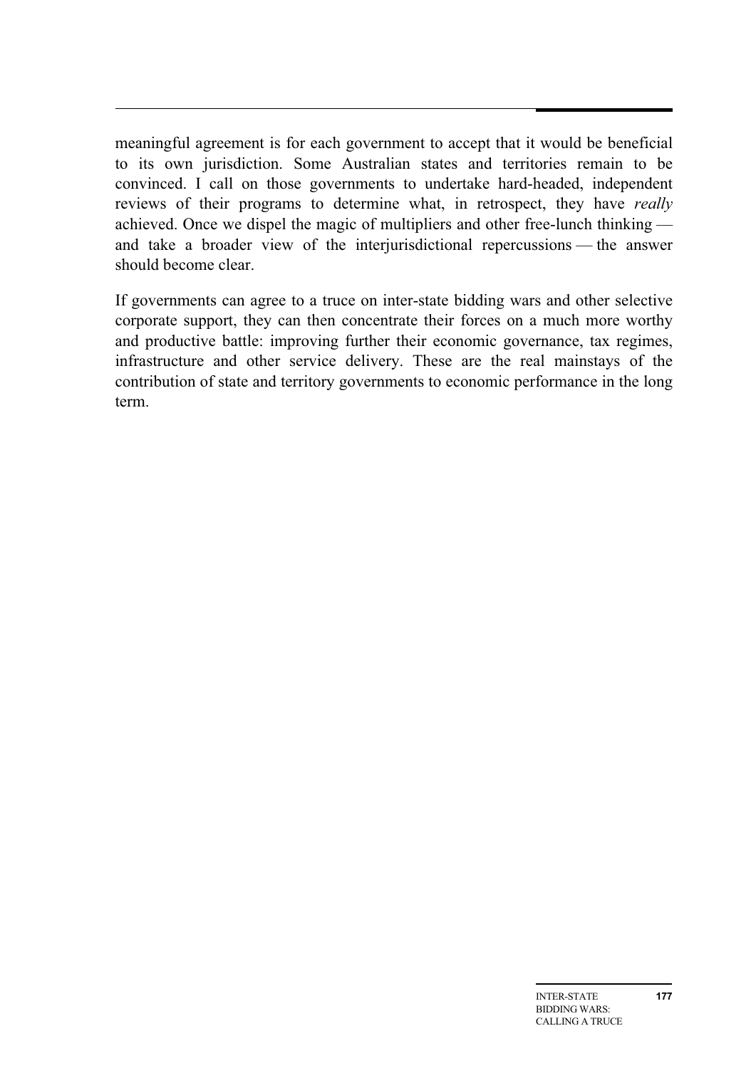meaningful agreement is for each government to accept that it would be beneficial to its own jurisdiction. Some Australian states and territories remain to be convinced. I call on those governments to undertake hard-headed, independent reviews of their programs to determine what, in retrospect, they have *really* achieved. Once we dispel the magic of multipliers and other free-lunch thinking — and take a broader view of the interjurisdictional repercussions — the answer should become clear.

If governments can agree to a truce on inter-state bidding wars and other selective corporate support, they can then concentrate their forces on a much more worthy and productive battle: improving further their economic governance, tax regimes, infrastructure and other service delivery. These are the real mainstays of the contribution of state and territory governments to economic performance in the long term.